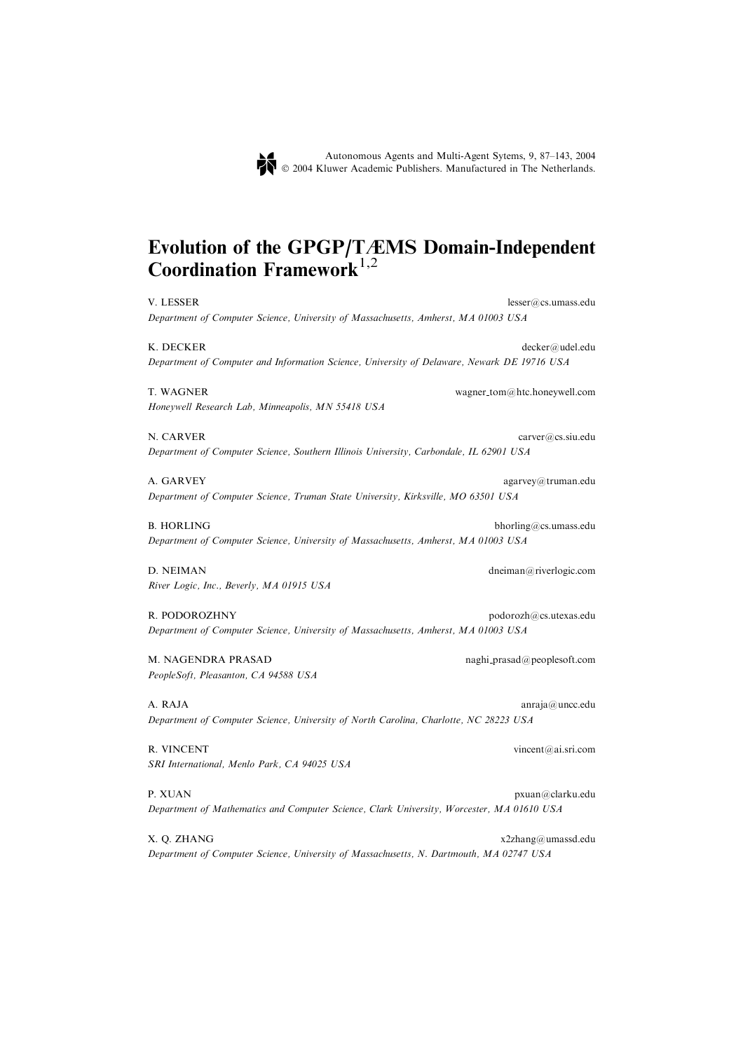Autonomous Agents and Multi-Agent Sytems, 9, 87–143, 2004
© 2004 Kluwer Academic Publishers. Manufactured in The Netherlands.

# Evolution of the GPGP/TÆMS Domain-Independent Coordination Framework[1,2]

V. LESSER lesser@cs.umass.edu
*Department of Computer Science, University of Massachusetts, Amherst, MA 01003 USA*

K. DECKER decker@udel.edu
*Department of Computer and Information Science, University of Delaware, Newark DE 19716 USA*

T. WAGNER wagner_tom@htc.honeywell.com
*Honeywell Research Lab, Minneapolis, MN 55418 USA*

N. CARVER carver@cs.siu.edu
*Department of Computer Science, Southern Illinois University, Carbondale, IL 62901 USA*

A. GARVEY agarvey@truman.edu
*Department of Computer Science, Truman State University, Kirksville, MO 63501 USA*

B. HORLING bhorling@cs.umass.edu
*Department of Computer Science, University of Massachusetts, Amherst, MA 01003 USA*

D. NEIMAN dneiman@riverlogic.com
*River Logic, Inc., Beverly, MA 01915 USA*

R. PODOROZHNY podorozh@cs.utexas.edu
*Department of Computer Science, University of Massachusetts, Amherst, MA 01003 USA*

M. NAGENDRA PRASAD naghi_prasad@peoplesoft.com
*PeopleSoft, Pleasanton, CA 94588 USA*

A. RAJA anraja@uncc.edu
*Department of Computer Science, University of North Carolina, Charlotte, NC 28223 USA*

R. VINCENT vincent@ai.sri.com
*SRI International, Menlo Park, CA 94025 USA*

P. XUAN pxuan@clarku.edu
*Department of Mathematics and Computer Science, Clark University, Worcester, MA 01610 USA*

X. Q. ZHANG x2zhang@umassd.edu
*Department of Computer Science, University of Massachusetts, N. Dartmouth, MA 02747 USA*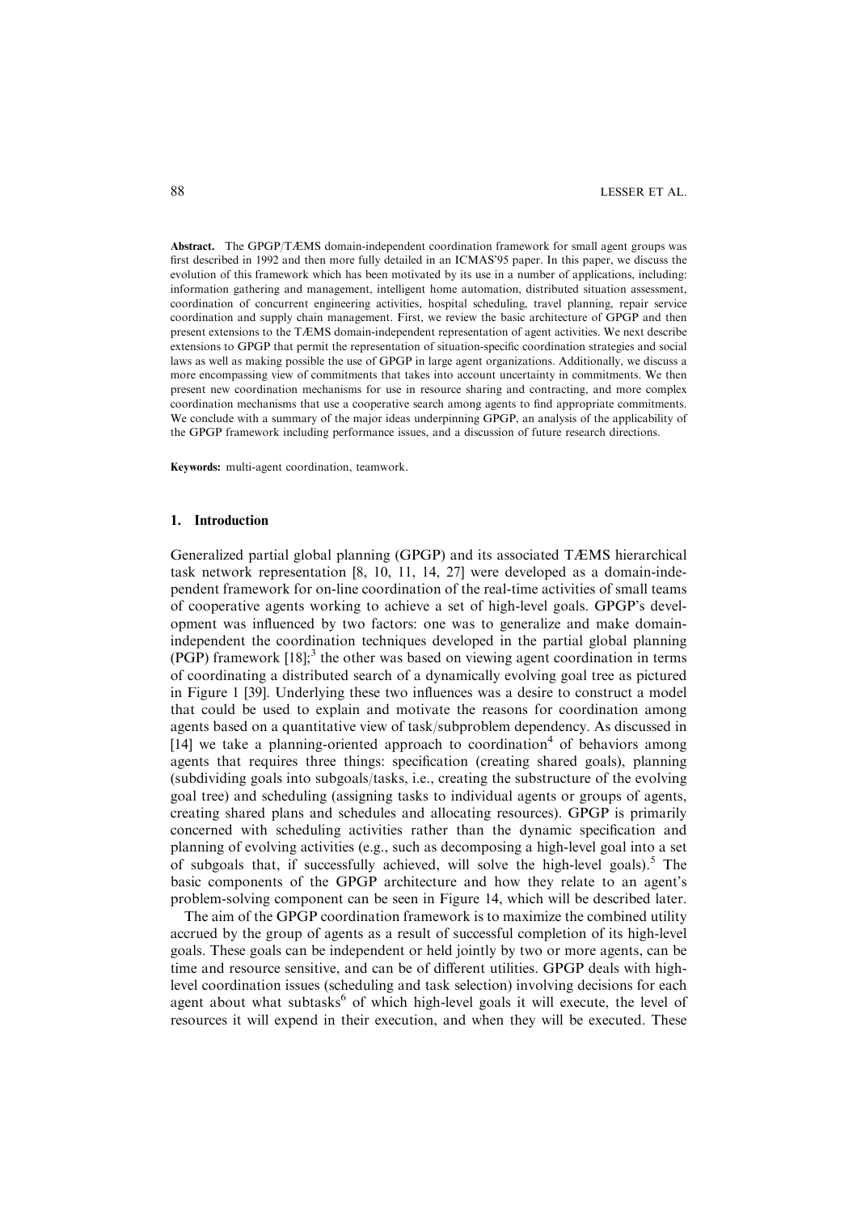**Abstract.** The GPGP/TÆMS domain-independent coordination framework for small agent groups was first described in 1992 and then more fully detailed in an ICMAS'95 paper. In this paper, we discuss the evolution of this framework which has been motivated by its use in a number of applications, including: information gathering and management, intelligent home automation, distributed situation assessment, coordination of concurrent engineering activities, hospital scheduling, travel planning, repair service coordination and supply chain management. First, we review the basic architecture of GPGP and then present extensions to the TÆMS domain-independent representation of agent activities. We next describe extensions to GPGP that permit the representation of situation-specific coordination strategies and social laws as well as making possible the use of GPGP in large agent organizations. Additionally, we discuss a more encompassing view of commitments that takes into account uncertainty in commitments. We then present new coordination mechanisms for use in resource sharing and contracting, and more complex coordination mechanisms that use a cooperative search among agents to find appropriate commitments. We conclude with a summary of the major ideas underpinning GPGP, an analysis of the applicability of the GPGP framework including performance issues, and a discussion of future research directions.

**Keywords:** multi-agent coordination, teamwork.

## 1. Introduction

Generalized partial global planning (GPGP) and its associated TÆMS hierarchical task network representation [8, 10, 11, 14, 27] were developed as a domain-independent framework for on-line coordination of the real-time activities of small teams of cooperative agents working to achieve a set of high-level goals. GPGP's development was influenced by two factors: one was to generalize and make domain-independent the coordination techniques developed in the partial global planning (PGP) framework [18];[3] the other was based on viewing agent coordination in terms of coordinating a distributed search of a dynamically evolving goal tree as pictured in Figure 1 [39]. Underlying these two influences was a desire to construct a model that could be used to explain and motivate the reasons for coordination among agents based on a quantitative view of task/subproblem dependency. As discussed in [14] we take a planning-oriented approach to coordination[4] of behaviors among agents that requires three things: specification (creating shared goals), planning (subdividing goals into subgoals/tasks, i.e., creating the substructure of the evolving goal tree) and scheduling (assigning tasks to individual agents or groups of agents, creating shared plans and schedules and allocating resources). GPGP is primarily concerned with scheduling activities rather than the dynamic specification and planning of evolving activities (e.g., such as decomposing a high-level goal into a set of subgoals that, if successfully achieved, will solve the high-level goals).[5] The basic components of the GPGP architecture and how they relate to an agent's problem-solving component can be seen in Figure 14, which will be described later.

The aim of the GPGP coordination framework is to maximize the combined utility accrued by the group of agents as a result of successful completion of its high-level goals. These goals can be independent or held jointly by two or more agents, can be time and resource sensitive, and can be of different utilities. GPGP deals with high-level coordination issues (scheduling and task selection) involving decisions for each agent about what subtasks[6] of which high-level goals it will execute, the level of resources it will expend in their execution, and when they will be executed. These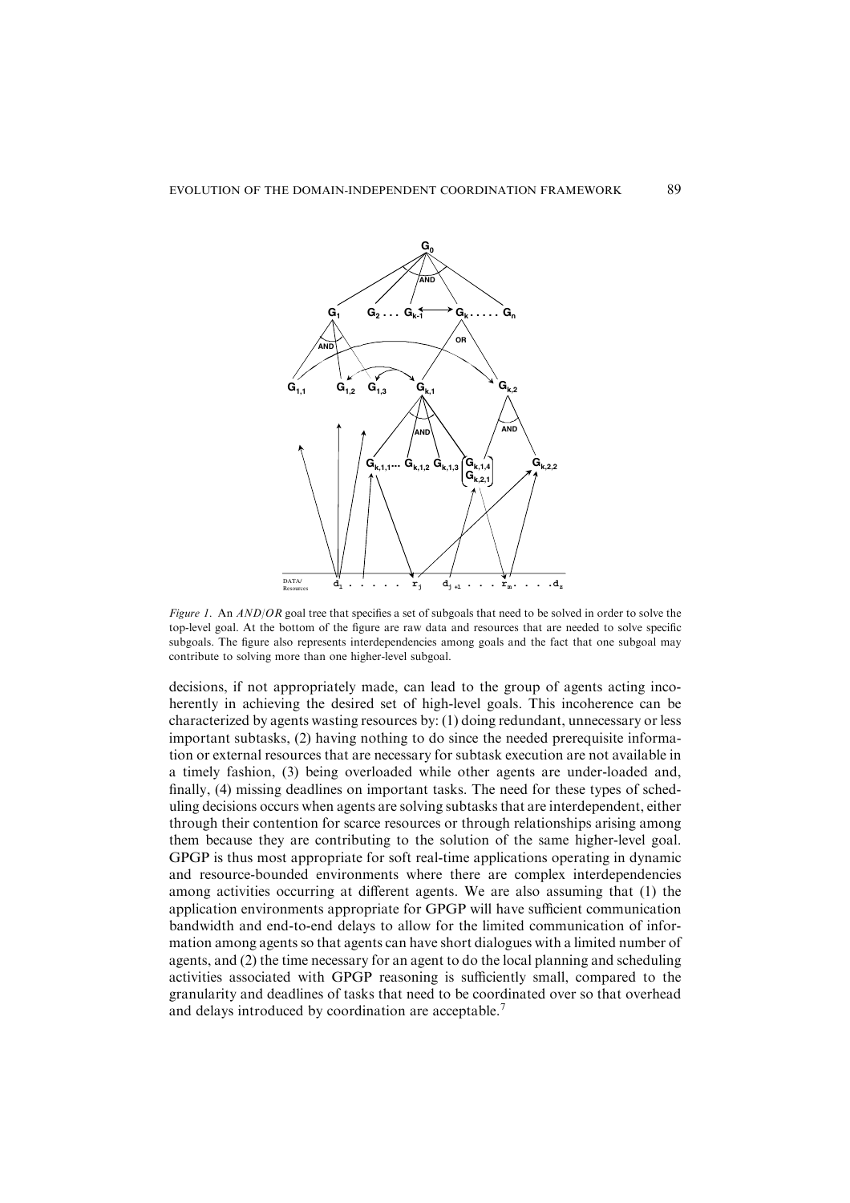*Figure 1.* An *AND/OR* goal tree that specifies a set of subgoals that need to be solved in order to solve the top-level goal. At the bottom of the figure are raw data and resources that are needed to solve specific subgoals. The figure also represents interdependencies among goals and the fact that one subgoal may contribute to solving more than one higher-level subgoal.

decisions, if not appropriately made, can lead to the group of agents acting incoherently in achieving the desired set of high-level goals. This incoherence can be characterized by agents wasting resources by: (1) doing redundant, unnecessary or less important subtasks, (2) having nothing to do since the needed prerequisite information or external resources that are necessary for subtask execution are not available in a timely fashion, (3) being overloaded while other agents are under-loaded and, finally, (4) missing deadlines on important tasks. The need for these types of scheduling decisions occurs when agents are solving subtasks that are interdependent, either through their contention for scarce resources or through relationships arising among them because they are contributing to the solution of the same higher-level goal. GPGP is thus most appropriate for soft real-time applications operating in dynamic and resource-bounded environments where there are complex interdependencies among activities occurring at different agents. We are also assuming that (1) the application environments appropriate for GPGP will have sufficient communication bandwidth and end-to-end delays to allow for the limited communication of information among agents so that agents can have short dialogues with a limited number of agents, and (2) the time necessary for an agent to do the local planning and scheduling activities associated with GPGP reasoning is sufficiently small, compared to the granularity and deadlines of tasks that need to be coordinated over so that overhead and delays introduced by coordination are acceptable.[7]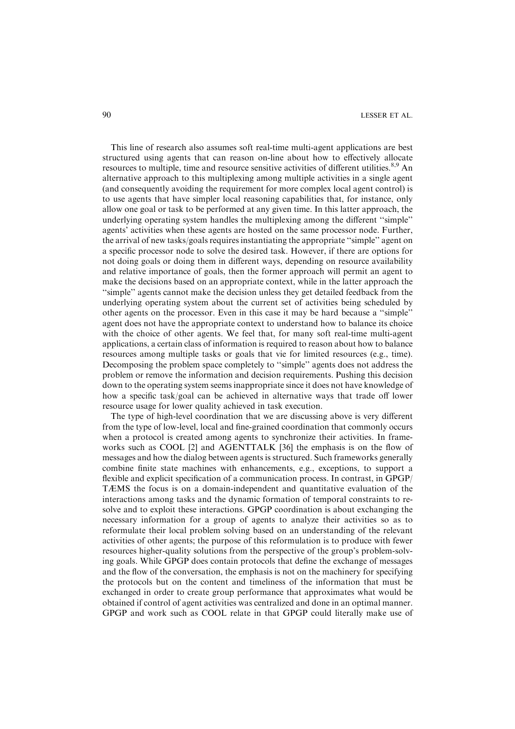This line of research also assumes soft real-time multi-agent applications are best structured using agents that can reason on-line about how to effectively allocate resources to multiple, time and resource sensitive activities of different utilities.[8,9] An alternative approach to this multiplexing among multiple activities in a single agent (and consequently avoiding the requirement for more complex local agent control) is to use agents that have simpler local reasoning capabilities that, for instance, only allow one goal or task to be performed at any given time. In this latter approach, the underlying operating system handles the multiplexing among the different ''simple'' agents' activities when these agents are hosted on the same processor node. Further, the arrival of new tasks/goals requires instantiating the appropriate ''simple'' agent on a specific processor node to solve the desired task. However, if there are options for not doing goals or doing them in different ways, depending on resource availability and relative importance of goals, then the former approach will permit an agent to make the decisions based on an appropriate context, while in the latter approach the ''simple'' agents cannot make the decision unless they get detailed feedback from the underlying operating system about the current set of activities being scheduled by other agents on the processor. Even in this case it may be hard because a ''simple'' agent does not have the appropriate context to understand how to balance its choice with the choice of other agents. We feel that, for many soft real-time multi-agent applications, a certain class of information is required to reason about how to balance resources among multiple tasks or goals that vie for limited resources (e.g., time). Decomposing the problem space completely to ''simple'' agents does not address the problem or remove the information and decision requirements. Pushing this decision down to the operating system seems inappropriate since it does not have knowledge of how a specific task/goal can be achieved in alternative ways that trade off lower resource usage for lower quality achieved in task execution.

The type of high-level coordination that we are discussing above is very different from the type of low-level, local and fine-grained coordination that commonly occurs when a protocol is created among agents to synchronize their activities. In frameworks such as COOL [2] and AGENTTALK [36] the emphasis is on the flow of messages and how the dialog between agents is structured. Such frameworks generally combine finite state machines with enhancements, e.g., exceptions, to support a flexible and explicit specification of a communication process. In contrast, in GPGP/TÆMS the focus is on a domain-independent and quantitative evaluation of the interactions among tasks and the dynamic formation of temporal constraints to resolve and to exploit these interactions. GPGP coordination is about exchanging the necessary information for a group of agents to analyze their activities so as to reformulate their local problem solving based on an understanding of the relevant activities of other agents; the purpose of this reformulation is to produce with fewer resources higher-quality solutions from the perspective of the group's problem-solving goals. While GPGP does contain protocols that define the exchange of messages and the flow of the conversation, the emphasis is not on the machinery for specifying the protocols but on the content and timeliness of the information that must be exchanged in order to create group performance that approximates what would be obtained if control of agent activities was centralized and done in an optimal manner. GPGP and work such as COOL relate in that GPGP could literally make use of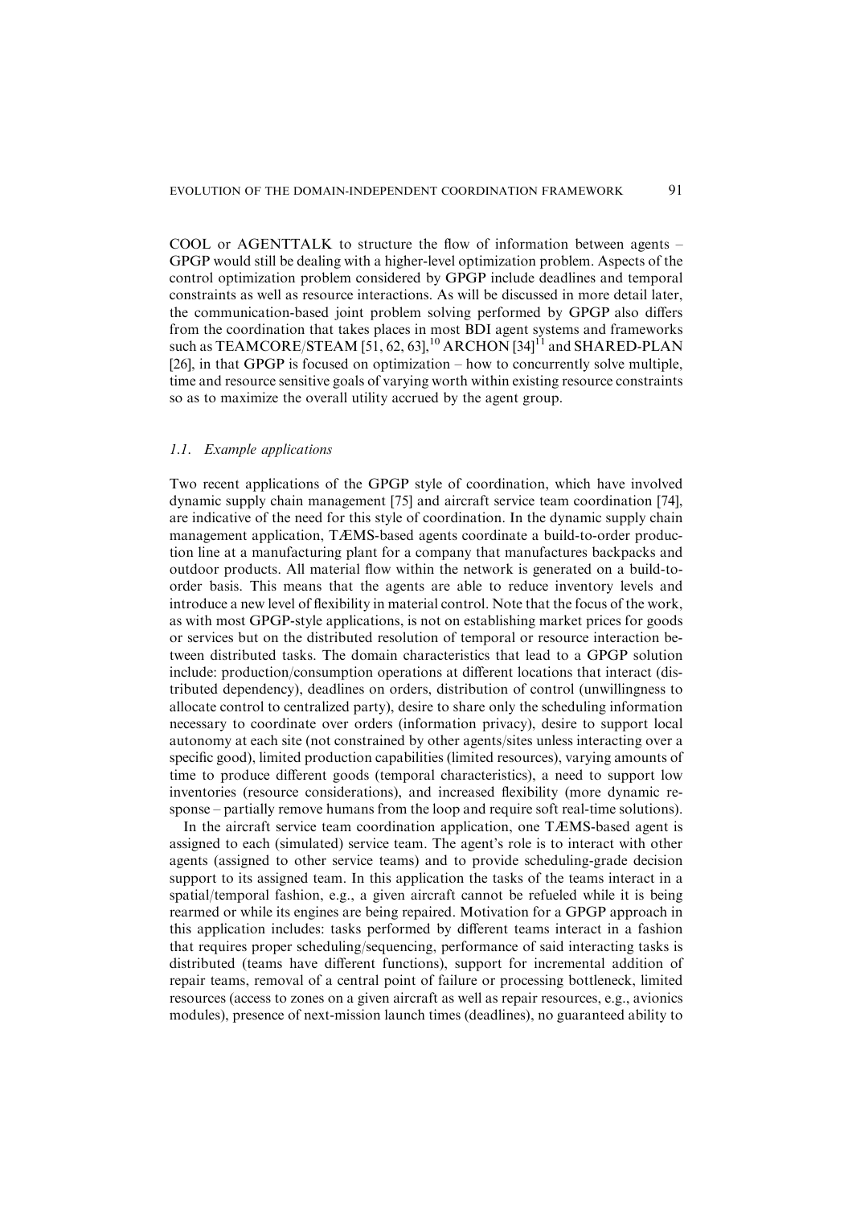COOL or AGENTTALK to structure the flow of information between agents – GPGP would still be dealing with a higher-level optimization problem. Aspects of the control optimization problem considered by GPGP include deadlines and temporal constraints as well as resource interactions. As will be discussed in more detail later, the communication-based joint problem solving performed by GPGP also differs from the coordination that takes places in most BDI agent systems and frameworks such as TEAMCORE/STEAM [51, 62, 63],[10] ARCHON [34][11] and SHARED-PLAN [26], in that GPGP is focused on optimization – how to concurrently solve multiple, time and resource sensitive goals of varying worth within existing resource constraints so as to maximize the overall utility accrued by the agent group.

### *1.1. Example applications*

Two recent applications of the GPGP style of coordination, which have involved dynamic supply chain management [75] and aircraft service team coordination [74], are indicative of the need for this style of coordination. In the dynamic supply chain management application, TÆMS-based agents coordinate a build-to-order production line at a manufacturing plant for a company that manufactures backpacks and outdoor products. All material flow within the network is generated on a build-to-order basis. This means that the agents are able to reduce inventory levels and introduce a new level of flexibility in material control. Note that the focus of the work, as with most GPGP-style applications, is not on establishing market prices for goods or services but on the distributed resolution of temporal or resource interaction between distributed tasks. The domain characteristics that lead to a GPGP solution include: production/consumption operations at different locations that interact (distributed dependency), deadlines on orders, distribution of control (unwillingness to allocate control to centralized party), desire to share only the scheduling information necessary to coordinate over orders (information privacy), desire to support local autonomy at each site (not constrained by other agents/sites unless interacting over a specific good), limited production capabilities (limited resources), varying amounts of time to produce different goods (temporal characteristics), a need to support low inventories (resource considerations), and increased flexibility (more dynamic response – partially remove humans from the loop and require soft real-time solutions).

In the aircraft service team coordination application, one TÆMS-based agent is assigned to each (simulated) service team. The agent's role is to interact with other agents (assigned to other service teams) and to provide scheduling-grade decision support to its assigned team. In this application the tasks of the teams interact in a spatial/temporal fashion, e.g., a given aircraft cannot be refueled while it is being rearmed or while its engines are being repaired. Motivation for a GPGP approach in this application includes: tasks performed by different teams interact in a fashion that requires proper scheduling/sequencing, performance of said interacting tasks is distributed (teams have different functions), support for incremental addition of repair teams, removal of a central point of failure or processing bottleneck, limited resources (access to zones on a given aircraft as well as repair resources, e.g., avionics modules), presence of next-mission launch times (deadlines), no guaranteed ability to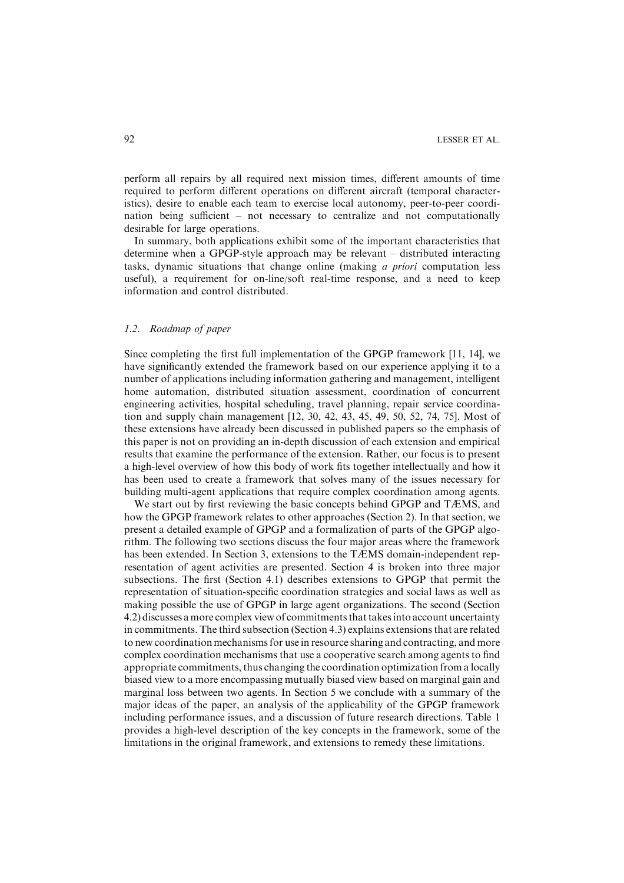perform all repairs by all required next mission times, different amounts of time required to perform different operations on different aircraft (temporal characteristics), desire to enable each team to exercise local autonomy, peer-to-peer coordination being sufficient – not necessary to centralize and not computationally desirable for large operations.

In summary, both applications exhibit some of the important characteristics that determine when a GPGP-style approach may be relevant – distributed interacting tasks, dynamic situations that change online (making *a priori* computation less useful), a requirement for on-line/soft real-time response, and a need to keep information and control distributed.

### 1.2. Roadmap of paper

Since completing the first full implementation of the GPGP framework [11, 14], we have significantly extended the framework based on our experience applying it to a number of applications including information gathering and management, intelligent home automation, distributed situation assessment, coordination of concurrent engineering activities, hospital scheduling, travel planning, repair service coordination and supply chain management [12, 30, 42, 43, 45, 49, 50, 52, 74, 75]. Most of these extensions have already been discussed in published papers so the emphasis of this paper is not on providing an in-depth discussion of each extension and empirical results that examine the performance of the extension. Rather, our focus is to present a high-level overview of how this body of work fits together intellectually and how it has been used to create a framework that solves many of the issues necessary for building multi-agent applications that require complex coordination among agents.

We start out by first reviewing the basic concepts behind GPGP and TÆMS, and how the GPGP framework relates to other approaches (Section 2). In that section, we present a detailed example of GPGP and a formalization of parts of the GPGP algorithm. The following two sections discuss the four major areas where the framework has been extended. In Section 3, extensions to the TÆMS domain-independent representation of agent activities are presented. Section 4 is broken into three major subsections. The first (Section 4.1) describes extensions to GPGP that permit the representation of situation-specific coordination strategies and social laws as well as making possible the use of GPGP in large agent organizations. The second (Section 4.2) discusses a more complex view of commitments that takes into account uncertainty in commitments. The third subsection (Section 4.3) explains extensions that are related to new coordination mechanisms for use in resource sharing and contracting, and more complex coordination mechanisms that use a cooperative search among agents to find appropriate commitments, thus changing the coordination optimization from a locally biased view to a more encompassing mutually biased view based on marginal gain and marginal loss between two agents. In Section 5 we conclude with a summary of the major ideas of the paper, an analysis of the applicability of the GPGP framework including performance issues, and a discussion of future research directions. Table 1 provides a high-level description of the key concepts in the framework, some of the limitations in the original framework, and extensions to remedy these limitations.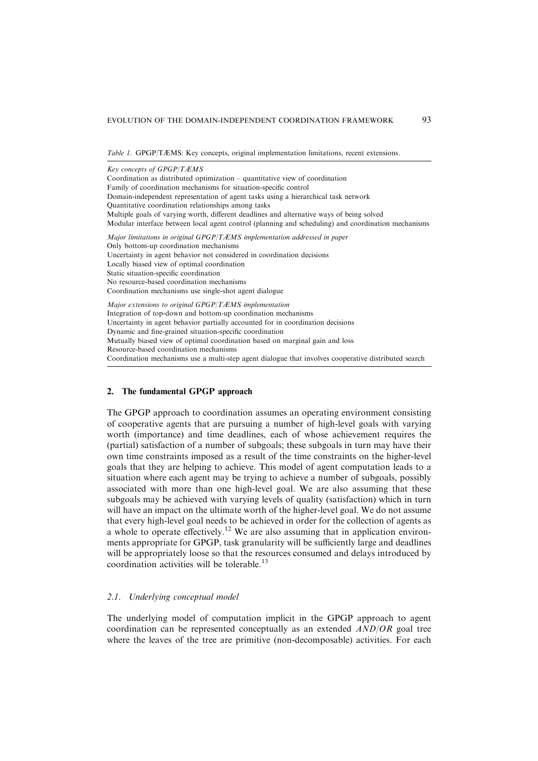*Table 1.* GPGP/TÆMS: Key concepts, original implementation limitations, recent extensions.

| |
|---|
| *Key concepts of GPGP/TÆMS* |
| Coordination as distributed optimization – quantitative view of coordination |
| Family of coordination mechanisms for situation-specific control |
| Domain-independent representation of agent tasks using a hierarchical task network |
| Quantitative coordination relationships among tasks |
| Multiple goals of varying worth, different deadlines and alternative ways of being solved |
| Modular interface between local agent control (planning and scheduling) and coordination mechanisms |
| *Major limitations in original GPGP/TÆMS implementation addressed in paper* |
| Only bottom-up coordination mechanisms |
| Uncertainty in agent behavior not considered in coordination decisions |
| Locally biased view of optimal coordination |
| Static situation-specific coordination |
| No resource-based coordination mechanisms |
| Coordination mechanisms use single-shot agent dialogue |
| *Major extensions to original GPGP/TÆMS implementation* |
| Integration of top-down and bottom-up coordination mechanisms |
| Uncertainty in agent behavior partially accounted for in coordination decisions |
| Dynamic and fine-grained situation-specific coordination |
| Mutually biased view of optimal coordination based on marginal gain and loss |
| Resource-based coordination mechanisms |
| Coordination mechanisms use a multi-step agent dialogue that involves cooperative distributed search |

## 2. The fundamental GPGP approach

The GPGP approach to coordination assumes an operating environment consisting of cooperative agents that are pursuing a number of high-level goals with varying worth (importance) and time deadlines, each of whose achievement requires the (partial) satisfaction of a number of subgoals; these subgoals in turn may have their own time constraints imposed as a result of the time constraints on the higher-level goals that they are helping to achieve. This model of agent computation leads to a situation where each agent may be trying to achieve a number of subgoals, possibly associated with more than one high-level goal. We are also assuming that these subgoals may be achieved with varying levels of quality (satisfaction) which in turn will have an impact on the ultimate worth of the higher-level goal. We do not assume that every high-level goal needs to be achieved in order for the collection of agents as a whole to operate effectively.[12] We are also assuming that in application environments appropriate for GPGP, task granularity will be sufficiently large and deadlines will be appropriately loose so that the resources consumed and delays introduced by coordination activities will be tolerable.[13]

### 2.1. Underlying conceptual model

The underlying model of computation implicit in the GPGP approach to agent coordination can be represented conceptually as an extended *AND*/*OR* goal tree where the leaves of the tree are primitive (non-decomposable) activities. For each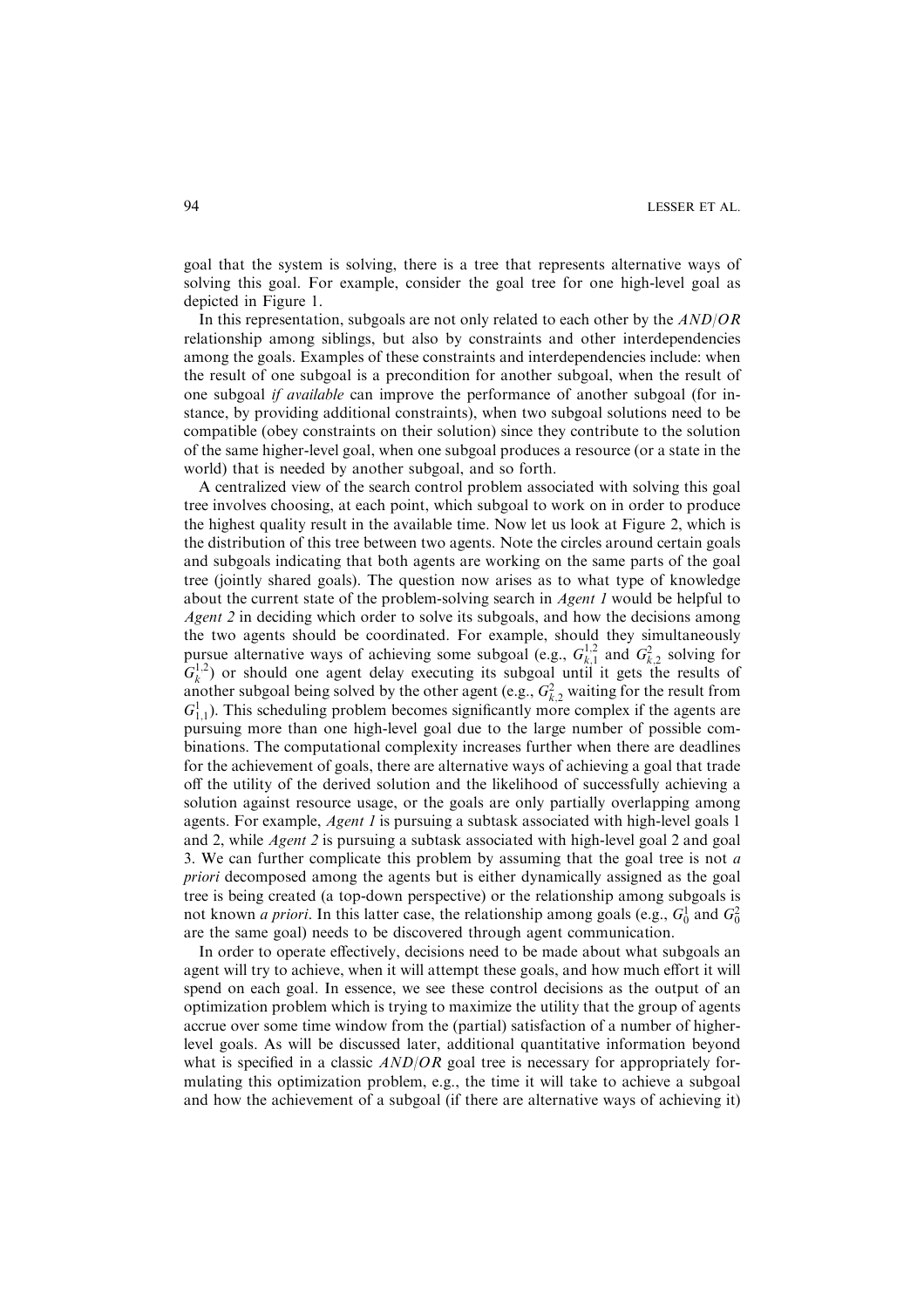goal that the system is solving, there is a tree that represents alternative ways of solving this goal. For example, consider the goal tree for one high-level goal as depicted in Figure 1.

In this representation, subgoals are not only related to each other by the *AND/OR* relationship among siblings, but also by constraints and other interdependencies among the goals. Examples of these constraints and interdependencies include: when the result of one subgoal is a precondition for another subgoal, when the result of one subgoal *if available* can improve the performance of another subgoal (for instance, by providing additional constraints), when two subgoal solutions need to be compatible (obey constraints on their solution) since they contribute to the solution of the same higher-level goal, when one subgoal produces a resource (or a state in the world) that is needed by another subgoal, and so forth.

A centralized view of the search control problem associated with solving this goal tree involves choosing, at each point, which subgoal to work on in order to produce the highest quality result in the available time. Now let us look at Figure 2, which is the distribution of this tree between two agents. Note the circles around certain goals and subgoals indicating that both agents are working on the same parts of the goal tree (jointly shared goals). The question now arises as to what type of knowledge about the current state of the problem-solving search in *Agent 1* would be helpful to *Agent 2* in deciding which order to solve its subgoals, and how the decisions among the two agents should be coordinated. For example, should they simultaneously pursue alternative ways of achieving some subgoal (e.g., $G_{k,1}^{1,2}$ and $G_{k,2}^{2}$ solving for $G_{k}^{1,2}$) or should one agent delay executing its subgoal until it gets the results of another subgoal being solved by the other agent (e.g., $G_{k,2}^{2}$ waiting for the result from $G_{1,1}^{1}$). This scheduling problem becomes significantly more complex if the agents are pursuing more than one high-level goal due to the large number of possible combinations. The computational complexity increases further when there are deadlines for the achievement of goals, there are alternative ways of achieving a goal that trade off the utility of the derived solution and the likelihood of successfully achieving a solution against resource usage, or the goals are only partially overlapping among agents. For example, *Agent 1* is pursuing a subtask associated with high-level goals 1 and 2, while *Agent 2* is pursuing a subtask associated with high-level goal 2 and goal 3. We can further complicate this problem by assuming that the goal tree is not *a priori* decomposed among the agents but is either dynamically assigned as the goal tree is being created (a top-down perspective) or the relationship among subgoals is not known *a priori*. In this latter case, the relationship among goals (e.g., $G_0^1$ and $G_0^2$ are the same goal) needs to be discovered through agent communication.

In order to operate effectively, decisions need to be made about what subgoals an agent will try to achieve, when it will attempt these goals, and how much effort it will spend on each goal. In essence, we see these control decisions as the output of an optimization problem which is trying to maximize the utility that the group of agents accrue over some time window from the (partial) satisfaction of a number of higher-level goals. As will be discussed later, additional quantitative information beyond what is specified in a classic *AND/OR* goal tree is necessary for appropriately formulating this optimization problem, e.g., the time it will take to achieve a subgoal and how the achievement of a subgoal (if there are alternative ways of achieving it)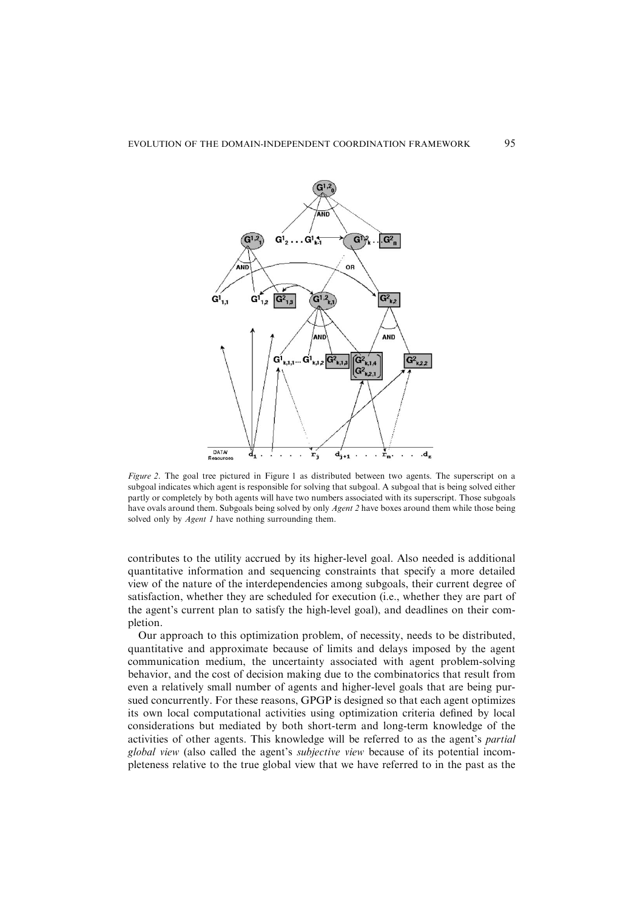*Figure 2*. The goal tree pictured in Figure 1 as distributed between two agents. The superscript on a subgoal indicates which agent is responsible for solving that subgoal. A subgoal that is being solved either partly or completely by both agents will have two numbers associated with its superscript. Those subgoals have ovals around them. Subgoals being solved by only *Agent 2* have boxes around them while those being solved only by *Agent 1* have nothing surrounding them.

contributes to the utility accrued by its higher-level goal. Also needed is additional quantitative information and sequencing constraints that specify a more detailed view of the nature of the interdependencies among subgoals, their current degree of satisfaction, whether they are scheduled for execution (i.e., whether they are part of the agent's current plan to satisfy the high-level goal), and deadlines on their completion.

Our approach to this optimization problem, of necessity, needs to be distributed, quantitative and approximate because of limits and delays imposed by the agent communication medium, the uncertainty associated with agent problem-solving behavior, and the cost of decision making due to the combinatorics that result from even a relatively small number of agents and higher-level goals that are being pursued concurrently. For these reasons, GPGP is designed so that each agent optimizes its own local computational activities using optimization criteria defined by local considerations but mediated by both short-term and long-term knowledge of the activities of other agents. This knowledge will be referred to as the agent's *partial global view* (also called the agent's *subjective view* because of its potential incompleteness relative to the true global view that we have referred to in the past as the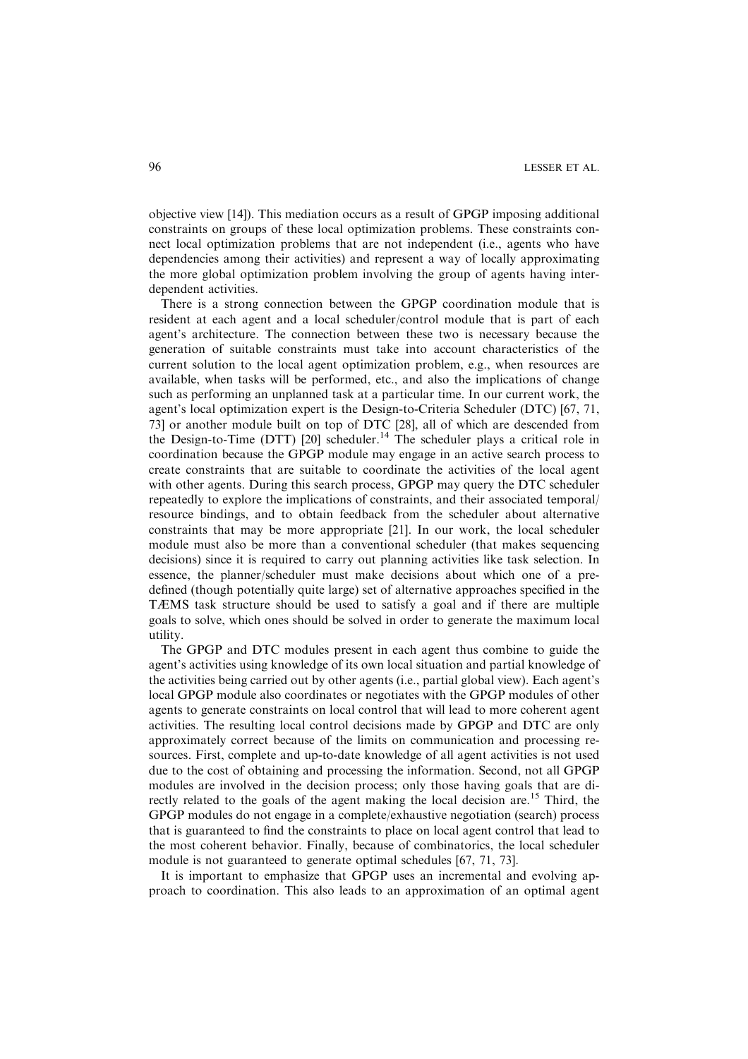objective view [14]). This mediation occurs as a result of GPGP imposing additional constraints on groups of these local optimization problems. These constraints connect local optimization problems that are not independent (i.e., agents who have dependencies among their activities) and represent a way of locally approximating the more global optimization problem involving the group of agents having interdependent activities.

There is a strong connection between the GPGP coordination module that is resident at each agent and a local scheduler/control module that is part of each agent's architecture. The connection between these two is necessary because the generation of suitable constraints must take into account characteristics of the current solution to the local agent optimization problem, e.g., when resources are available, when tasks will be performed, etc., and also the implications of change such as performing an unplanned task at a particular time. In our current work, the agent's local optimization expert is the Design-to-Criteria Scheduler (DTC) [67, 71, 73] or another module built on top of DTC [28], all of which are descended from the Design-to-Time (DTT) [20] scheduler.[14] The scheduler plays a critical role in coordination because the GPGP module may engage in an active search process to create constraints that are suitable to coordinate the activities of the local agent with other agents. During this search process, GPGP may query the DTC scheduler repeatedly to explore the implications of constraints, and their associated temporal/resource bindings, and to obtain feedback from the scheduler about alternative constraints that may be more appropriate [21]. In our work, the local scheduler module must also be more than a conventional scheduler (that makes sequencing decisions) since it is required to carry out planning activities like task selection. In essence, the planner/scheduler must make decisions about which one of a predefined (though potentially quite large) set of alternative approaches specified in the TÆMS task structure should be used to satisfy a goal and if there are multiple goals to solve, which ones should be solved in order to generate the maximum local utility.

The GPGP and DTC modules present in each agent thus combine to guide the agent's activities using knowledge of its own local situation and partial knowledge of the activities being carried out by other agents (i.e., partial global view). Each agent's local GPGP module also coordinates or negotiates with the GPGP modules of other agents to generate constraints on local control that will lead to more coherent agent activities. The resulting local control decisions made by GPGP and DTC are only approximately correct because of the limits on communication and processing resources. First, complete and up-to-date knowledge of all agent activities is not used due to the cost of obtaining and processing the information. Second, not all GPGP modules are involved in the decision process; only those having goals that are directly related to the goals of the agent making the local decision are.[15] Third, the GPGP modules do not engage in a complete/exhaustive negotiation (search) process that is guaranteed to find the constraints to place on local agent control that lead to the most coherent behavior. Finally, because of combinatorics, the local scheduler module is not guaranteed to generate optimal schedules [67, 71, 73].

It is important to emphasize that GPGP uses an incremental and evolving approach to coordination. This also leads to an approximation of an optimal agent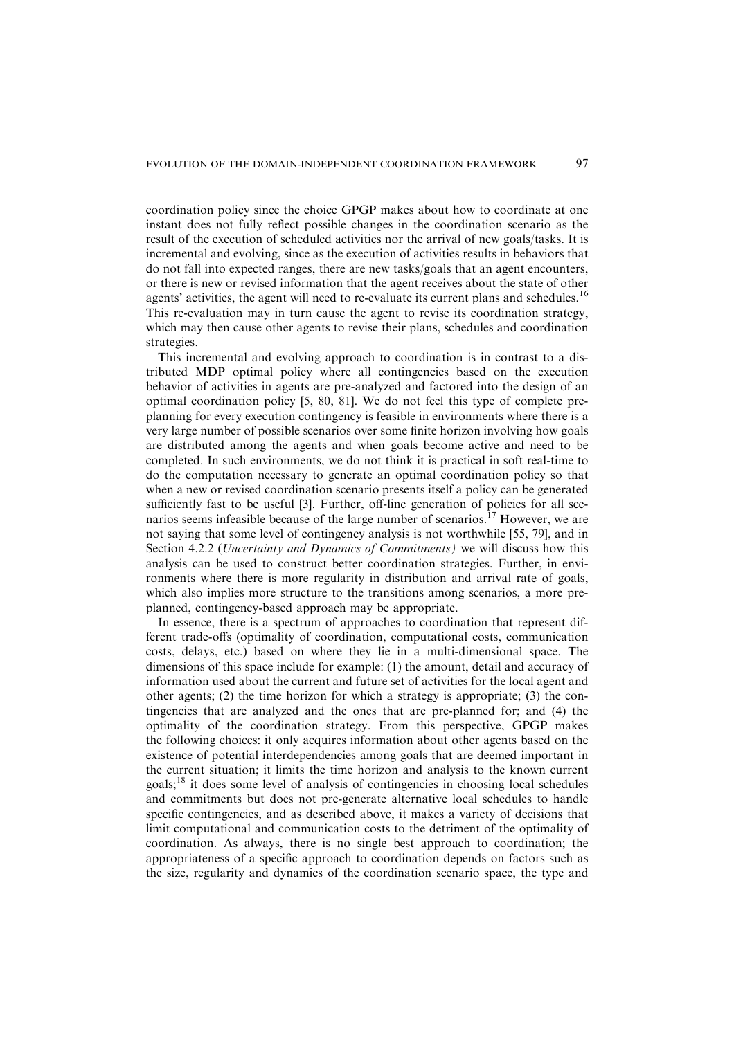coordination policy since the choice GPGP makes about how to coordinate at one instant does not fully reflect possible changes in the coordination scenario as the result of the execution of scheduled activities nor the arrival of new goals/tasks. It is incremental and evolving, since as the execution of activities results in behaviors that do not fall into expected ranges, there are new tasks/goals that an agent encounters, or there is new or revised information that the agent receives about the state of other agents' activities, the agent will need to re-evaluate its current plans and schedules.[16] This re-evaluation may in turn cause the agent to revise its coordination strategy, which may then cause other agents to revise their plans, schedules and coordination strategies.

This incremental and evolving approach to coordination is in contrast to a distributed MDP optimal policy where all contingencies based on the execution behavior of activities in agents are pre-analyzed and factored into the design of an optimal coordination policy [5, 80, 81]. We do not feel this type of complete pre-planning for every execution contingency is feasible in environments where there is a very large number of possible scenarios over some finite horizon involving how goals are distributed among the agents and when goals become active and need to be completed. In such environments, we do not think it is practical in soft real-time to do the computation necessary to generate an optimal coordination policy so that when a new or revised coordination scenario presents itself a policy can be generated sufficiently fast to be useful [3]. Further, off-line generation of policies for all scenarios seems infeasible because of the large number of scenarios.[17] However, we are not saying that some level of contingency analysis is not worthwhile [55, 79], and in Section 4.2.2 (*Uncertainty and Dynamics of Commitments*) we will discuss how this analysis can be used to construct better coordination strategies. Further, in environments where there is more regularity in distribution and arrival rate of goals, which also implies more structure to the transitions among scenarios, a more pre-planned, contingency-based approach may be appropriate.

In essence, there is a spectrum of approaches to coordination that represent different trade-offs (optimality of coordination, computational costs, communication costs, delays, etc.) based on where they lie in a multi-dimensional space. The dimensions of this space include for example: (1) the amount, detail and accuracy of information used about the current and future set of activities for the local agent and other agents; (2) the time horizon for which a strategy is appropriate; (3) the contingencies that are analyzed and the ones that are pre-planned for; and (4) the optimality of the coordination strategy. From this perspective, GPGP makes the following choices: it only acquires information about other agents based on the existence of potential interdependencies among goals that are deemed important in the current situation; it limits the time horizon and analysis to the known current goals;[18] it does some level of analysis of contingencies in choosing local schedules and commitments but does not pre-generate alternative local schedules to handle specific contingencies, and as described above, it makes a variety of decisions that limit computational and communication costs to the detriment of the optimality of coordination. As always, there is no single best approach to coordination; the appropriateness of a specific approach to coordination depends on factors such as the size, regularity and dynamics of the coordination scenario space, the type and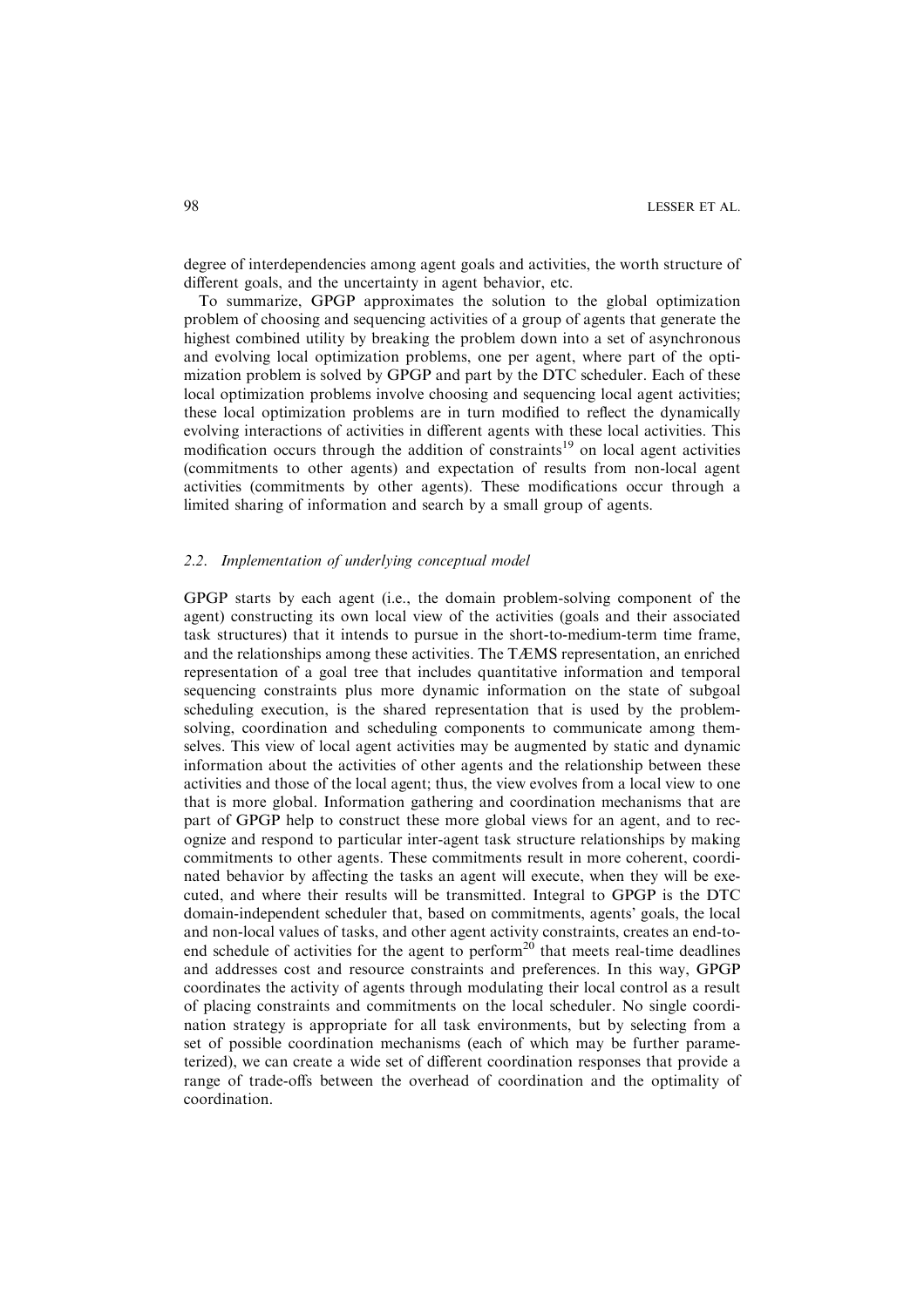degree of interdependencies among agent goals and activities, the worth structure of different goals, and the uncertainty in agent behavior, etc.

To summarize, GPGP approximates the solution to the global optimization problem of choosing and sequencing activities of a group of agents that generate the highest combined utility by breaking the problem down into a set of asynchronous and evolving local optimization problems, one per agent, where part of the optimization problem is solved by GPGP and part by the DTC scheduler. Each of these local optimization problems involve choosing and sequencing local agent activities; these local optimization problems are in turn modified to reflect the dynamically evolving interactions of activities in different agents with these local activities. This modification occurs through the addition of constraints[19] on local agent activities (commitments to other agents) and expectation of results from non-local agent activities (commitments by other agents). These modifications occur through a limited sharing of information and search by a small group of agents.

### 2.2. *Implementation of underlying conceptual model*

GPGP starts by each agent (i.e., the domain problem-solving component of the agent) constructing its own local view of the activities (goals and their associated task structures) that it intends to pursue in the short-to-medium-term time frame, and the relationships among these activities. The TÆMS representation, an enriched representation of a goal tree that includes quantitative information and temporal sequencing constraints plus more dynamic information on the state of subgoal scheduling execution, is the shared representation that is used by the problem-solving, coordination and scheduling components to communicate among themselves. This view of local agent activities may be augmented by static and dynamic information about the activities of other agents and the relationship between these activities and those of the local agent; thus, the view evolves from a local view to one that is more global. Information gathering and coordination mechanisms that are part of GPGP help to construct these more global views for an agent, and to recognize and respond to particular inter-agent task structure relationships by making commitments to other agents. These commitments result in more coherent, coordinated behavior by affecting the tasks an agent will execute, when they will be executed, and where their results will be transmitted. Integral to GPGP is the DTC domain-independent scheduler that, based on commitments, agents' goals, the local and non-local values of tasks, and other agent activity constraints, creates an end-to-end schedule of activities for the agent to perform[20] that meets real-time deadlines and addresses cost and resource constraints and preferences. In this way, GPGP coordinates the activity of agents through modulating their local control as a result of placing constraints and commitments on the local scheduler. No single coordination strategy is appropriate for all task environments, but by selecting from a set of possible coordination mechanisms (each of which may be further parameterized), we can create a wide set of different coordination responses that provide a range of trade-offs between the overhead of coordination and the optimality of coordination.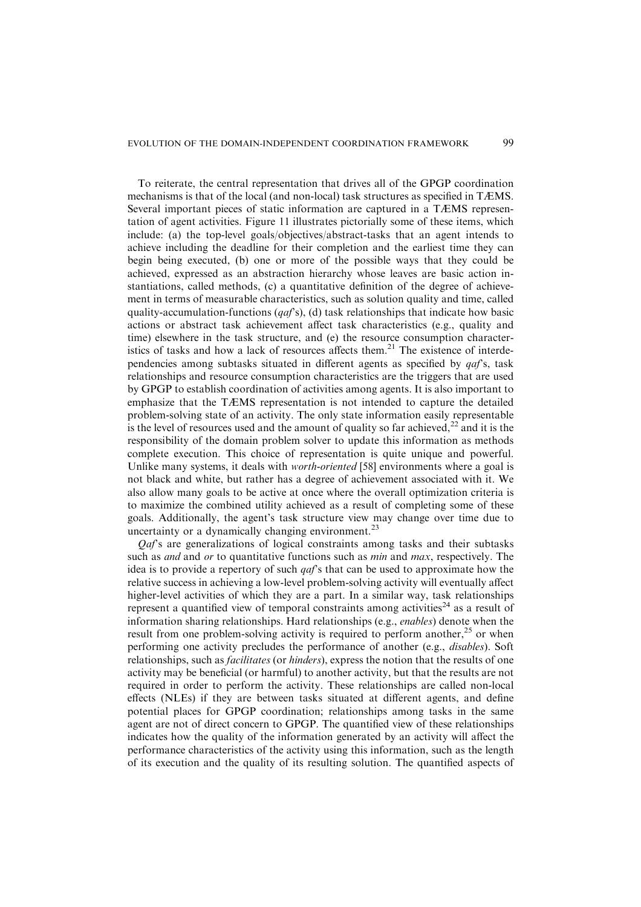To reiterate, the central representation that drives all of the GPGP coordination mechanisms is that of the local (and non-local) task structures as specified in TÆMS. Several important pieces of static information are captured in a TÆMS representation of agent activities. Figure 11 illustrates pictorially some of these items, which include: (a) the top-level goals/objectives/abstract-tasks that an agent intends to achieve including the deadline for their completion and the earliest time they can begin being executed, (b) one or more of the possible ways that they could be achieved, expressed as an abstraction hierarchy whose leaves are basic action instantiations, called methods, (c) a quantitative definition of the degree of achievement in terms of measurable characteristics, such as solution quality and time, called quality-accumulation-functions (*qaf*'s), (d) task relationships that indicate how basic actions or abstract task achievement affect task characteristics (e.g., quality and time) elsewhere in the task structure, and (e) the resource consumption characteristics of tasks and how a lack of resources affects them.[21] The existence of interdependencies among subtasks situated in different agents as specified by *qaf*'s, task relationships and resource consumption characteristics are the triggers that are used by GPGP to establish coordination of activities among agents. It is also important to emphasize that the TÆMS representation is not intended to capture the detailed problem-solving state of an activity. The only state information easily representable is the level of resources used and the amount of quality so far achieved,[22] and it is the responsibility of the domain problem solver to update this information as methods complete execution. This choice of representation is quite unique and powerful. Unlike many systems, it deals with *worth-oriented* [58] environments where a goal is not black and white, but rather has a degree of achievement associated with it. We also allow many goals to be active at once where the overall optimization criteria is to maximize the combined utility achieved as a result of completing some of these goals. Additionally, the agent's task structure view may change over time due to uncertainty or a dynamically changing environment.[23]

*Qaf*'s are generalizations of logical constraints among tasks and their subtasks such as *and* and *or* to quantitative functions such as *min* and *max*, respectively. The idea is to provide a repertory of such *qaf*'s that can be used to approximate how the relative success in achieving a low-level problem-solving activity will eventually affect higher-level activities of which they are a part. In a similar way, task relationships represent a quantified view of temporal constraints among activities[24] as a result of information sharing relationships. Hard relationships (e.g., *enables*) denote when the result from one problem-solving activity is required to perform another,[25] or when performing one activity precludes the performance of another (e.g., *disables*). Soft relationships, such as *facilitates* (or *hinders*), express the notion that the results of one activity may be beneficial (or harmful) to another activity, but that the results are not required in order to perform the activity. These relationships are called non-local effects (NLEs) if they are between tasks situated at different agents, and define potential places for GPGP coordination; relationships among tasks in the same agent are not of direct concern to GPGP. The quantified view of these relationships indicates how the quality of the information generated by an activity will affect the performance characteristics of the activity using this information, such as the length of its execution and the quality of its resulting solution. The quantified aspects of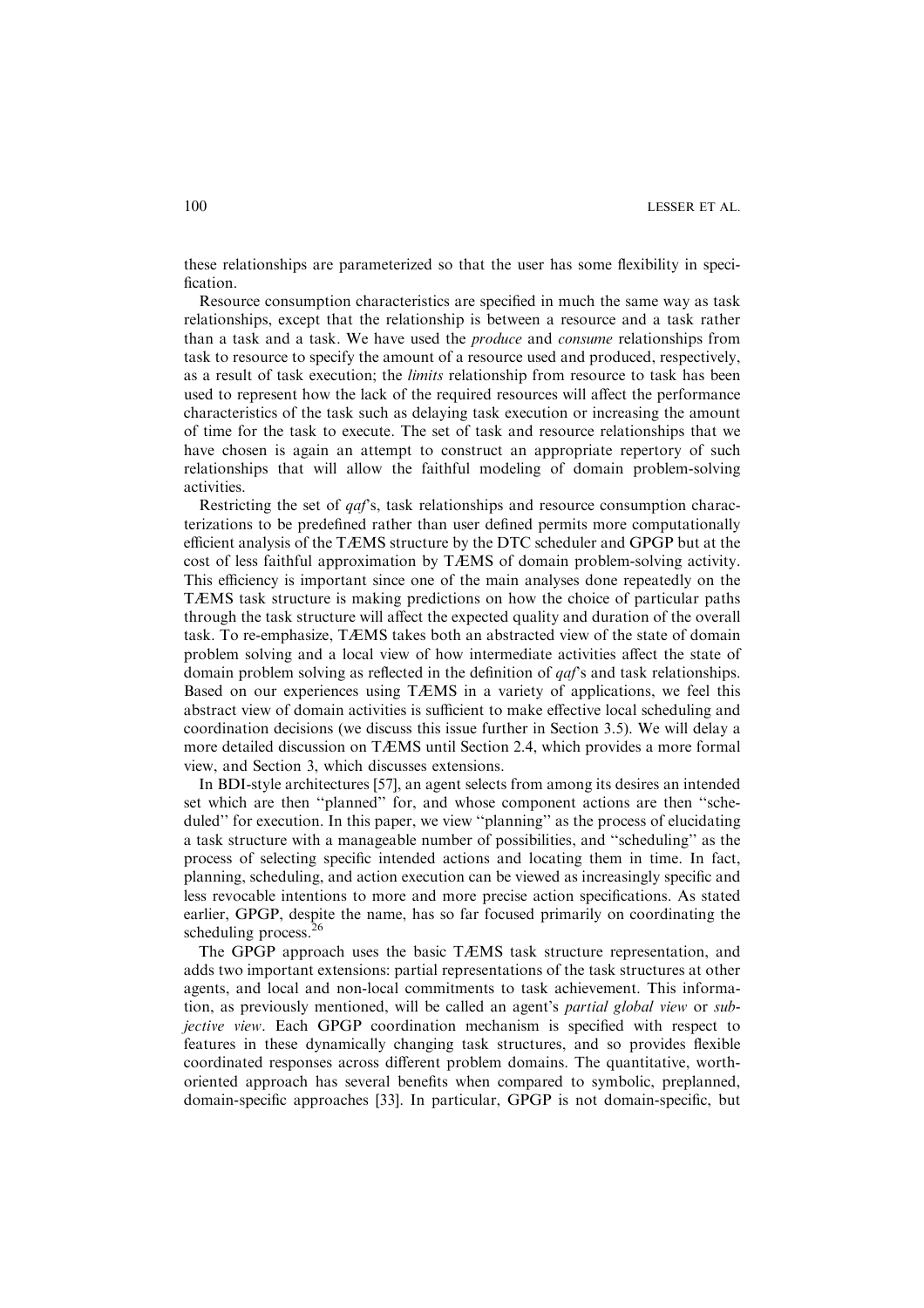these relationships are parameterized so that the user has some flexibility in specification.

Resource consumption characteristics are specified in much the same way as task relationships, except that the relationship is between a resource and a task rather than a task and a task. We have used the *produce* and *consume* relationships from task to resource to specify the amount of a resource used and produced, respectively, as a result of task execution; the *limits* relationship from resource to task has been used to represent how the lack of the required resources will affect the performance characteristics of the task such as delaying task execution or increasing the amount of time for the task to execute. The set of task and resource relationships that we have chosen is again an attempt to construct an appropriate repertory of such relationships that will allow the faithful modeling of domain problem-solving activities.

Restricting the set of *qaf*'s, task relationships and resource consumption characterizations to be predefined rather than user defined permits more computationally efficient analysis of the TÆMS structure by the DTC scheduler and GPGP but at the cost of less faithful approximation by TÆMS of domain problem-solving activity. This efficiency is important since one of the main analyses done repeatedly on the TÆMS task structure is making predictions on how the choice of particular paths through the task structure will affect the expected quality and duration of the overall task. To re-emphasize, TÆMS takes both an abstracted view of the state of domain problem solving and a local view of how intermediate activities affect the state of domain problem solving as reflected in the definition of *qaf*'s and task relationships. Based on our experiences using TÆMS in a variety of applications, we feel this abstract view of domain activities is sufficient to make effective local scheduling and coordination decisions (we discuss this issue further in Section 3.5). We will delay a more detailed discussion on TÆMS until Section 2.4, which provides a more formal view, and Section 3, which discusses extensions.

In BDI-style architectures [57], an agent selects from among its desires an intended set which are then "planned" for, and whose component actions are then "scheduled" for execution. In this paper, we view "planning" as the process of elucidating a task structure with a manageable number of possibilities, and "scheduling" as the process of selecting specific intended actions and locating them in time. In fact, planning, scheduling, and action execution can be viewed as increasingly specific and less revocable intentions to more and more precise action specifications. As stated earlier, GPGP, despite the name, has so far focused primarily on coordinating the scheduling process.[26]

The GPGP approach uses the basic TÆMS task structure representation, and adds two important extensions: partial representations of the task structures at other agents, and local and non-local commitments to task achievement. This information, as previously mentioned, will be called an agent's *partial global view* or *subjective view*. Each GPGP coordination mechanism is specified with respect to features in these dynamically changing task structures, and so provides flexible coordinated responses across different problem domains. The quantitative, worth-oriented approach has several benefits when compared to symbolic, preplanned, domain-specific approaches [33]. In particular, GPGP is not domain-specific, but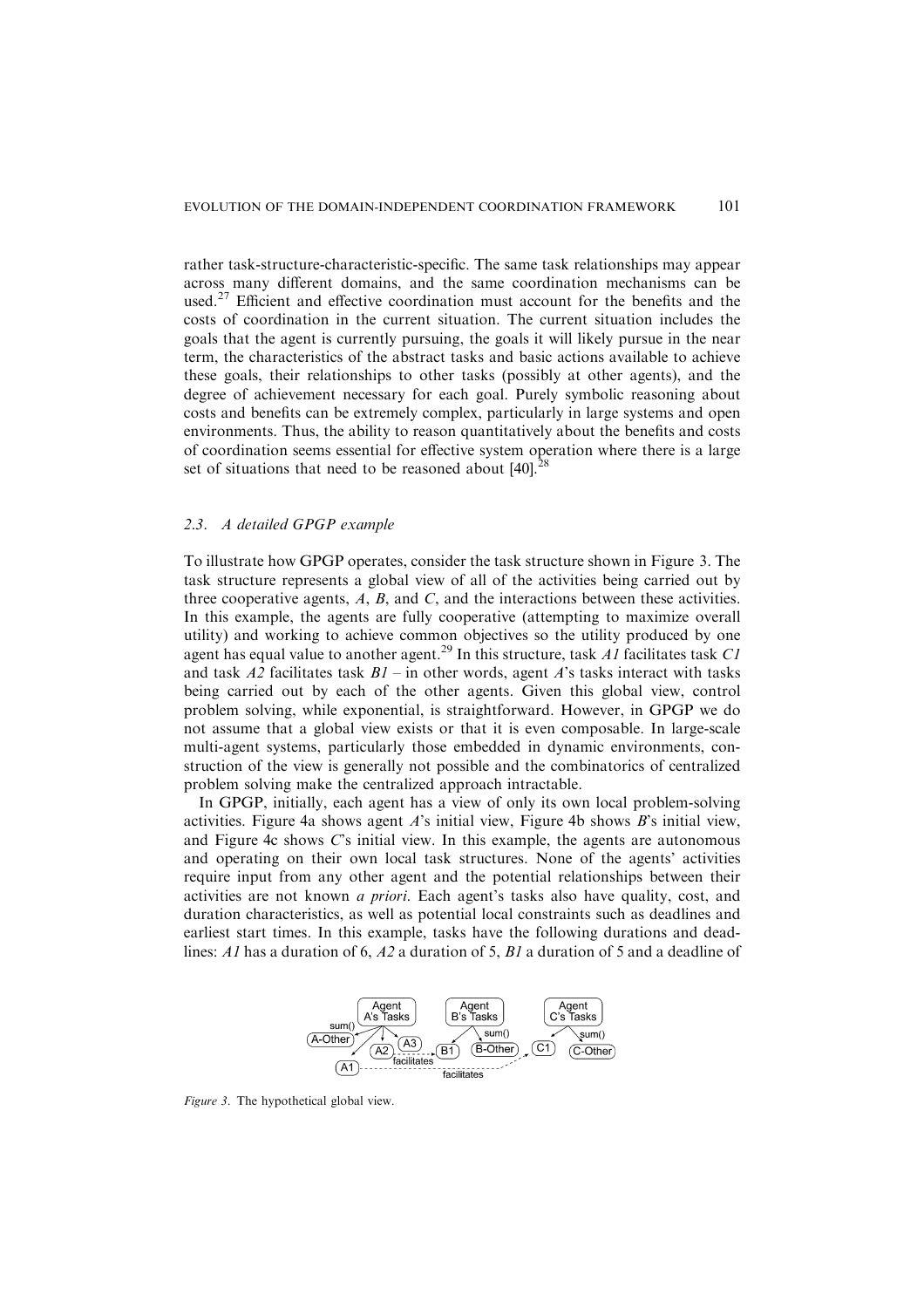rather task-structure-characteristic-specific. The same task relationships may appear across many different domains, and the same coordination mechanisms can be used.[27] Efficient and effective coordination must account for the benefits and the costs of coordination in the current situation. The current situation includes the goals that the agent is currently pursuing, the goals it will likely pursue in the near term, the characteristics of the abstract tasks and basic actions available to achieve these goals, their relationships to other tasks (possibly at other agents), and the degree of achievement necessary for each goal. Purely symbolic reasoning about costs and benefits can be extremely complex, particularly in large systems and open environments. Thus, the ability to reason quantitatively about the benefits and costs of coordination seems essential for effective system operation where there is a large set of situations that need to be reasoned about [40].[28]

### 2.3. A detailed GPGP example

To illustrate how GPGP operates, consider the task structure shown in Figure 3. The task structure represents a global view of all of the activities being carried out by three cooperative agents, *A*, *B*, and *C*, and the interactions between these activities. In this example, the agents are fully cooperative (attempting to maximize overall utility) and working to achieve common objectives so the utility produced by one agent has equal value to another agent.[29] In this structure, task *A1* facilitates task *C1* and task *A2* facilitates task *B1* – in other words, agent *A*'s tasks interact with tasks being carried out by each of the other agents. Given this global view, control problem solving, while exponential, is straightforward. However, in GPGP we do not assume that a global view exists or that it is even composable. In large-scale multi-agent systems, particularly those embedded in dynamic environments, construction of the view is generally not possible and the combinatorics of centralized problem solving make the centralized approach intractable.

In GPGP, initially, each agent has a view of only its own local problem-solving activities. Figure 4a shows agent *A*'s initial view, Figure 4b shows *B*'s initial view, and Figure 4c shows *C*'s initial view. In this example, the agents are autonomous and operating on their own local task structures. None of the agents' activities require input from any other agent and the potential relationships between their activities are not known *a priori*. Each agent's tasks also have quality, cost, and duration characteristics, as well as potential local constraints such as deadlines and earliest start times. In this example, tasks have the following durations and deadlines: *A1* has a duration of 6, *A2* a duration of 5, *B1* a duration of 5 and a deadline of

*Figure 3*. The hypothetical global view.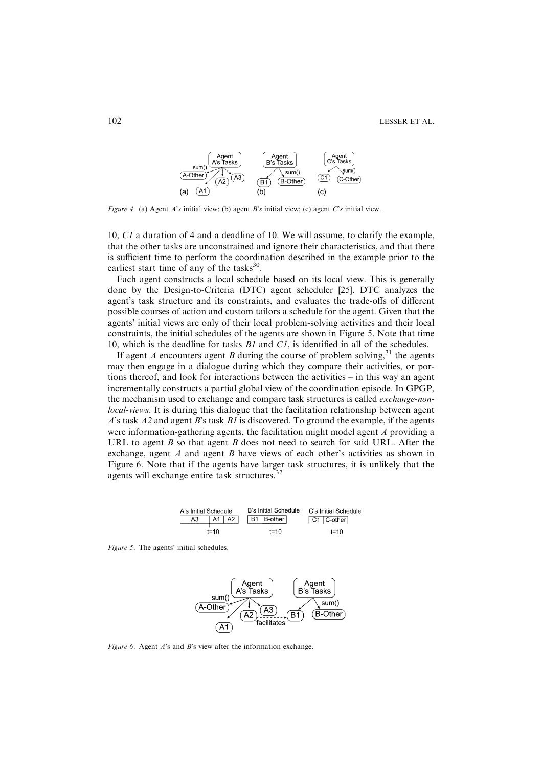Figure 4. (a) Agent *A's* initial view; (b) agent *B's* initial view; (c) agent *C's* initial view.

10, *C1* a duration of 4 and a deadline of 10. We will assume, to clarify the example, that the other tasks are unconstrained and ignore their characteristics, and that there is sufficient time to perform the coordination described in the example prior to the earliest start time of any of the tasks[30].

Each agent constructs a local schedule based on its local view. This is generally done by the Design-to-Criteria (DTC) agent scheduler [25]. DTC analyzes the agent's task structure and its constraints, and evaluates the trade-offs of different possible courses of action and custom tailors a schedule for the agent. Given that the agents' initial views are only of their local problem-solving activities and their local constraints, the initial schedules of the agents are shown in Figure 5. Note that time 10, which is the deadline for tasks *B1* and *C1*, is identified in all of the schedules.

If agent *A* encounters agent *B* during the course of problem solving,[31] the agents may then engage in a dialogue during which they compare their activities, or portions thereof, and look for interactions between the activities – in this way an agent incrementally constructs a partial global view of the coordination episode. In GPGP, the mechanism used to exchange and compare task structures is called *exchange-non-local-views*. It is during this dialogue that the facilitation relationship between agent *A*'s task *A2* and agent *B*'s task *B1* is discovered. To ground the example, if the agents were information-gathering agents, the facilitation might model agent *A* providing a URL to agent *B* so that agent *B* does not need to search for said URL. After the exchange, agent *A* and agent *B* have views of each other's activities as shown in Figure 6. Note that if the agents have larger task structures, it is unlikely that the agents will exchange entire task structures.[32]

Figure 5. The agents' initial schedules.

Figure 6. Agent *A*'s and *B*'s view after the information exchange.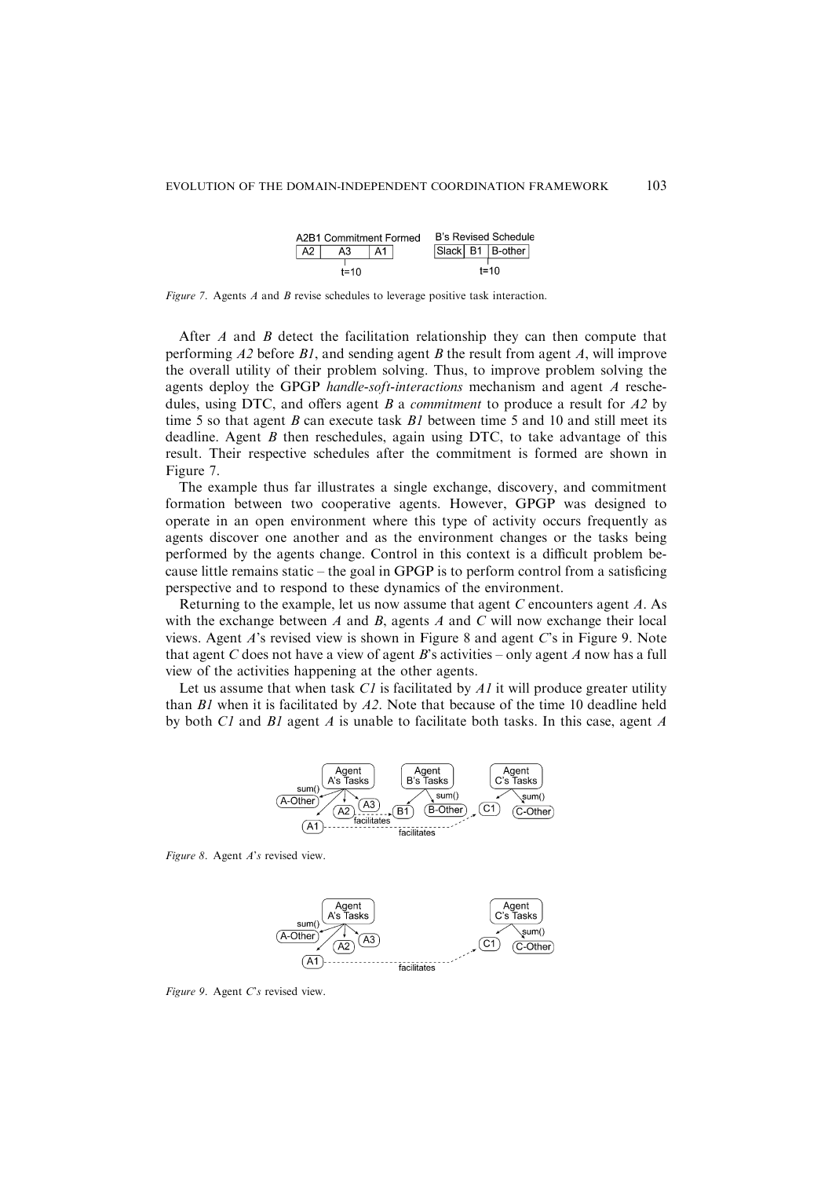Figure 7. Agents *A* and *B* revise schedules to leverage positive task interaction.

After *A* and *B* detect the facilitation relationship they can then compute that performing *A2* before *B1*, and sending agent *B* the result from agent *A*, will improve the overall utility of their problem solving. Thus, to improve problem solving the agents deploy the GPGP *handle-soft-interactions* mechanism and agent *A* reschedules, using DTC, and offers agent *B* a *commitment* to produce a result for *A2* by time 5 so that agent *B* can execute task *B1* between time 5 and 10 and still meet its deadline. Agent *B* then reschedules, again using DTC, to take advantage of this result. Their respective schedules after the commitment is formed are shown in Figure 7.

The example thus far illustrates a single exchange, discovery, and commitment formation between two cooperative agents. However, GPGP was designed to operate in an open environment where this type of activity occurs frequently as agents discover one another and as the environment changes or the tasks being performed by the agents change. Control in this context is a difficult problem because little remains static – the goal in GPGP is to perform control from a satisficing perspective and to respond to these dynamics of the environment.

Returning to the example, let us now assume that agent *C* encounters agent *A*. As with the exchange between *A* and *B*, agents *A* and *C* will now exchange their local views. Agent *A*'s revised view is shown in Figure 8 and agent *C*'s in Figure 9. Note that agent *C* does not have a view of agent *B*'s activities – only agent *A* now has a full view of the activities happening at the other agents.

Let us assume that when task *C1* is facilitated by *A1* it will produce greater utility than *B1* when it is facilitated by *A2*. Note that because of the time 10 deadline held by both *C1* and *B1* agent *A* is unable to facilitate both tasks. In this case, agent *A*

Figure 8. Agent *A's* revised view.

Figure 9. Agent *C's* revised view.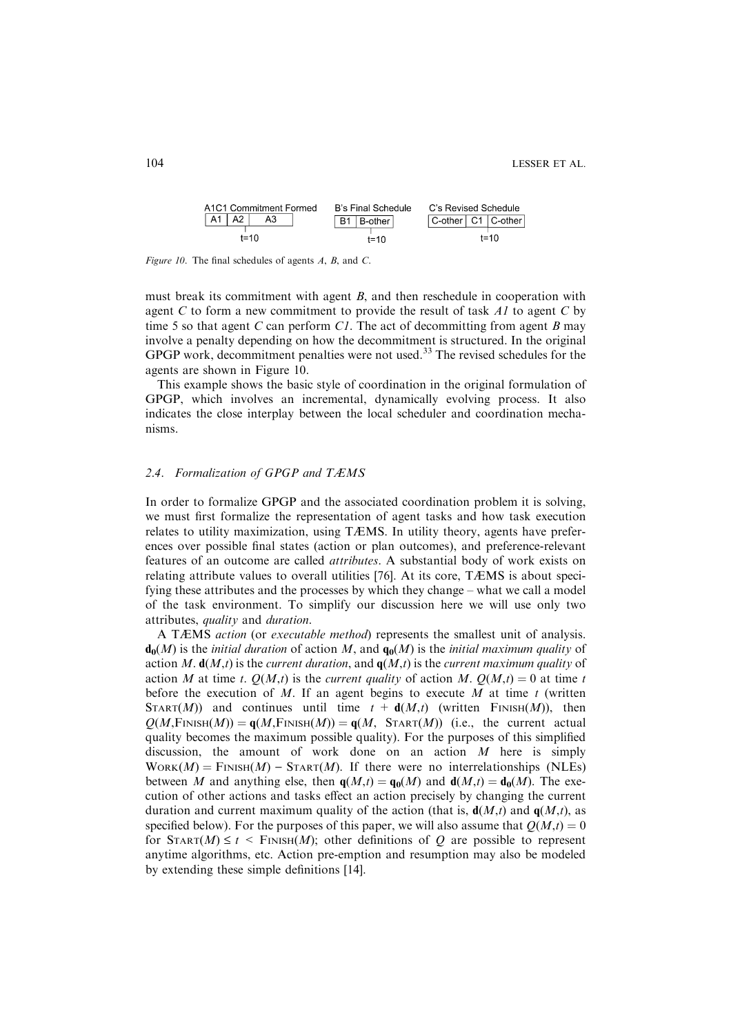| A1C1 Commitment Formed | B's Final Schedule | C's Revised Schedule |
| --- | --- | --- |
| A1 \| A2 \| A3 | B1 \| B-other | C-other \| C1 \| C-other |
| t=10 | t=10 | t=10 |

*Figure 10*. The final schedules of agents *A*, *B*, and *C*.

must break its commitment with agent *B*, and then reschedule in cooperation with agent *C* to form a new commitment to provide the result of task *A1* to agent *C* by time 5 so that agent *C* can perform *C1*. The act of decommitting from agent *B* may involve a penalty depending on how the decommitment is structured. In the original GPGP work, decommitment penalties were not used.[33] The revised schedules for the agents are shown in Figure 10.

This example shows the basic style of coordination in the original formulation of GPGP, which involves an incremental, dynamically evolving process. It also indicates the close interplay between the local scheduler and coordination mechanisms.

### 2.4. Formalization of GPGP and TÆMS

In order to formalize GPGP and the associated coordination problem it is solving, we must first formalize the representation of agent tasks and how task execution relates to utility maximization, using TÆMS. In utility theory, agents have preferences over possible final states (action or plan outcomes), and preference-relevant features of an outcome are called *attributes*. A substantial body of work exists on relating attribute values to overall utilities [76]. At its core, TÆMS is about specifying these attributes and the processes by which they change – what we call a model of the task environment. To simplify our discussion here we will use only two attributes, *quality* and *duration*.

A TÆMS *action* (or *executable method*) represents the smallest unit of analysis. $\mathbf{d_0}(M)$ is the *initial duration* of action $M$, and $\mathbf{q_0}(M)$ is the *initial maximum quality* of action $M$. $\mathbf{d}(M,t)$ is the *current duration*, and $\mathbf{q}(M,t)$ is the *current maximum quality* of action $M$ at time $t$. $Q(M,t)$ is the *current quality* of action $M$. $Q(M,t) = 0$ at time $t$ before the execution of $M$. If an agent begins to execute $M$ at time $t$ (written $\text{Start}(M)$) and continues until time $t + \mathbf{d}(M,t)$ (written $\text{Finish}(M)$), then $Q(M, \text{Finish}(M)) = \mathbf{q}(M, \text{Finish}(M)) = \mathbf{q}(M, \text{ Start}(M))$ (i.e., the current actual quality becomes the maximum possible quality). For the purposes of this simplified discussion, the amount of work done on an action $M$ here is simply $\text{Work}(M) = \text{Finish}(M) - \text{Start}(M)$. If there were no interrelationships (NLEs) between $M$ and anything else, then $\mathbf{q}(M,t) = \mathbf{q_0}(M)$ and $\mathbf{d}(M,t) = \mathbf{d_0}(M)$. The execution of other actions and tasks effect an action precisely by changing the current duration and current maximum quality of the action (that is, $\mathbf{d}(M,t)$ and $\mathbf{q}(M,t)$, as specified below). For the purposes of this paper, we will also assume that $Q(M,t) = 0$ for $\text{Start}(M) \leq t < \text{Finish}(M)$; other definitions of $Q$ are possible to represent anytime algorithms, etc. Action pre-emption and resumption may also be modeled by extending these simple definitions [14].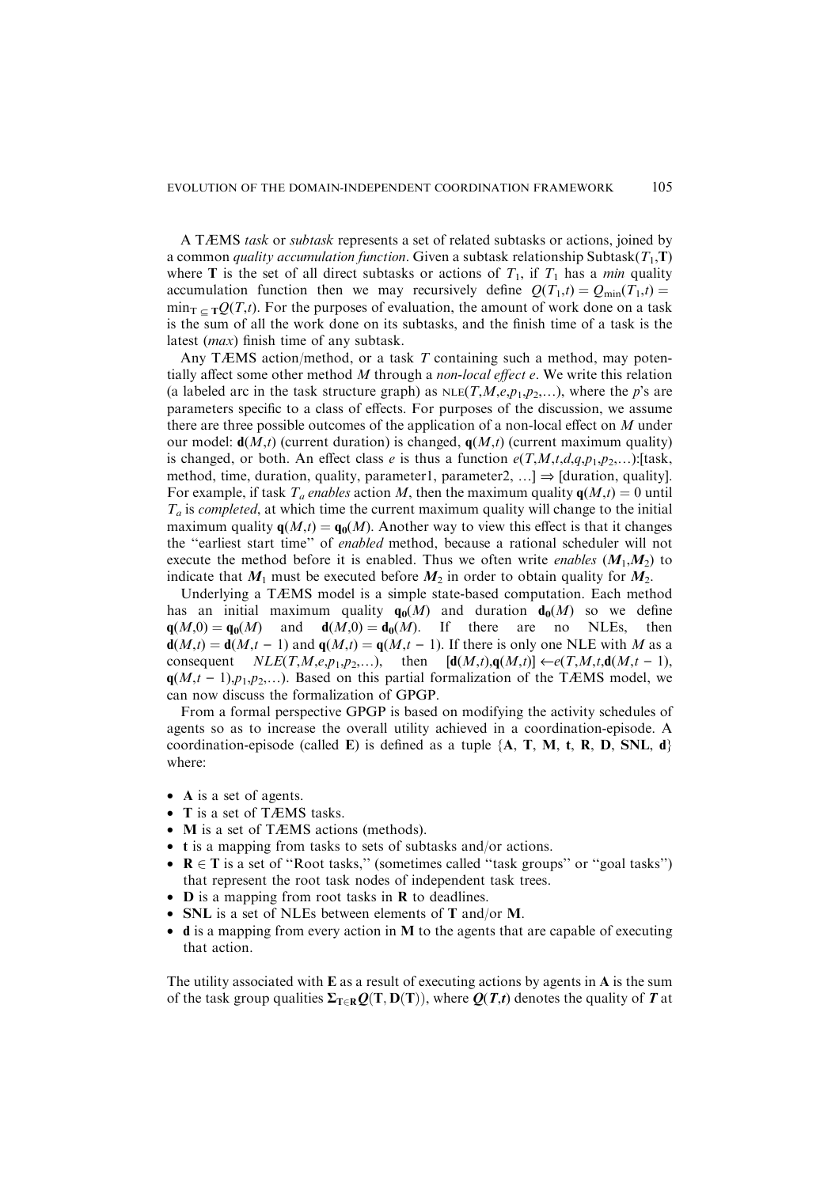A TÆMS *task* or *subtask* represents a set of related subtasks or actions, joined by a common *quality accumulation function*. Given a subtask relationship Subtask($T_1$,$\mathbf{T}$) where $\mathbf{T}$ is the set of all direct subtasks or actions of $T_1$, if $T_1$ has a *min* quality accumulation function then we may recursively define $Q(T_1,t) = Q_{\min}(T_1,t) = \min_{T \subseteq \mathbf{T}} Q(T,t)$. For the purposes of evaluation, the amount of work done on a task is the sum of all the work done on its subtasks, and the finish time of a task is the latest (*max*) finish time of any subtask.

Any TÆMS action/method, or a task $T$ containing such a method, may potentially affect some other method $M$ through a *non-local effect* $e$. We write this relation (a labeled arc in the task structure graph) as $\text{NLE}(T,M,e,p_1,p_2,\ldots)$, where the $p$'s are parameters specific to a class of effects. For purposes of the discussion, we assume there are three possible outcomes of the application of a non-local effect on $M$ under our model: $\mathbf{d}(M,t)$ (current duration) is changed, $\mathbf{q}(M,t)$ (current maximum quality) is changed, or both. An effect class $e$ is thus a function $e(T,M,t,d,q,p_1,p_2,\ldots)$:[task, method, time, duration, quality, parameter1, parameter2, …] $\Rightarrow$ [duration, quality]. For example, if task $T_a$ *enables* action $M$, then the maximum quality $\mathbf{q}(M,t) = 0$ until $T_a$ is *completed*, at which time the current maximum quality will change to the initial maximum quality $\mathbf{q}(M,t) = \mathbf{q_0}(M)$. Another way to view this effect is that it changes the "earliest start time" of *enabled* method, because a rational scheduler will not execute the method before it is enabled. Thus we often write *enables* $(\boldsymbol{M}_1,\boldsymbol{M}_2)$ to indicate that $\boldsymbol{M}_1$ must be executed before $\boldsymbol{M}_2$ in order to obtain quality for $\boldsymbol{M}_2$.

Underlying a TÆMS model is a simple state-based computation. Each method has an initial maximum quality $\mathbf{q_0}(M)$ and duration $\mathbf{d_0}(M)$ so we define $\mathbf{q}(M,0) = \mathbf{q_0}(M)$ and $\mathbf{d}(M,0) = \mathbf{d_0}(M)$. If there are no NLEs, then $\mathbf{d}(M,t) = \mathbf{d}(M,t-1)$ and $\mathbf{q}(M,t) = \mathbf{q}(M,t-1)$. If there is only one NLE with $M$ as a consequent $NLE(T,M,e,p_1,p_2,\ldots)$, then $[\mathbf{d}(M,t),\mathbf{q}(M,t)] \leftarrow e(T,M,t,\mathbf{d}(M,t-1), \mathbf{q}(M,t-1),p_1,p_2,\ldots)$. Based on this partial formalization of the TÆMS model, we can now discuss the formalization of GPGP.

From a formal perspective GPGP is based on modifying the activity schedules of agents so as to increase the overall utility achieved in a coordination-episode. A coordination-episode (called $\mathbf{E}$) is defined as a tuple $\{\mathbf{A}, \mathbf{T}, \mathbf{M}, \mathbf{t}, \mathbf{R}, \mathbf{D}, \mathbf{SNL}, \mathbf{d}\}$ where:

- $\mathbf{A}$ is a set of agents.
- $\mathbf{T}$ is a set of TÆMS tasks.
- $\mathbf{M}$ is a set of TÆMS actions (methods).
- $\mathbf{t}$ is a mapping from tasks to sets of subtasks and/or actions.
- $\mathbf{R} \in \mathbf{T}$ is a set of "Root tasks," (sometimes called "task groups" or "goal tasks") that represent the root task nodes of independent task trees.
- $\mathbf{D}$ is a mapping from root tasks in $\mathbf{R}$ to deadlines.
- $\mathbf{SNL}$ is a set of NLEs between elements of $\mathbf{T}$ and/or $\mathbf{M}$.
- $\mathbf{d}$ is a mapping from every action in $\mathbf{M}$ to the agents that are capable of executing that action.

The utility associated with $\mathbf{E}$ as a result of executing actions by agents in $\mathbf{A}$ is the sum of the task group qualities $\boldsymbol{\Sigma}_{\mathbf{T}\in\mathbf{R}}\boldsymbol{Q}(\mathbf{T}, \mathbf{D}(\mathbf{T}))$, where $\boldsymbol{Q}(\boldsymbol{T},\boldsymbol{t})$ denotes the quality of $\boldsymbol{T}$ at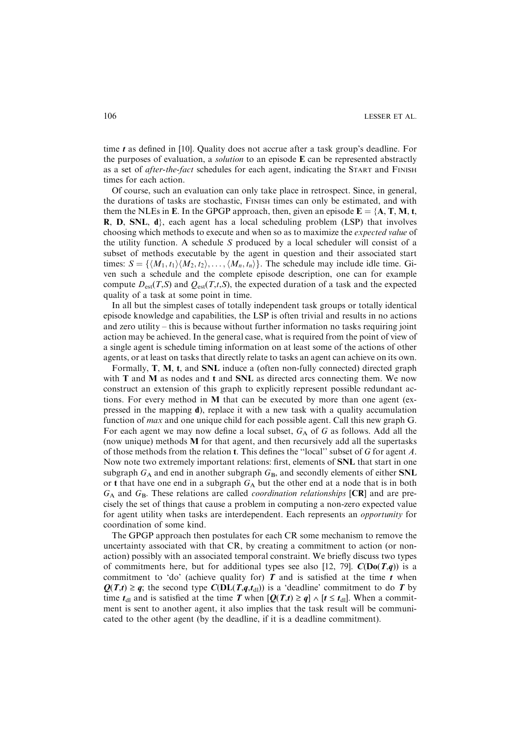time $\boldsymbol{t}$ as defined in [10]. Quality does not accrue after a task group's deadline. For the purposes of evaluation, a *solution* to an episode **E** can be represented abstractly as a set of *after-the-fact* schedules for each agent, indicating the START and FINISH times for each action.

Of course, such an evaluation can only take place in retrospect. Since, in general, the durations of tasks are stochastic, FINISH times can only be estimated, and with them the NLEs in **E**. In the GPGP approach, then, given an episode $\mathbf{E} = \{\mathbf{A}, \mathbf{T}, \mathbf{M}, \mathbf{t}, \mathbf{R}, \mathbf{D}, \mathbf{SNL}, \mathbf{d}\}$, each agent has a local scheduling problem (LSP) that involves choosing which methods to execute and when so as to maximize the *expected value* of the utility function. A schedule $S$ produced by a local scheduler will consist of a subset of methods executable by the agent in question and their associated start times: $S = \{\langle M_1, t_1\rangle \langle M_2, t_2\rangle, \ldots, \langle M_n, t_n\rangle\}$. The schedule may include idle time. Given such a schedule and the complete episode description, one can for example compute $D_{\text{est}}(T,S)$ and $Q_{\text{est}}(T,t,S)$, the expected duration of a task and the expected quality of a task at some point in time.

In all but the simplest cases of totally independent task groups or totally identical episode knowledge and capabilities, the LSP is often trivial and results in no actions and zero utility – this is because without further information no tasks requiring joint action may be achieved. In the general case, what is required from the point of view of a single agent is schedule timing information on at least some of the actions of other agents, or at least on tasks that directly relate to tasks an agent can achieve on its own.

Formally, **T**, **M**, **t**, and **SNL** induce a (often non-fully connected) directed graph with **T** and **M** as nodes and **t** and **SNL** as directed arcs connecting them. We now construct an extension of this graph to explicitly represent possible redundant actions. For every method in **M** that can be executed by more than one agent (expressed in the mapping **d**), replace it with a new task with a quality accumulation function of *max* and one unique child for each possible agent. Call this new graph G. For each agent we may now define a local subset, $G_{\text{A}}$ of $G$ as follows. Add all the (now unique) methods **M** for that agent, and then recursively add all the supertasks of those methods from the relation **t**. This defines the ''local'' subset of $G$ for agent $A$. Now note two extremely important relations: first, elements of **SNL** that start in one subgraph $G_{\text{A}}$ and end in another subgraph $G_{\text{B}}$, and secondly elements of either **SNL** or **t** that have one end in a subgraph $G_{\text{A}}$ but the other end at a node that is in both $G_{\text{A}}$ and $G_{\text{B}}$. These relations are called *coordination relationships* [**CR**] and are precisely the set of things that cause a problem in computing a non-zero expected value for agent utility when tasks are interdependent. Each represents an *opportunity* for coordination of some kind.

The GPGP approach then postulates for each CR some mechanism to remove the uncertainty associated with that CR, by creating a commitment to action (or non-action) possibly with an associated temporal constraint. We briefly discuss two types of commitments here, but for additional types see also [12, 79]. $\boldsymbol{C}(\mathbf{Do}(\boldsymbol{T},\boldsymbol{q}))$ is a commitment to 'do' (achieve quality for) $\boldsymbol{T}$ and is satisfied at the time $\boldsymbol{t}$ when $\boldsymbol{Q}(\boldsymbol{T},\boldsymbol{t}) \geq \boldsymbol{q}$; the second type $\boldsymbol{C}(\mathbf{DL}(\boldsymbol{T},\boldsymbol{q},\boldsymbol{t}_{\text{dl}}))$ is a 'deadline' commitment to do $\boldsymbol{T}$ by time $\boldsymbol{t}_{\text{dl}}$ and is satisfied at the time $\boldsymbol{T}$ when $[\boldsymbol{Q}(\boldsymbol{T},\boldsymbol{t}) \geq \boldsymbol{q}] \wedge [\boldsymbol{t} \leq \boldsymbol{t}_{\text{dl}}]$. When a commitment is sent to another agent, it also implies that the task result will be communicated to the other agent (by the deadline, if it is a deadline commitment).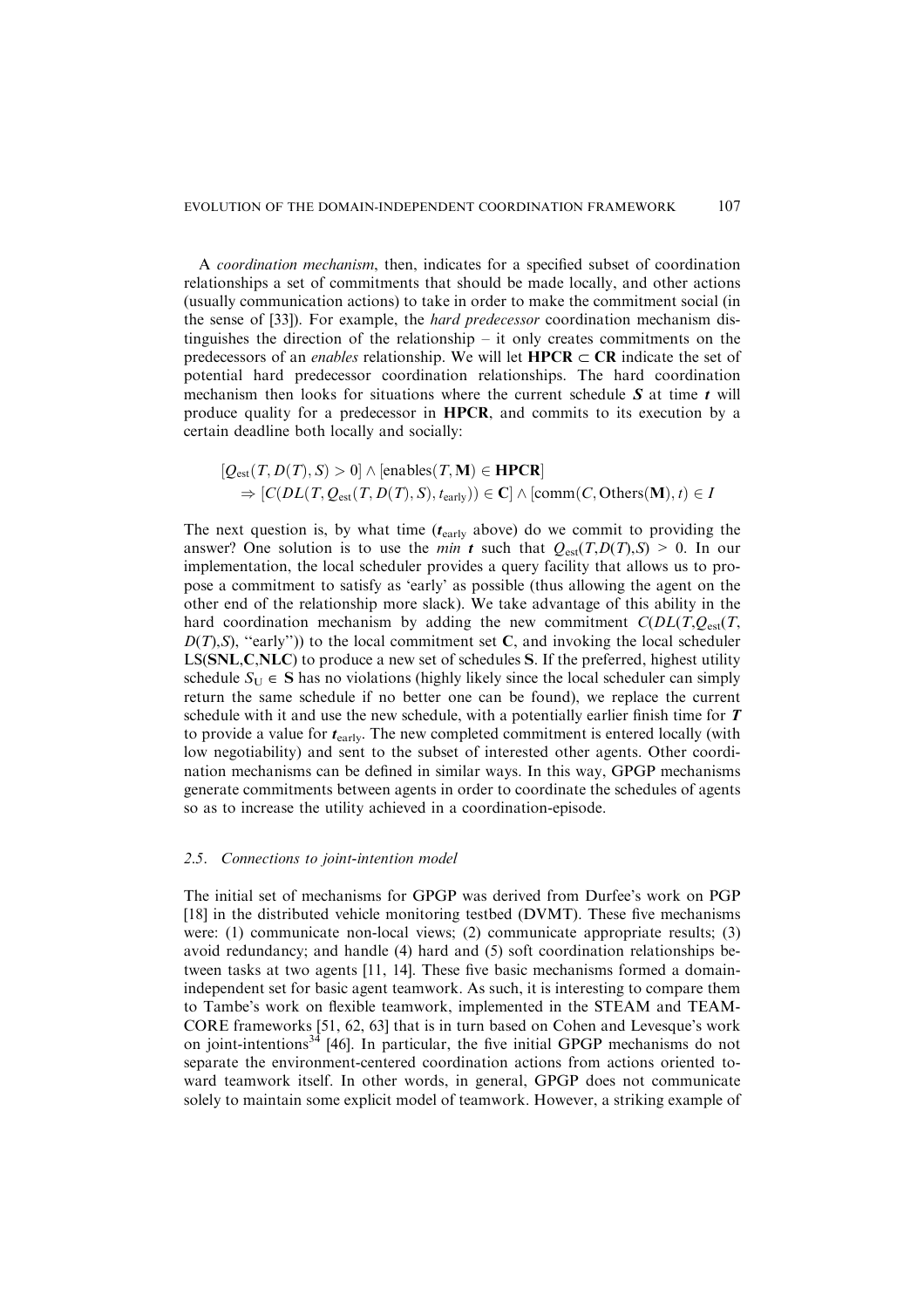A *coordination mechanism*, then, indicates for a specified subset of coordination relationships a set of commitments that should be made locally, and other actions (usually communication actions) to take in order to make the commitment social (in the sense of [33]). For example, the *hard predecessor* coordination mechanism distinguishes the direction of the relationship – it only creates commitments on the predecessors of an *enables* relationship. We will let $\mathbf{HPCR} \subset \mathbf{CR}$ indicate the set of potential hard predecessor coordination relationships. The hard coordination mechanism then looks for situations where the current schedule $\boldsymbol{S}$ at time $\boldsymbol{t}$ will produce quality for a predecessor in **HPCR**, and commits to its execution by a certain deadline both locally and socially:

$$[Q_{\text{est}}(T, D(T), S) > 0] \wedge [\text{enables}(T, \mathbf{M}) \in \mathbf{HPCR}]$$
$$\Rightarrow [C(DL(T, Q_{\text{est}}(T, D(T), S), t_{\text{early}})) \in \mathbf{C}] \wedge [\text{comm}(C, \text{Others}(\mathbf{M}), t) \in I$$

The next question is, by what time ($\boldsymbol{t}_{\text{early}}$ above) do we commit to providing the answer? One solution is to use the *min* $\boldsymbol{t}$ such that $Q_{\text{est}}(T,D(T),S) > 0$. In our implementation, the local scheduler provides a query facility that allows us to propose a commitment to satisfy as 'early' as possible (thus allowing the agent on the other end of the relationship more slack). We take advantage of this ability in the hard coordination mechanism by adding the new commitment $C(DL(T,Q_{\text{est}}(T, D(T),S), \text{"early"}))$ to the local commitment set $\mathbf{C}$, and invoking the local scheduler $\text{LS}(\mathbf{SNL},\mathbf{C},\mathbf{NLC})$ to produce a new set of schedules $\mathbf{S}$. If the preferred, highest utility schedule $S_{\text{U}} \in \mathbf{S}$ has no violations (highly likely since the local scheduler can simply return the same schedule if no better one can be found), we replace the current schedule with it and use the new schedule, with a potentially earlier finish time for $\boldsymbol{T}$ to provide a value for $\boldsymbol{t}_{\text{early}}$. The new completed commitment is entered locally (with low negotiability) and sent to the subset of interested other agents. Other coordination mechanisms can be defined in similar ways. In this way, GPGP mechanisms generate commitments between agents in order to coordinate the schedules of agents so as to increase the utility achieved in a coordination-episode.

### 2.5. Connections to joint-intention model

The initial set of mechanisms for GPGP was derived from Durfee's work on PGP [18] in the distributed vehicle monitoring testbed (DVMT). These five mechanisms were: (1) communicate non-local views; (2) communicate appropriate results; (3) avoid redundancy; and handle (4) hard and (5) soft coordination relationships between tasks at two agents [11, 14]. These five basic mechanisms formed a domain-independent set for basic agent teamwork. As such, it is interesting to compare them to Tambe's work on flexible teamwork, implemented in the STEAM and TEAMCORE frameworks [51, 62, 63] that is in turn based on Cohen and Levesque's work on joint-intentions[34] [46]. In particular, the five initial GPGP mechanisms do not separate the environment-centered coordination actions from actions oriented toward teamwork itself. In other words, in general, GPGP does not communicate solely to maintain some explicit model of teamwork. However, a striking example of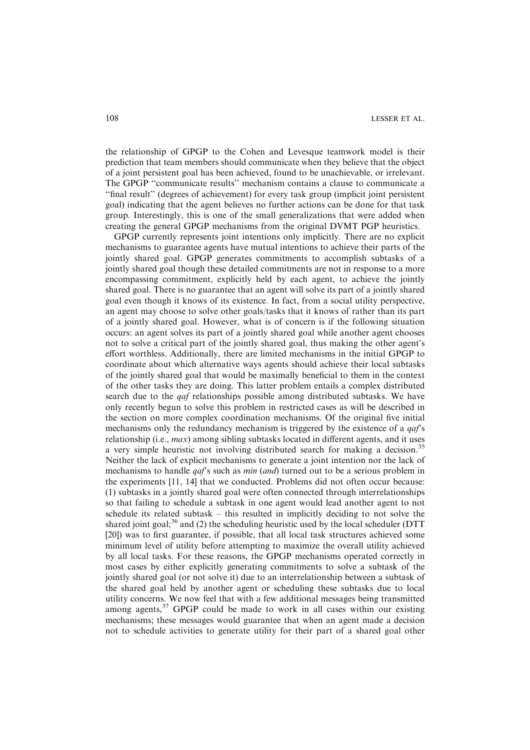the relationship of GPGP to the Cohen and Levesque teamwork model is their prediction that team members should communicate when they believe that the object of a joint persistent goal has been achieved, found to be unachievable, or irrelevant. The GPGP "communicate results" mechanism contains a clause to communicate a "final result" (degrees of achievement) for every task group (implicit joint persistent goal) indicating that the agent believes no further actions can be done for that task group. Interestingly, this is one of the small generalizations that were added when creating the general GPGP mechanisms from the original DVMT PGP heuristics.

GPGP currently represents joint intentions only implicitly. There are no explicit mechanisms to guarantee agents have mutual intentions to achieve their parts of the jointly shared goal. GPGP generates commitments to accomplish subtasks of a jointly shared goal though these detailed commitments are not in response to a more encompassing commitment, explicitly held by each agent, to achieve the jointly shared goal. There is no guarantee that an agent will solve its part of a jointly shared goal even though it knows of its existence. In fact, from a social utility perspective, an agent may choose to solve other goals/tasks that it knows of rather than its part of a jointly shared goal. However, what is of concern is if the following situation occurs: an agent solves its part of a jointly shared goal while another agent chooses not to solve a critical part of the jointly shared goal, thus making the other agent's effort worthless. Additionally, there are limited mechanisms in the initial GPGP to coordinate about which alternative ways agents should achieve their local subtasks of the jointly shared goal that would be maximally beneficial to them in the context of the other tasks they are doing. This latter problem entails a complex distributed search due to the *qaf* relationships possible among distributed subtasks. We have only recently begun to solve this problem in restricted cases as will be described in the section on more complex coordination mechanisms. Of the original five initial mechanisms only the redundancy mechanism is triggered by the existence of a *qaf*'s relationship (i.e., *max*) among sibling subtasks located in different agents, and it uses a very simple heuristic not involving distributed search for making a decision.[35] Neither the lack of explicit mechanisms to generate a joint intention nor the lack of mechanisms to handle *qaf*'s such as *min* (*and*) turned out to be a serious problem in the experiments [11, 14] that we conducted. Problems did not often occur because: (1) subtasks in a jointly shared goal were often connected through interrelationships so that failing to schedule a subtask in one agent would lead another agent to not schedule its related subtask – this resulted in implicitly deciding to not solve the shared joint goal;[36] and (2) the scheduling heuristic used by the local scheduler (DTT [20]) was to first guarantee, if possible, that all local task structures achieved some minimum level of utility before attempting to maximize the overall utility achieved by all local tasks. For these reasons, the GPGP mechanisms operated correctly in most cases by either explicitly generating commitments to solve a subtask of the jointly shared goal (or not solve it) due to an interrelationship between a subtask of the shared goal held by another agent or scheduling these subtasks due to local utility concerns. We now feel that with a few additional messages being transmitted among agents,[37] GPGP could be made to work in all cases within our existing mechanisms; these messages would guarantee that when an agent made a decision not to schedule activities to generate utility for their part of a shared goal other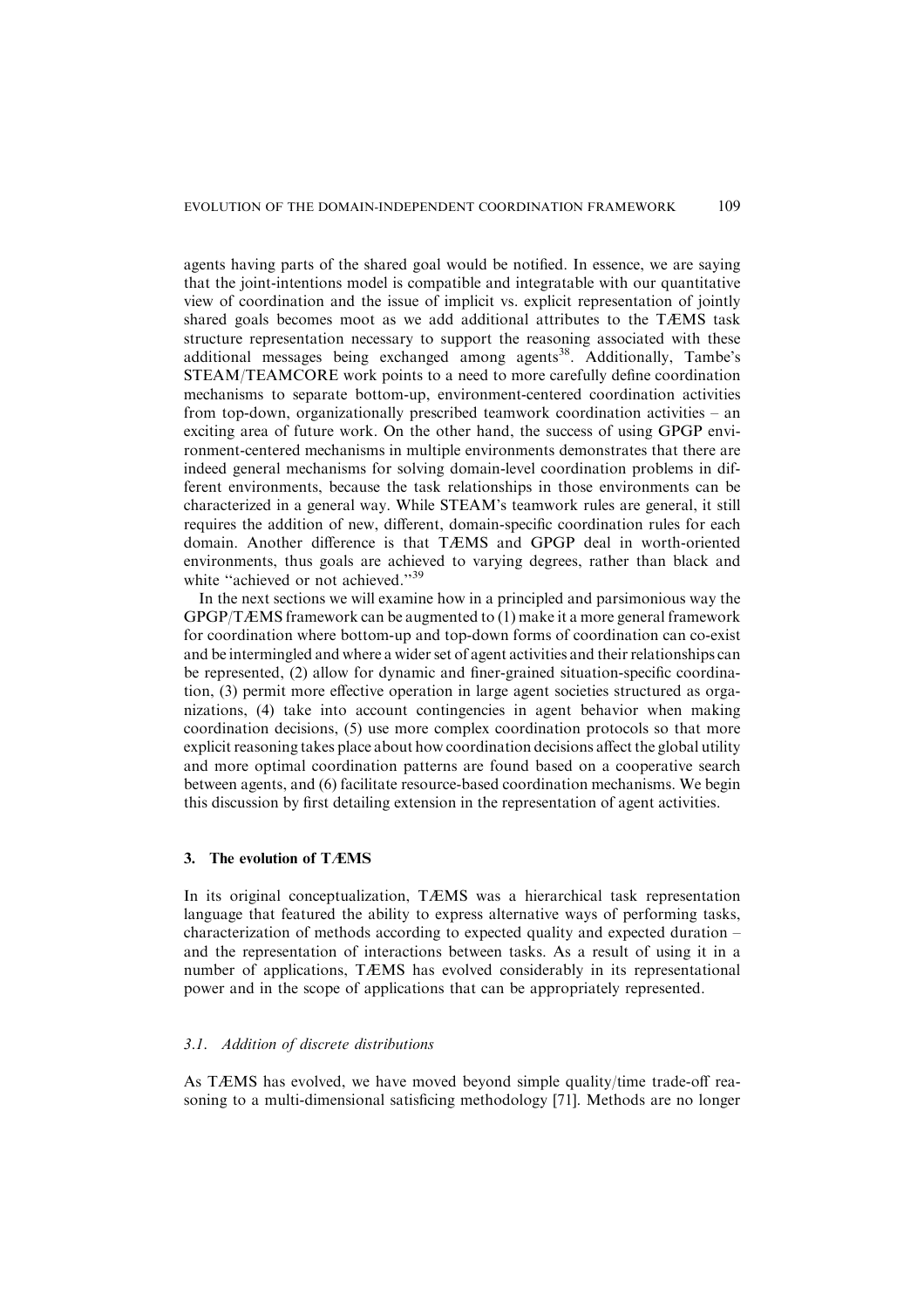agents having parts of the shared goal would be notified. In essence, we are saying that the joint-intentions model is compatible and integratable with our quantitative view of coordination and the issue of implicit vs. explicit representation of jointly shared goals becomes moot as we add additional attributes to the TÆMS task structure representation necessary to support the reasoning associated with these additional messages being exchanged among agents[38]. Additionally, Tambe's STEAM/TEAMCORE work points to a need to more carefully define coordination mechanisms to separate bottom-up, environment-centered coordination activities from top-down, organizationally prescribed teamwork coordination activities – an exciting area of future work. On the other hand, the success of using GPGP environment-centered mechanisms in multiple environments demonstrates that there are indeed general mechanisms for solving domain-level coordination problems in different environments, because the task relationships in those environments can be characterized in a general way. While STEAM's teamwork rules are general, it still requires the addition of new, different, domain-specific coordination rules for each domain. Another difference is that TÆMS and GPGP deal in worth-oriented environments, thus goals are achieved to varying degrees, rather than black and white "achieved or not achieved."[39]

In the next sections we will examine how in a principled and parsimonious way the GPGP/TÆMS framework can be augmented to (1) make it a more general framework for coordination where bottom-up and top-down forms of coordination can co-exist and be intermingled and where a wider set of agent activities and their relationships can be represented, (2) allow for dynamic and finer-grained situation-specific coordination, (3) permit more effective operation in large agent societies structured as organizations, (4) take into account contingencies in agent behavior when making coordination decisions, (5) use more complex coordination protocols so that more explicit reasoning takes place about how coordination decisions affect the global utility and more optimal coordination patterns are found based on a cooperative search between agents, and (6) facilitate resource-based coordination mechanisms. We begin this discussion by first detailing extension in the representation of agent activities.

## 3. The evolution of TÆMS

In its original conceptualization, TÆMS was a hierarchical task representation language that featured the ability to express alternative ways of performing tasks, characterization of methods according to expected quality and expected duration – and the representation of interactions between tasks. As a result of using it in a number of applications, TÆMS has evolved considerably in its representational power and in the scope of applications that can be appropriately represented.

### *3.1. Addition of discrete distributions*

As TÆMS has evolved, we have moved beyond simple quality/time trade-off reasoning to a multi-dimensional satisficing methodology [71]. Methods are no longer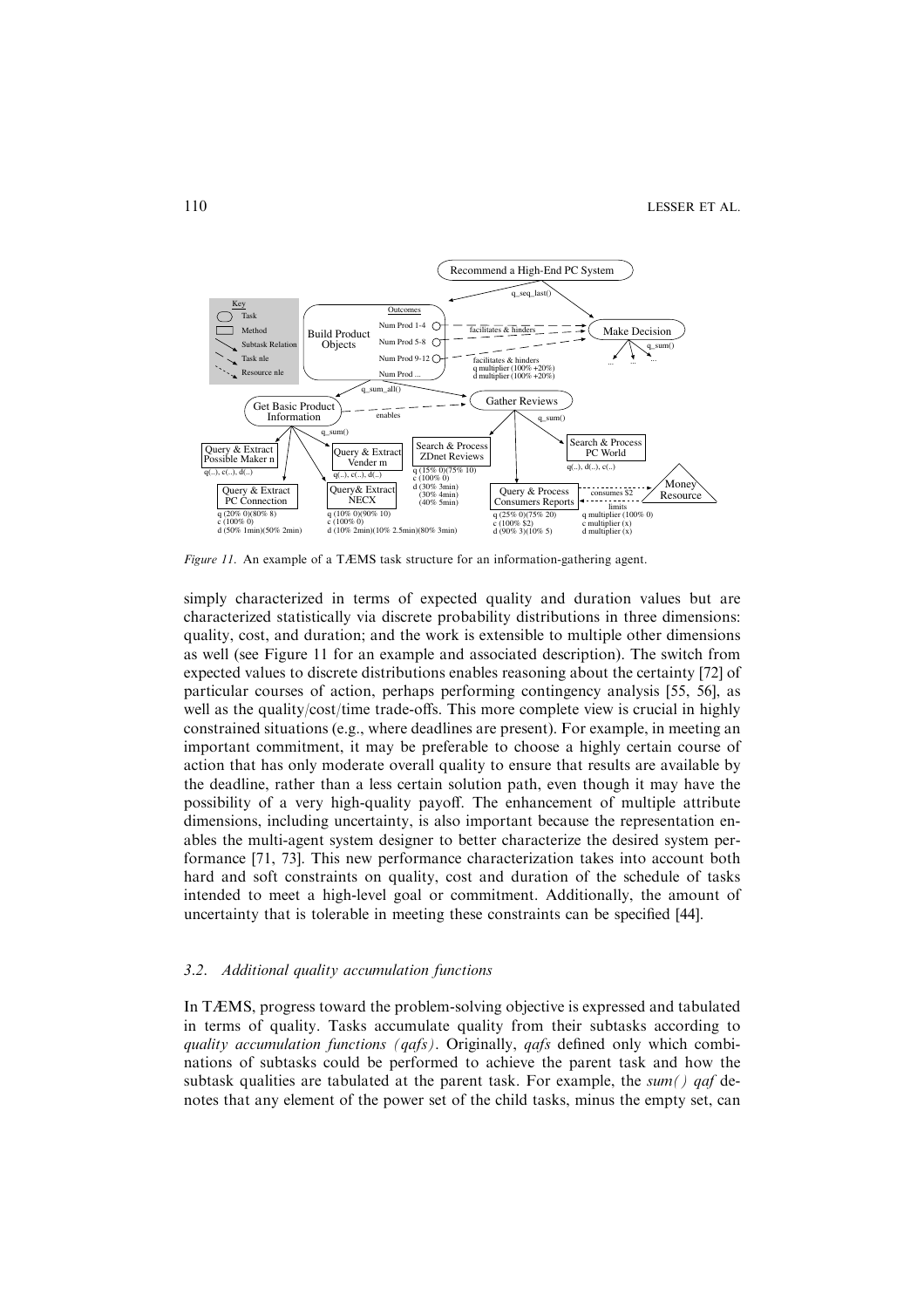*Figure 11.* An example of a TÆMS task structure for an information-gathering agent.

simply characterized in terms of expected quality and duration values but are characterized statistically via discrete probability distributions in three dimensions: quality, cost, and duration; and the work is extensible to multiple other dimensions as well (see Figure 11 for an example and associated description). The switch from expected values to discrete distributions enables reasoning about the certainty [72] of particular courses of action, perhaps performing contingency analysis [55, 56], as well as the quality/cost/time trade-offs. This more complete view is crucial in highly constrained situations (e.g., where deadlines are present). For example, in meeting an important commitment, it may be preferable to choose a highly certain course of action that has only moderate overall quality to ensure that results are available by the deadline, rather than a less certain solution path, even though it may have the possibility of a very high-quality payoff. The enhancement of multiple attribute dimensions, including uncertainty, is also important because the representation enables the multi-agent system designer to better characterize the desired system performance [71, 73]. This new performance characterization takes into account both hard and soft constraints on quality, cost and duration of the schedule of tasks intended to meet a high-level goal or commitment. Additionally, the amount of uncertainty that is tolerable in meeting these constraints can be specified [44].

### *3.2. Additional quality accumulation functions*

In TÆMS, progress toward the problem-solving objective is expressed and tabulated in terms of quality. Tasks accumulate quality from their subtasks according to *quality accumulation functions (qafs)*. Originally, *qafs* defined only which combinations of subtasks could be performed to achieve the parent task and how the subtask qualities are tabulated at the parent task. For example, the *sum() qaf* denotes that any element of the power set of the child tasks, minus the empty set, can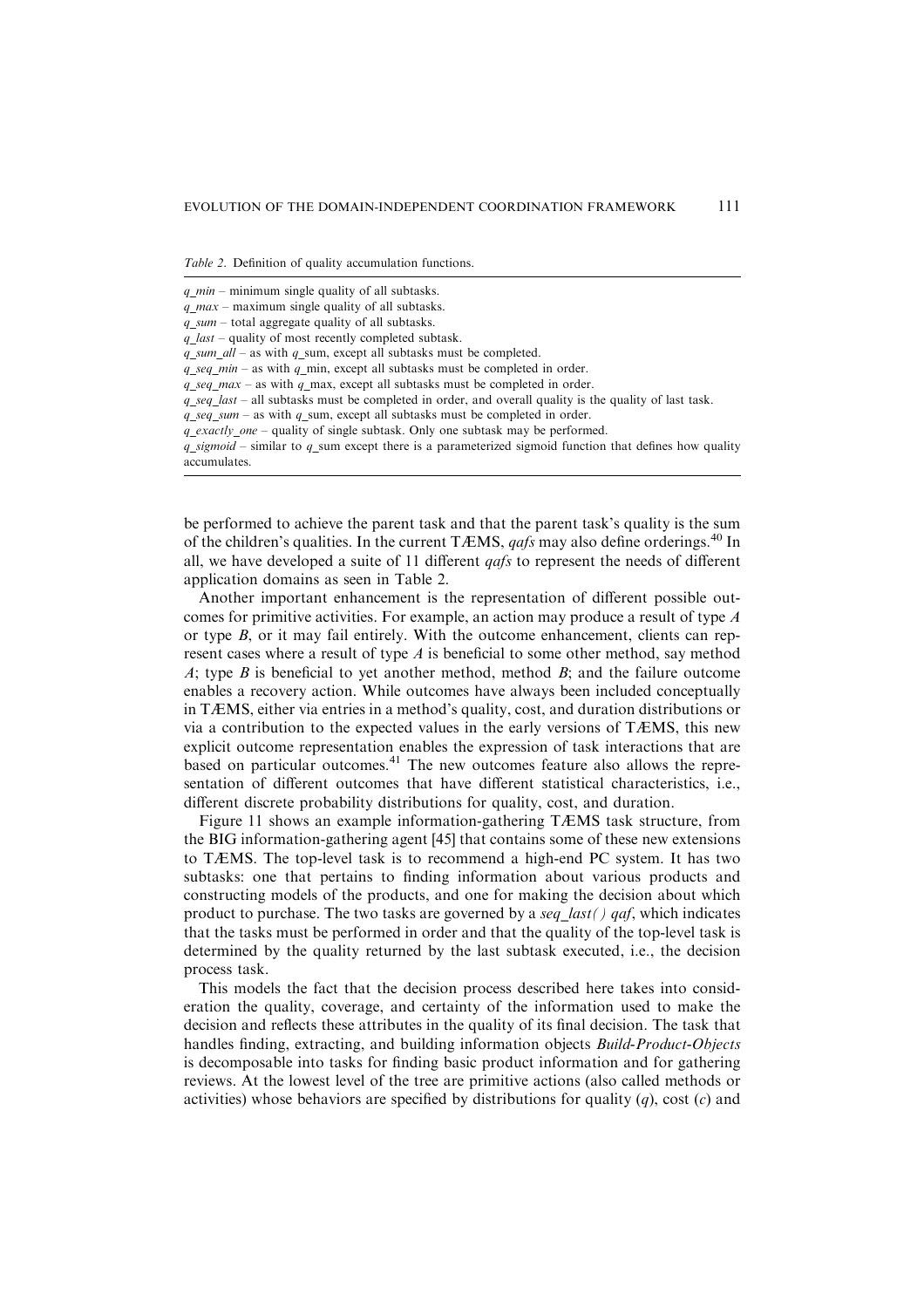*Table 2.* Definition of quality accumulation functions.

*q_min* – minimum single quality of all subtasks.
*q_max* – maximum single quality of all subtasks.
*q_sum* – total aggregate quality of all subtasks.
*q_last* – quality of most recently completed subtask.
*q_sum_all* – as with *q*_sum, except all subtasks must be completed.
*q_seq_min* – as with *q*_min, except all subtasks must be completed in order.
*q_seq_max* – as with *q*_max, except all subtasks must be completed in order.
*q_seq_last* – all subtasks must be completed in order, and overall quality is the quality of last task.
*q_seq_sum* – as with *q*_sum, except all subtasks must be completed in order.
*q_exactly_one* – quality of single subtask. Only one subtask may be performed.
*q_sigmoid* – similar to *q*_sum except there is a parameterized sigmoid function that defines how quality accumulates.

be performed to achieve the parent task and that the parent task's quality is the sum of the children's qualities. In the current TÆMS, *qafs* may also define orderings.[40] In all, we have developed a suite of 11 different *qafs* to represent the needs of different application domains as seen in Table 2.

Another important enhancement is the representation of different possible outcomes for primitive activities. For example, an action may produce a result of type *A* or type *B*, or it may fail entirely. With the outcome enhancement, clients can represent cases where a result of type *A* is beneficial to some other method, say method *A*; type *B* is beneficial to yet another method, method *B*; and the failure outcome enables a recovery action. While outcomes have always been included conceptually in TÆMS, either via entries in a method's quality, cost, and duration distributions or via a contribution to the expected values in the early versions of TÆMS, this new explicit outcome representation enables the expression of task interactions that are based on particular outcomes.[41] The new outcomes feature also allows the representation of different outcomes that have different statistical characteristics, i.e., different discrete probability distributions for quality, cost, and duration.

Figure 11 shows an example information-gathering TÆMS task structure, from the BIG information-gathering agent [45] that contains some of these new extensions to TÆMS. The top-level task is to recommend a high-end PC system. It has two subtasks: one that pertains to finding information about various products and constructing models of the products, and one for making the decision about which product to purchase. The two tasks are governed by a *seq_last()* *qaf*, which indicates that the tasks must be performed in order and that the quality of the top-level task is determined by the quality returned by the last subtask executed, i.e., the decision process task.

This models the fact that the decision process described here takes into consideration the quality, coverage, and certainty of the information used to make the decision and reflects these attributes in the quality of its final decision. The task that handles finding, extracting, and building information objects *Build-Product-Objects* is decomposable into tasks for finding basic product information and for gathering reviews. At the lowest level of the tree are primitive actions (also called methods or activities) whose behaviors are specified by distributions for quality ($q$), cost ($c$) and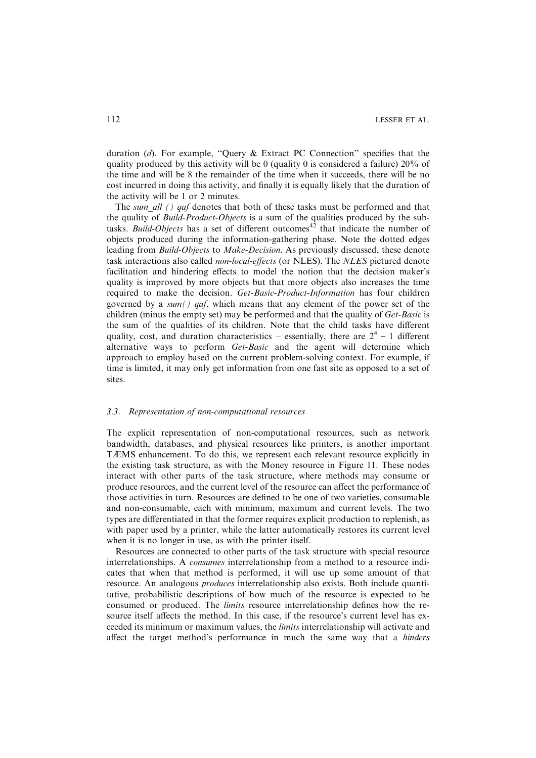duration (*d*). For example, "Query & Extract PC Connection" specifies that the quality produced by this activity will be 0 (quality 0 is considered a failure) 20% of the time and will be 8 the remainder of the time when it succeeds, there will be no cost incurred in doing this activity, and finally it is equally likely that the duration of the activity will be 1 or 2 minutes.

The *sum_all ()* *qaf* denotes that both of these tasks must be performed and that the quality of *Build-Product-Objects* is a sum of the qualities produced by the subtasks. *Build-Objects* has a set of different outcomes[42] that indicate the number of objects produced during the information-gathering phase. Note the dotted edges leading from *Build-Objects* to *Make-Decision*. As previously discussed, these denote task interactions also called *non-local-effects* (or NLES). The *NLES* pictured denote facilitation and hindering effects to model the notion that the decision maker's quality is improved by more objects but that more objects also increases the time required to make the decision. *Get-Basic-Product-Information* has four children governed by a *sum()* *qaf*, which means that any element of the power set of the children (minus the empty set) may be performed and that the quality of *Get-Basic* is the sum of the qualities of its children. Note that the child tasks have different quality, cost, and duration characteristics – essentially, there are $2^4 - 1$ different alternative ways to perform *Get-Basic* and the agent will determine which approach to employ based on the current problem-solving context. For example, if time is limited, it may only get information from one fast site as opposed to a set of sites.

### 3.3. Representation of non-computational resources

The explicit representation of non-computational resources, such as network bandwidth, databases, and physical resources like printers, is another important TÆMS enhancement. To do this, we represent each relevant resource explicitly in the existing task structure, as with the Money resource in Figure 11. These nodes interact with other parts of the task structure, where methods may consume or produce resources, and the current level of the resource can affect the performance of those activities in turn. Resources are defined to be one of two varieties, consumable and non-consumable, each with minimum, maximum and current levels. The two types are differentiated in that the former requires explicit production to replenish, as with paper used by a printer, while the latter automatically restores its current level when it is no longer in use, as with the printer itself.

Resources are connected to other parts of the task structure with special resource interrelationships. A *consumes* interrelationship from a method to a resource indicates that when that method is performed, it will use up some amount of that resource. An analogous *produces* interrelationship also exists. Both include quantitative, probabilistic descriptions of how much of the resource is expected to be consumed or produced. The *limits* resource interrelationship defines how the resource itself affects the method. In this case, if the resource's current level has exceeded its minimum or maximum values, the *limits* interrelationship will activate and affect the target method's performance in much the same way that a *hinders*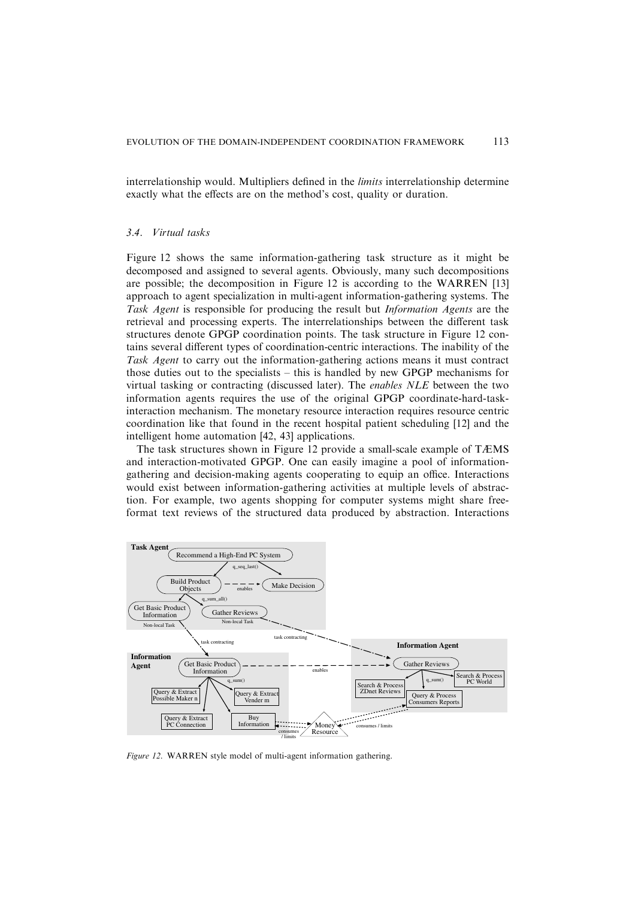interrelationship would. Multipliers defined in the *limits* interrelationship determine exactly what the effects are on the method's cost, quality or duration.

### 3.4. Virtual tasks

Figure 12 shows the same information-gathering task structure as it might be decomposed and assigned to several agents. Obviously, many such decompositions are possible; the decomposition in Figure 12 is according to the WARREN [13] approach to agent specialization in multi-agent information-gathering systems. The *Task Agent* is responsible for producing the result but *Information Agents* are the retrieval and processing experts. The interrelationships between the different task structures denote GPGP coordination points. The task structure in Figure 12 contains several different types of coordination-centric interactions. The inability of the *Task Agent* to carry out the information-gathering actions means it must contract those duties out to the specialists – this is handled by new GPGP mechanisms for virtual tasking or contracting (discussed later). The *enables NLE* between the two information agents requires the use of the original GPGP coordinate-hard-task-interaction mechanism. The monetary resource interaction requires resource centric coordination like that found in the recent hospital patient scheduling [12] and the intelligent home automation [42, 43] applications.

The task structures shown in Figure 12 provide a small-scale example of TÆMS and interaction-motivated GPGP. One can easily imagine a pool of information-gathering and decision-making agents cooperating to equip an office. Interactions would exist between information-gathering activities at multiple levels of abstraction. For example, two agents shopping for computer systems might share free-format text reviews of the structured data produced by abstraction. Interactions

*Figure 12.* WARREN style model of multi-agent information gathering.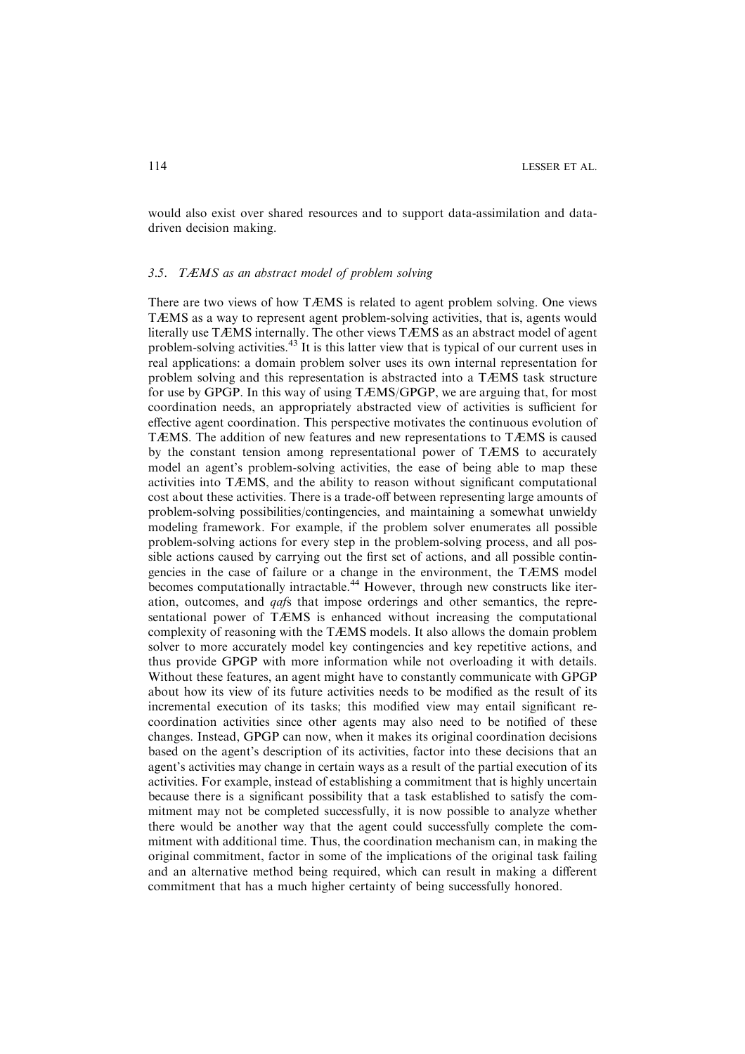would also exist over shared resources and to support data-assimilation and data-driven decision making.

### 3.5. TÆMS as an abstract model of problem solving

There are two views of how TÆMS is related to agent problem solving. One views TÆMS as a way to represent agent problem-solving activities, that is, agents would literally use TÆMS internally. The other views TÆMS as an abstract model of agent problem-solving activities.[43] It is this latter view that is typical of our current uses in real applications: a domain problem solver uses its own internal representation for problem solving and this representation is abstracted into a TÆMS task structure for use by GPGP. In this way of using TÆMS/GPGP, we are arguing that, for most coordination needs, an appropriately abstracted view of activities is sufficient for effective agent coordination. This perspective motivates the continuous evolution of TÆMS. The addition of new features and new representations to TÆMS is caused by the constant tension among representational power of TÆMS to accurately model an agent's problem-solving activities, the ease of being able to map these activities into TÆMS, and the ability to reason without significant computational cost about these activities. There is a trade-off between representing large amounts of problem-solving possibilities/contingencies, and maintaining a somewhat unwieldy modeling framework. For example, if the problem solver enumerates all possible problem-solving actions for every step in the problem-solving process, and all possible actions caused by carrying out the first set of actions, and all possible contingencies in the case of failure or a change in the environment, the TÆMS model becomes computationally intractable.[44] However, through new constructs like iteration, outcomes, and *qaf*s that impose orderings and other semantics, the representational power of TÆMS is enhanced without increasing the computational complexity of reasoning with the TÆMS models. It also allows the domain problem solver to more accurately model key contingencies and key repetitive actions, and thus provide GPGP with more information while not overloading it with details. Without these features, an agent might have to constantly communicate with GPGP about how its view of its future activities needs to be modified as the result of its incremental execution of its tasks; this modified view may entail significant re-coordination activities since other agents may also need to be notified of these changes. Instead, GPGP can now, when it makes its original coordination decisions based on the agent's description of its activities, factor into these decisions that an agent's activities may change in certain ways as a result of the partial execution of its activities. For example, instead of establishing a commitment that is highly uncertain because there is a significant possibility that a task established to satisfy the commitment may not be completed successfully, it is now possible to analyze whether there would be another way that the agent could successfully complete the commitment with additional time. Thus, the coordination mechanism can, in making the original commitment, factor in some of the implications of the original task failing and an alternative method being required, which can result in making a different commitment that has a much higher certainty of being successfully honored.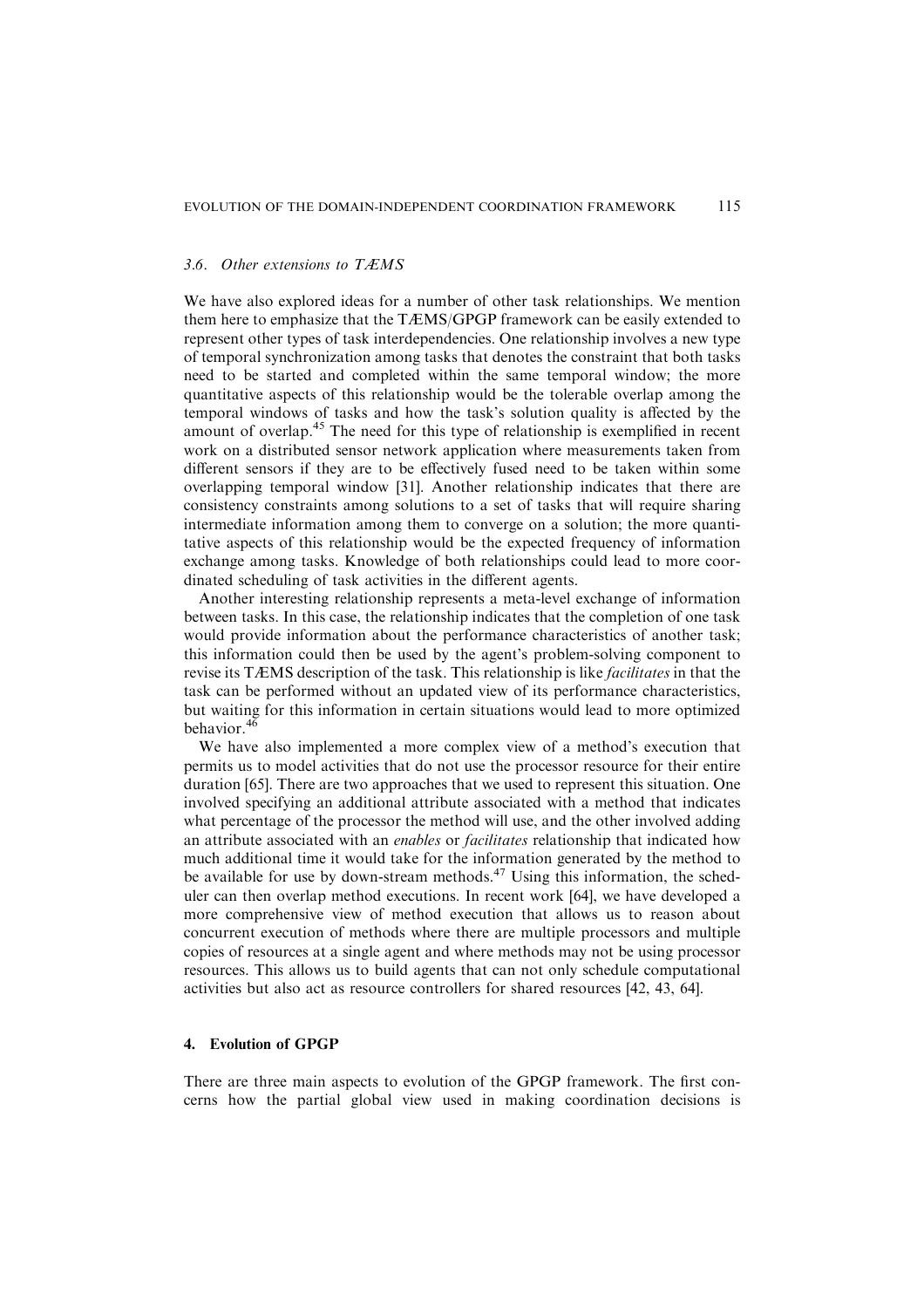### 3.6. Other extensions to TÆMS

We have also explored ideas for a number of other task relationships. We mention them here to emphasize that the TÆMS/GPGP framework can be easily extended to represent other types of task interdependencies. One relationship involves a new type of temporal synchronization among tasks that denotes the constraint that both tasks need to be started and completed within the same temporal window; the more quantitative aspects of this relationship would be the tolerable overlap among the temporal windows of tasks and how the task's solution quality is affected by the amount of overlap.[45] The need for this type of relationship is exemplified in recent work on a distributed sensor network application where measurements taken from different sensors if they are to be effectively fused need to be taken within some overlapping temporal window [31]. Another relationship indicates that there are consistency constraints among solutions to a set of tasks that will require sharing intermediate information among them to converge on a solution; the more quantitative aspects of this relationship would be the expected frequency of information exchange among tasks. Knowledge of both relationships could lead to more coordinated scheduling of task activities in the different agents.

Another interesting relationship represents a meta-level exchange of information between tasks. In this case, the relationship indicates that the completion of one task would provide information about the performance characteristics of another task; this information could then be used by the agent's problem-solving component to revise its TÆMS description of the task. This relationship is like *facilitates* in that the task can be performed without an updated view of its performance characteristics, but waiting for this information in certain situations would lead to more optimized behavior.[46]

We have also implemented a more complex view of a method's execution that permits us to model activities that do not use the processor resource for their entire duration [65]. There are two approaches that we used to represent this situation. One involved specifying an additional attribute associated with a method that indicates what percentage of the processor the method will use, and the other involved adding an attribute associated with an *enables* or *facilitates* relationship that indicated how much additional time it would take for the information generated by the method to be available for use by down-stream methods.[47] Using this information, the scheduler can then overlap method executions. In recent work [64], we have developed a more comprehensive view of method execution that allows us to reason about concurrent execution of methods where there are multiple processors and multiple copies of resources at a single agent and where methods may not be using processor resources. This allows us to build agents that can not only schedule computational activities but also act as resource controllers for shared resources [42, 43, 64].

## 4. Evolution of GPGP

There are three main aspects to evolution of the GPGP framework. The first concerns how the partial global view used in making coordination decisions is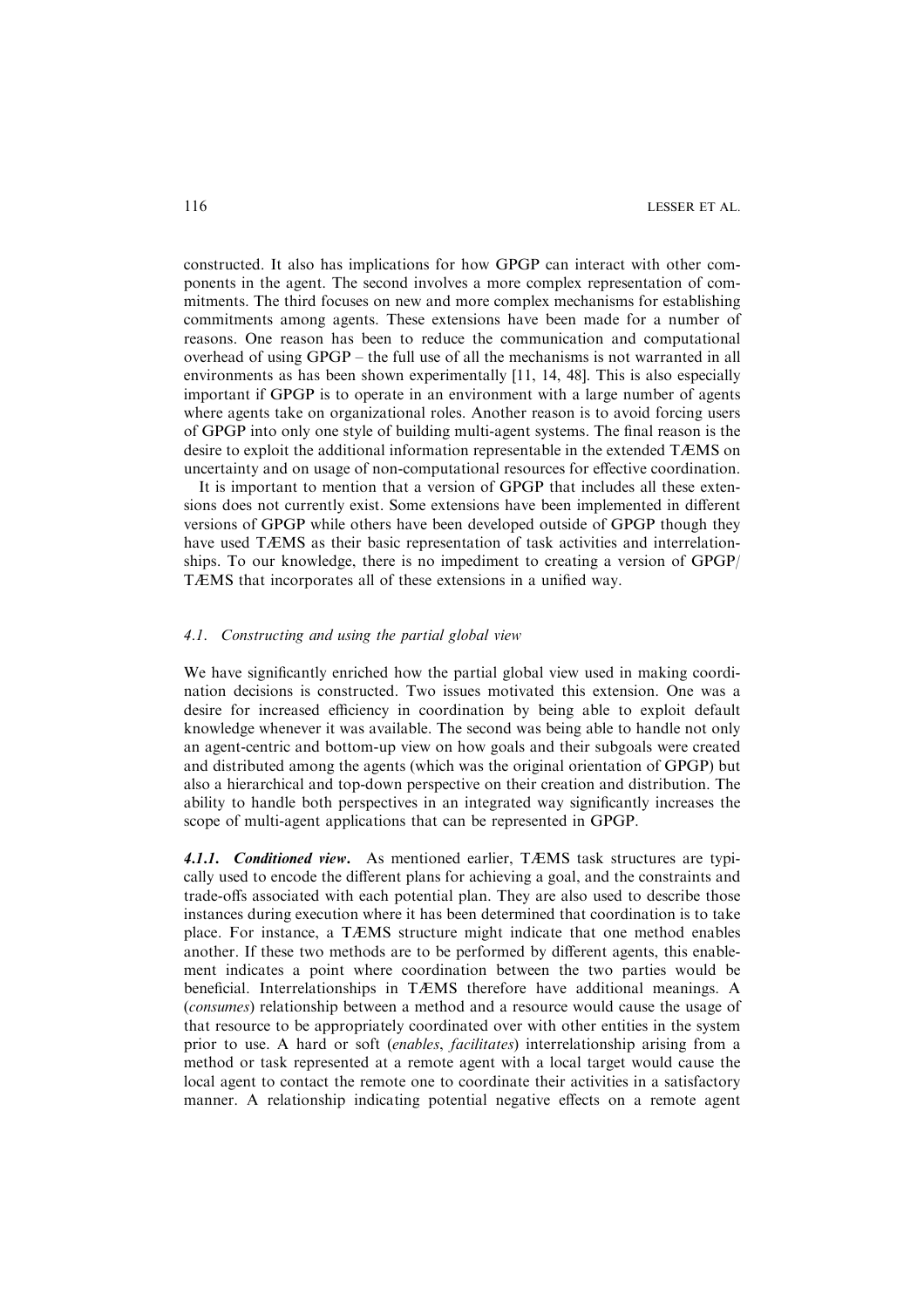constructed. It also has implications for how GPGP can interact with other components in the agent. The second involves a more complex representation of commitments. The third focuses on new and more complex mechanisms for establishing commitments among agents. These extensions have been made for a number of reasons. One reason has been to reduce the communication and computational overhead of using GPGP – the full use of all the mechanisms is not warranted in all environments as has been shown experimentally [11, 14, 48]. This is also especially important if GPGP is to operate in an environment with a large number of agents where agents take on organizational roles. Another reason is to avoid forcing users of GPGP into only one style of building multi-agent systems. The final reason is the desire to exploit the additional information representable in the extended TÆMS on uncertainty and on usage of non-computational resources for effective coordination.

It is important to mention that a version of GPGP that includes all these extensions does not currently exist. Some extensions have been implemented in different versions of GPGP while others have been developed outside of GPGP though they have used TÆMS as their basic representation of task activities and interrelationships. To our knowledge, there is no impediment to creating a version of GPGP/TÆMS that incorporates all of these extensions in a unified way.

### *4.1. Constructing and using the partial global view*

We have significantly enriched how the partial global view used in making coordination decisions is constructed. Two issues motivated this extension. One was a desire for increased efficiency in coordination by being able to exploit default knowledge whenever it was available. The second was being able to handle not only an agent-centric and bottom-up view on how goals and their subgoals were created and distributed among the agents (which was the original orientation of GPGP) but also a hierarchical and top-down perspective on their creation and distribution. The ability to handle both perspectives in an integrated way significantly increases the scope of multi-agent applications that can be represented in GPGP.

***4.1.1. Conditioned view*.** As mentioned earlier, TÆMS task structures are typically used to encode the different plans for achieving a goal, and the constraints and trade-offs associated with each potential plan. They are also used to describe those instances during execution where it has been determined that coordination is to take place. For instance, a TÆMS structure might indicate that one method enables another. If these two methods are to be performed by different agents, this enablement indicates a point where coordination between the two parties would be beneficial. Interrelationships in TÆMS therefore have additional meanings. A (*consumes*) relationship between a method and a resource would cause the usage of that resource to be appropriately coordinated over with other entities in the system prior to use. A hard or soft (*enables*, *facilitates*) interrelationship arising from a method or task represented at a remote agent with a local target would cause the local agent to contact the remote one to coordinate their activities in a satisfactory manner. A relationship indicating potential negative effects on a remote agent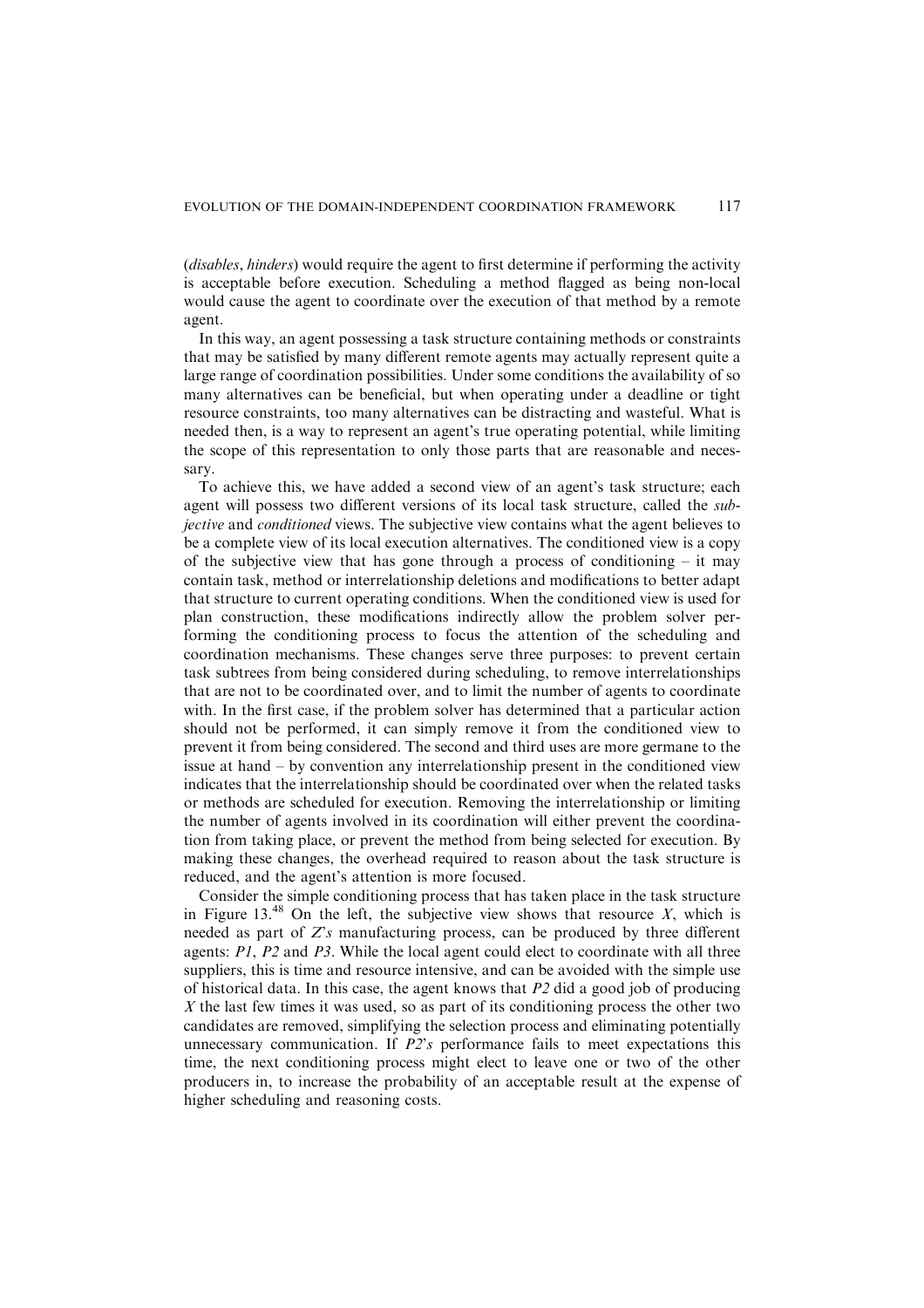(*disables*, *hinders*) would require the agent to first determine if performing the activity is acceptable before execution. Scheduling a method flagged as being non-local would cause the agent to coordinate over the execution of that method by a remote agent.

In this way, an agent possessing a task structure containing methods or constraints that may be satisfied by many different remote agents may actually represent quite a large range of coordination possibilities. Under some conditions the availability of so many alternatives can be beneficial, but when operating under a deadline or tight resource constraints, too many alternatives can be distracting and wasteful. What is needed then, is a way to represent an agent's true operating potential, while limiting the scope of this representation to only those parts that are reasonable and necessary.

To achieve this, we have added a second view of an agent's task structure; each agent will possess two different versions of its local task structure, called the *subjective* and *conditioned* views. The subjective view contains what the agent believes to be a complete view of its local execution alternatives. The conditioned view is a copy of the subjective view that has gone through a process of conditioning – it may contain task, method or interrelationship deletions and modifications to better adapt that structure to current operating conditions. When the conditioned view is used for plan construction, these modifications indirectly allow the problem solver performing the conditioning process to focus the attention of the scheduling and coordination mechanisms. These changes serve three purposes: to prevent certain task subtrees from being considered during scheduling, to remove interrelationships that are not to be coordinated over, and to limit the number of agents to coordinate with. In the first case, if the problem solver has determined that a particular action should not be performed, it can simply remove it from the conditioned view to prevent it from being considered. The second and third uses are more germane to the issue at hand – by convention any interrelationship present in the conditioned view indicates that the interrelationship should be coordinated over when the related tasks or methods are scheduled for execution. Removing the interrelationship or limiting the number of agents involved in its coordination will either prevent the coordination from taking place, or prevent the method from being selected for execution. By making these changes, the overhead required to reason about the task structure is reduced, and the agent's attention is more focused.

Consider the simple conditioning process that has taken place in the task structure in Figure 13.[48] On the left, the subjective view shows that resource *X*, which is needed as part of *Z's* manufacturing process, can be produced by three different agents: *P1*, *P2* and *P3*. While the local agent could elect to coordinate with all three suppliers, this is time and resource intensive, and can be avoided with the simple use of historical data. In this case, the agent knows that *P2* did a good job of producing *X* the last few times it was used, so as part of its conditioning process the other two candidates are removed, simplifying the selection process and eliminating potentially unnecessary communication. If *P2's* performance fails to meet expectations this time, the next conditioning process might elect to leave one or two of the other producers in, to increase the probability of an acceptable result at the expense of higher scheduling and reasoning costs.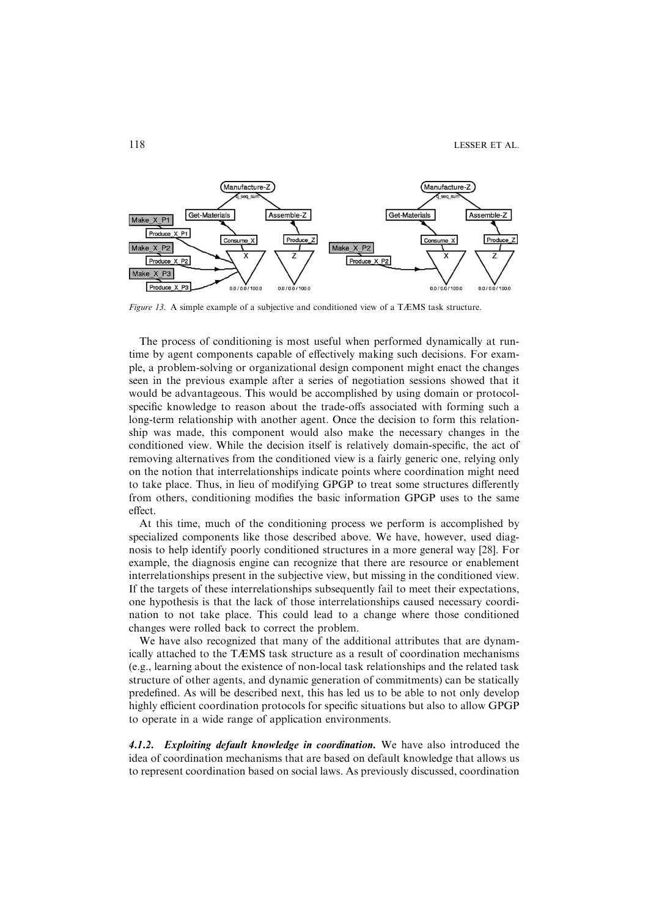*Figure 13.* A simple example of a subjective and conditioned view of a TÆMS task structure.

The process of conditioning is most useful when performed dynamically at run-time by agent components capable of effectively making such decisions. For example, a problem-solving or organizational design component might enact the changes seen in the previous example after a series of negotiation sessions showed that it would be advantageous. This would be accomplished by using domain or protocol-specific knowledge to reason about the trade-offs associated with forming such a long-term relationship with another agent. Once the decision to form this relationship was made, this component would also make the necessary changes in the conditioned view. While the decision itself is relatively domain-specific, the act of removing alternatives from the conditioned view is a fairly generic one, relying only on the notion that interrelationships indicate points where coordination might need to take place. Thus, in lieu of modifying GPGP to treat some structures differently from others, conditioning modifies the basic information GPGP uses to the same effect.

At this time, much of the conditioning process we perform is accomplished by specialized components like those described above. We have, however, used diagnosis to help identify poorly conditioned structures in a more general way [28]. For example, the diagnosis engine can recognize that there are resource or enablement interrelationships present in the subjective view, but missing in the conditioned view. If the targets of these interrelationships subsequently fail to meet their expectations, one hypothesis is that the lack of those interrelationships caused necessary coordination to not take place. This could lead to a change where those conditioned changes were rolled back to correct the problem.

We have also recognized that many of the additional attributes that are dynamically attached to the TÆMS task structure as a result of coordination mechanisms (e.g., learning about the existence of non-local task relationships and the related task structure of other agents, and dynamic generation of commitments) can be statically predefined. As will be described next, this has led us to be able to not only develop highly efficient coordination protocols for specific situations but also to allow GPGP to operate in a wide range of application environments.

#### *4.1.2. Exploiting default knowledge in coordination.*

We have also introduced the idea of coordination mechanisms that are based on default knowledge that allows us to represent coordination based on social laws. As previously discussed, coordination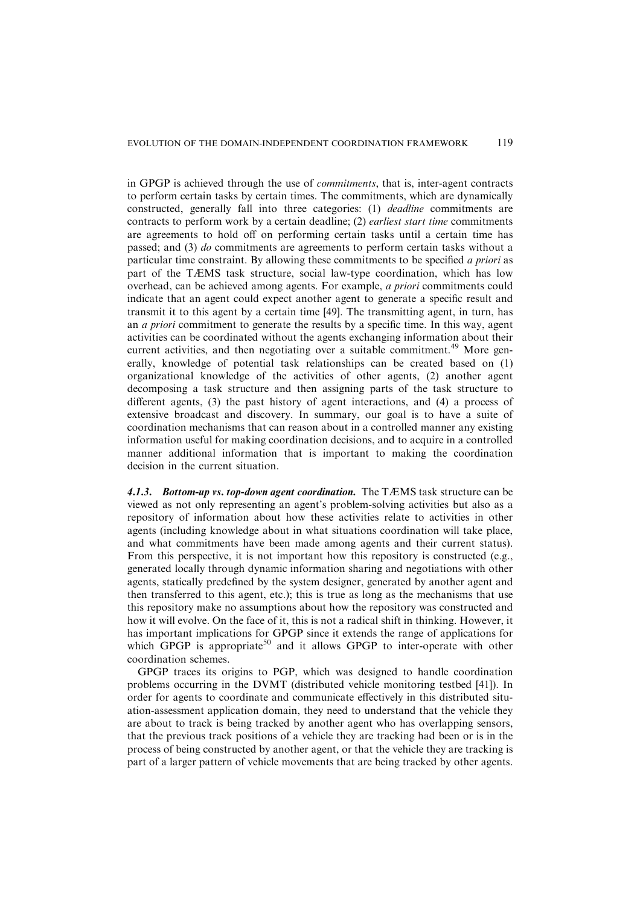in GPGP is achieved through the use of *commitments*, that is, inter-agent contracts to perform certain tasks by certain times. The commitments, which are dynamically constructed, generally fall into three categories: (1) *deadline* commitments are contracts to perform work by a certain deadline; (2) *earliest start time* commitments are agreements to hold off on performing certain tasks until a certain time has passed; and (3) *do* commitments are agreements to perform certain tasks without a particular time constraint. By allowing these commitments to be specified *a priori* as part of the TÆMS task structure, social law-type coordination, which has low overhead, can be achieved among agents. For example, *a priori* commitments could indicate that an agent could expect another agent to generate a specific result and transmit it to this agent by a certain time [49]. The transmitting agent, in turn, has an *a priori* commitment to generate the results by a specific time. In this way, agent activities can be coordinated without the agents exchanging information about their current activities, and then negotiating over a suitable commitment.[49] More generally, knowledge of potential task relationships can be created based on (1) organizational knowledge of the activities of other agents, (2) another agent decomposing a task structure and then assigning parts of the task structure to different agents, (3) the past history of agent interactions, and (4) a process of extensive broadcast and discovery. In summary, our goal is to have a suite of coordination mechanisms that can reason about in a controlled manner any existing information useful for making coordination decisions, and to acquire in a controlled manner additional information that is important to making the coordination decision in the current situation.

***4.1.3. Bottom-up vs. top-down agent coordination.*** The TÆMS task structure can be viewed as not only representing an agent's problem-solving activities but also as a repository of information about how these activities relate to activities in other agents (including knowledge about in what situations coordination will take place, and what commitments have been made among agents and their current status). From this perspective, it is not important how this repository is constructed (e.g., generated locally through dynamic information sharing and negotiations with other agents, statically predefined by the system designer, generated by another agent and then transferred to this agent, etc.); this is true as long as the mechanisms that use this repository make no assumptions about how the repository was constructed and how it will evolve. On the face of it, this is not a radical shift in thinking. However, it has important implications for GPGP since it extends the range of applications for which GPGP is appropriate[50] and it allows GPGP to inter-operate with other coordination schemes.

GPGP traces its origins to PGP, which was designed to handle coordination problems occurring in the DVMT (distributed vehicle monitoring testbed [41]). In order for agents to coordinate and communicate effectively in this distributed situation-assessment application domain, they need to understand that the vehicle they are about to track is being tracked by another agent who has overlapping sensors, that the previous track positions of a vehicle they are tracking had been or is in the process of being constructed by another agent, or that the vehicle they are tracking is part of a larger pattern of vehicle movements that are being tracked by other agents.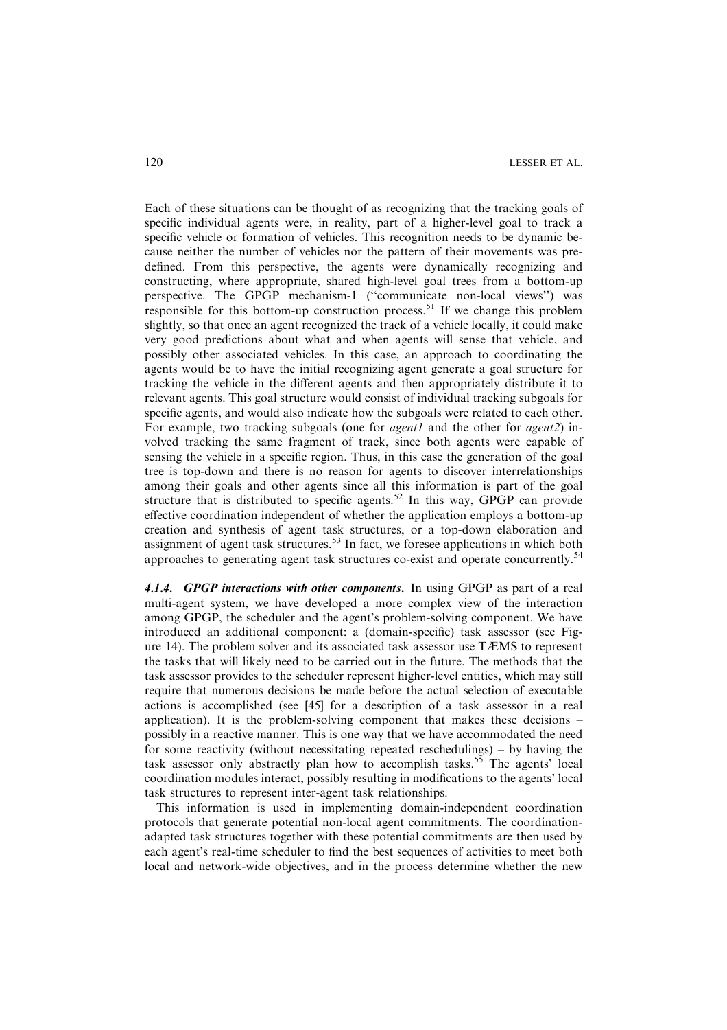Each of these situations can be thought of as recognizing that the tracking goals of specific individual agents were, in reality, part of a higher-level goal to track a specific vehicle or formation of vehicles. This recognition needs to be dynamic because neither the number of vehicles nor the pattern of their movements was predefined. From this perspective, the agents were dynamically recognizing and constructing, where appropriate, shared high-level goal trees from a bottom-up perspective. The GPGP mechanism-1 ("communicate non-local views") was responsible for this bottom-up construction process.[51] If we change this problem slightly, so that once an agent recognized the track of a vehicle locally, it could make very good predictions about what and when agents will sense that vehicle, and possibly other associated vehicles. In this case, an approach to coordinating the agents would be to have the initial recognizing agent generate a goal structure for tracking the vehicle in the different agents and then appropriately distribute it to relevant agents. This goal structure would consist of individual tracking subgoals for specific agents, and would also indicate how the subgoals were related to each other. For example, two tracking subgoals (one for *agent1* and the other for *agent2*) involved tracking the same fragment of track, since both agents were capable of sensing the vehicle in a specific region. Thus, in this case the generation of the goal tree is top-down and there is no reason for agents to discover interrelationships among their goals and other agents since all this information is part of the goal structure that is distributed to specific agents.[52] In this way, GPGP can provide effective coordination independent of whether the application employs a bottom-up creation and synthesis of agent task structures, or a top-down elaboration and assignment of agent task structures.[53] In fact, we foresee applications in which both approaches to generating agent task structures co-exist and operate concurrently.[54]

***4.1.4. GPGP interactions with other components***. In using GPGP as part of a real multi-agent system, we have developed a more complex view of the interaction among GPGP, the scheduler and the agent's problem-solving component. We have introduced an additional component: a (domain-specific) task assessor (see Figure 14). The problem solver and its associated task assessor use TÆMS to represent the tasks that will likely need to be carried out in the future. The methods that the task assessor provides to the scheduler represent higher-level entities, which may still require that numerous decisions be made before the actual selection of executable actions is accomplished (see [45] for a description of a task assessor in a real application). It is the problem-solving component that makes these decisions – possibly in a reactive manner. This is one way that we have accommodated the need for some reactivity (without necessitating repeated reschedulings) – by having the task assessor only abstractly plan how to accomplish tasks.[55] The agents' local coordination modules interact, possibly resulting in modifications to the agents' local task structures to represent inter-agent task relationships.

This information is used in implementing domain-independent coordination protocols that generate potential non-local agent commitments. The coordination-adapted task structures together with these potential commitments are then used by each agent's real-time scheduler to find the best sequences of activities to meet both local and network-wide objectives, and in the process determine whether the new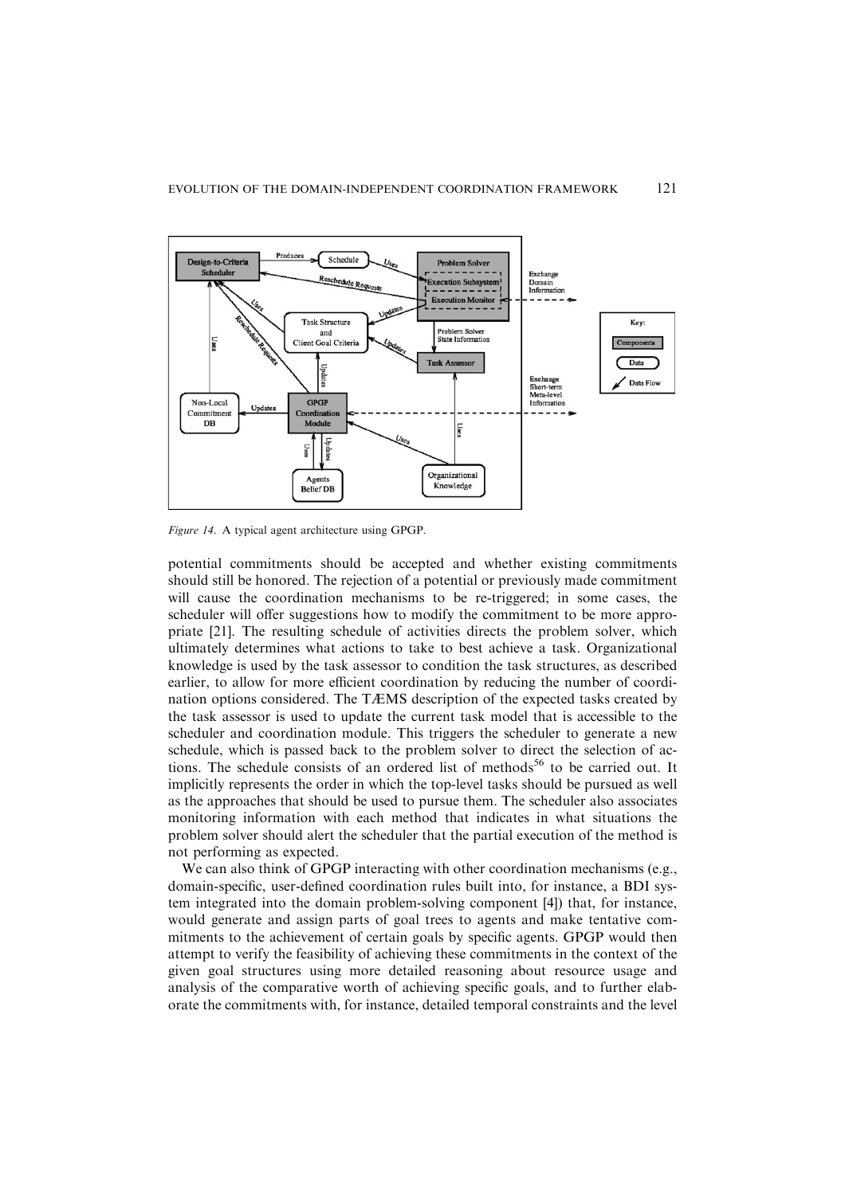Figure 14. A typical agent architecture using GPGP.

potential commitments should be accepted and whether existing commitments should still be honored. The rejection of a potential or previously made commitment will cause the coordination mechanisms to be re-triggered; in some cases, the scheduler will offer suggestions how to modify the commitment to be more appropriate [21]. The resulting schedule of activities directs the problem solver, which ultimately determines what actions to take to best achieve a task. Organizational knowledge is used by the task assessor to condition the task structures, as described earlier, to allow for more efficient coordination by reducing the number of coordination options considered. The TÆMS description of the expected tasks created by the task assessor is used to update the current task model that is accessible to the scheduler and coordination module. This triggers the scheduler to generate a new schedule, which is passed back to the problem solver to direct the selection of actions. The schedule consists of an ordered list of methods[56] to be carried out. It implicitly represents the order in which the top-level tasks should be pursued as well as the approaches that should be used to pursue them. The scheduler also associates monitoring information with each method that indicates in what situations the problem solver should alert the scheduler that the partial execution of the method is not performing as expected.

We can also think of GPGP interacting with other coordination mechanisms (e.g., domain-specific, user-defined coordination rules built into, for instance, a BDI system integrated into the domain problem-solving component [4]) that, for instance, would generate and assign parts of goal trees to agents and make tentative commitments to the achievement of certain goals by specific agents. GPGP would then attempt to verify the feasibility of achieving these commitments in the context of the given goal structures using more detailed reasoning about resource usage and analysis of the comparative worth of achieving specific goals, and to further elaborate the commitments with, for instance, detailed temporal constraints and the level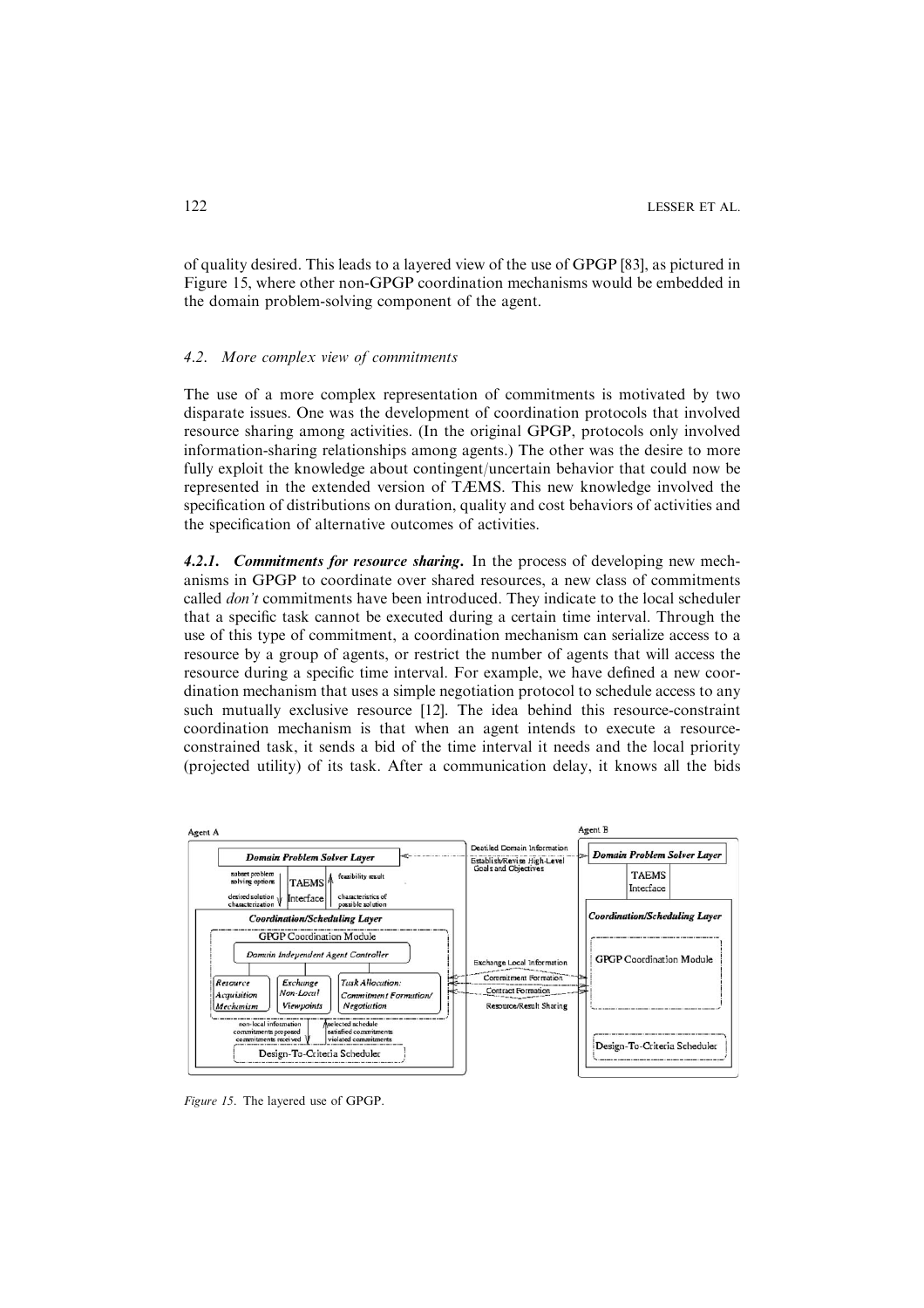of quality desired. This leads to a layered view of the use of GPGP [83], as pictured in Figure 15, where other non-GPGP coordination mechanisms would be embedded in the domain problem-solving component of the agent.

### 4.2. More complex view of commitments

The use of a more complex representation of commitments is motivated by two disparate issues. One was the development of coordination protocols that involved resource sharing among activities. (In the original GPGP, protocols only involved information-sharing relationships among agents.) The other was the desire to more fully exploit the knowledge about contingent/uncertain behavior that could now be represented in the extended version of TÆMS. This new knowledge involved the specification of distributions on duration, quality and cost behaviors of activities and the specification of alternative outcomes of activities.

***4.2.1. Commitments for resource sharing.*** In the process of developing new mechanisms in GPGP to coordinate over shared resources, a new class of commitments called *don't* commitments have been introduced. They indicate to the local scheduler that a specific task cannot be executed during a certain time interval. Through the use of this type of commitment, a coordination mechanism can serialize access to a resource by a group of agents, or restrict the number of agents that will access the resource during a specific time interval. For example, we have defined a new coordination mechanism that uses a simple negotiation protocol to schedule access to any such mutually exclusive resource [12]. The idea behind this resource-constraint coordination mechanism is that when an agent intends to execute a resource-constrained task, it sends a bid of the time interval it needs and the local priority (projected utility) of its task. After a communication delay, it knows all the bids

*Figure 15.* The layered use of GPGP.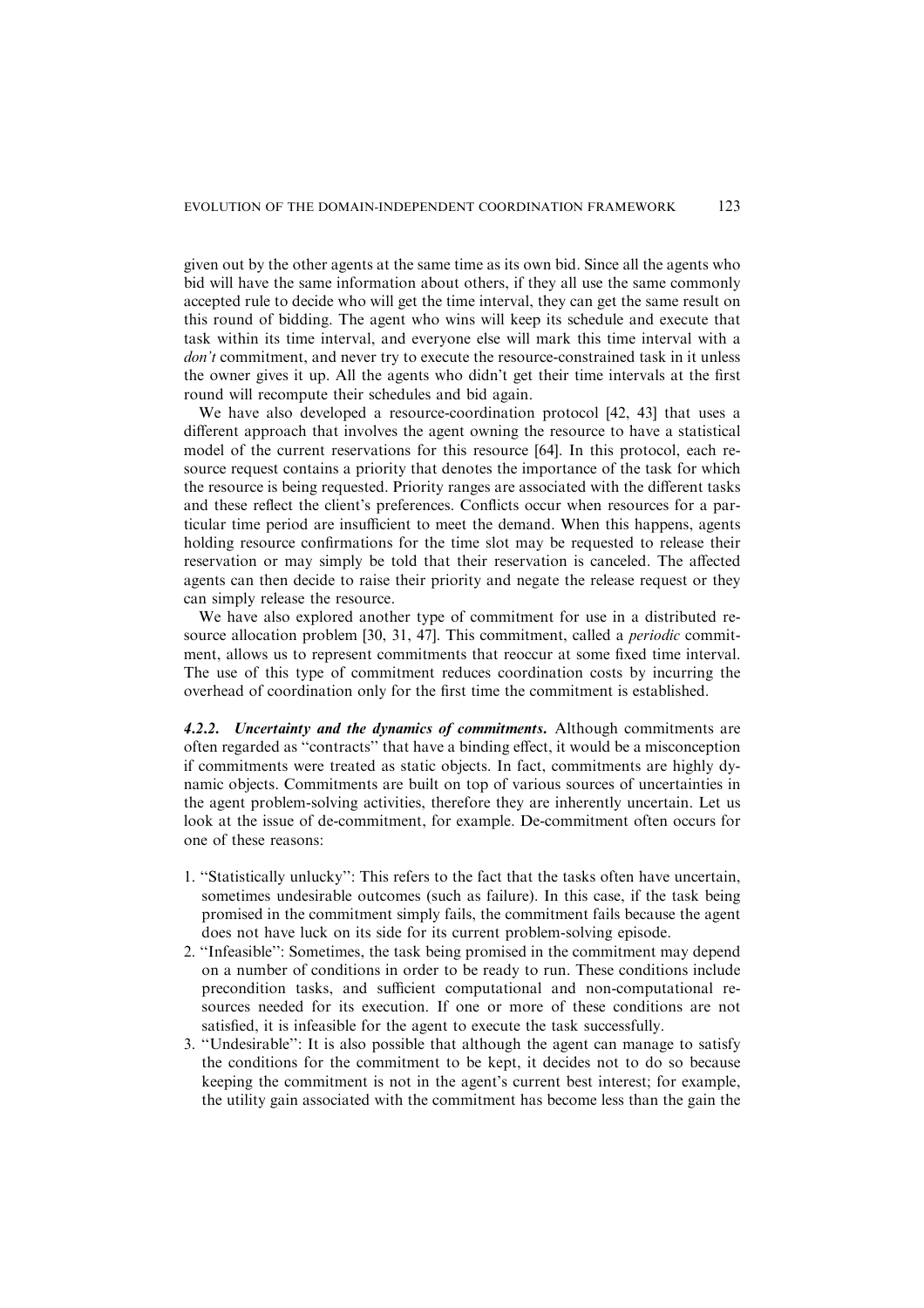given out by the other agents at the same time as its own bid. Since all the agents who bid will have the same information about others, if they all use the same commonly accepted rule to decide who will get the time interval, they can get the same result on this round of bidding. The agent who wins will keep its schedule and execute that task within its time interval, and everyone else will mark this time interval with a *don't* commitment, and never try to execute the resource-constrained task in it unless the owner gives it up. All the agents who didn't get their time intervals at the first round will recompute their schedules and bid again.

We have also developed a resource-coordination protocol [42, 43] that uses a different approach that involves the agent owning the resource to have a statistical model of the current reservations for this resource [64]. In this protocol, each resource request contains a priority that denotes the importance of the task for which the resource is being requested. Priority ranges are associated with the different tasks and these reflect the client's preferences. Conflicts occur when resources for a particular time period are insufficient to meet the demand. When this happens, agents holding resource confirmations for the time slot may be requested to release their reservation or may simply be told that their reservation is canceled. The affected agents can then decide to raise their priority and negate the release request or they can simply release the resource.

We have also explored another type of commitment for use in a distributed resource allocation problem [30, 31, 47]. This commitment, called a *periodic* commitment, allows us to represent commitments that reoccur at some fixed time interval. The use of this type of commitment reduces coordination costs by incurring the overhead of coordination only for the first time the commitment is established.

#### ***4.2.2. Uncertainty and the dynamics of commitments.***

Although commitments are often regarded as "contracts" that have a binding effect, it would be a misconception if commitments were treated as static objects. In fact, commitments are highly dynamic objects. Commitments are built on top of various sources of uncertainties in the agent problem-solving activities, therefore they are inherently uncertain. Let us look at the issue of de-commitment, for example. De-commitment often occurs for one of these reasons:

1. "Statistically unlucky": This refers to the fact that the tasks often have uncertain, sometimes undesirable outcomes (such as failure). In this case, if the task being promised in the commitment simply fails, the commitment fails because the agent does not have luck on its side for its current problem-solving episode.
2. "Infeasible": Sometimes, the task being promised in the commitment may depend on a number of conditions in order to be ready to run. These conditions include precondition tasks, and sufficient computational and non-computational resources needed for its execution. If one or more of these conditions are not satisfied, it is infeasible for the agent to execute the task successfully.
3. "Undesirable": It is also possible that although the agent can manage to satisfy the conditions for the commitment to be kept, it decides not to do so because keeping the commitment is not in the agent's current best interest; for example, the utility gain associated with the commitment has become less than the gain the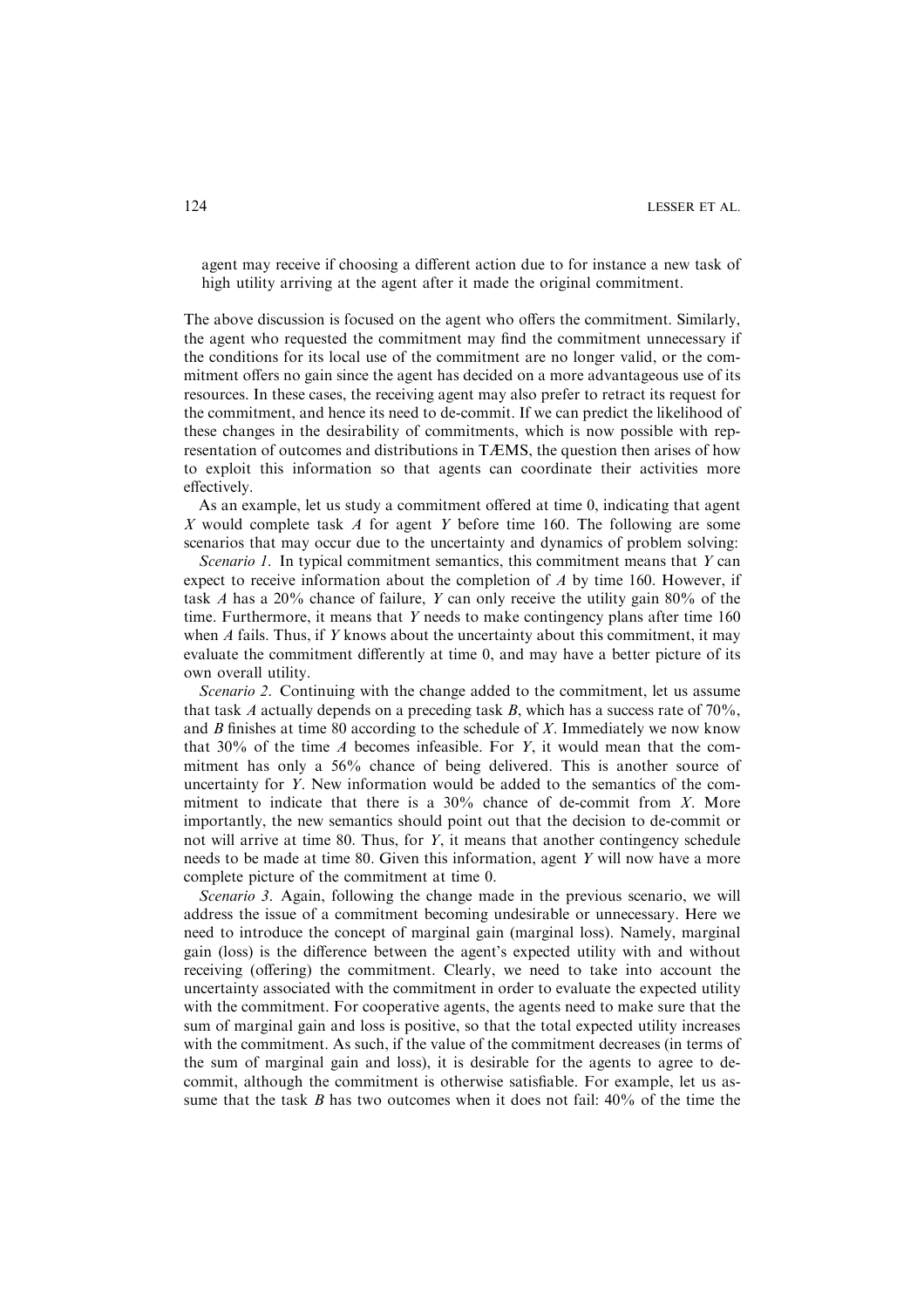agent may receive if choosing a different action due to for instance a new task of high utility arriving at the agent after it made the original commitment.

The above discussion is focused on the agent who offers the commitment. Similarly, the agent who requested the commitment may find the commitment unnecessary if the conditions for its local use of the commitment are no longer valid, or the commitment offers no gain since the agent has decided on a more advantageous use of its resources. In these cases, the receiving agent may also prefer to retract its request for the commitment, and hence its need to de-commit. If we can predict the likelihood of these changes in the desirability of commitments, which is now possible with representation of outcomes and distributions in TÆMS, the question then arises of how to exploit this information so that agents can coordinate their activities more effectively.

As an example, let us study a commitment offered at time 0, indicating that agent $X$ would complete task $A$ for agent $Y$ before time 160. The following are some scenarios that may occur due to the uncertainty and dynamics of problem solving:

*Scenario 1.* In typical commitment semantics, this commitment means that $Y$ can expect to receive information about the completion of $A$ by time 160. However, if task $A$ has a 20% chance of failure, $Y$ can only receive the utility gain 80% of the time. Furthermore, it means that $Y$ needs to make contingency plans after time 160 when $A$ fails. Thus, if $Y$ knows about the uncertainty about this commitment, it may evaluate the commitment differently at time 0, and may have a better picture of its own overall utility.

*Scenario 2.* Continuing with the change added to the commitment, let us assume that task $A$ actually depends on a preceding task $B$, which has a success rate of 70%, and $B$ finishes at time 80 according to the schedule of $X$. Immediately we now know that 30% of the time $A$ becomes infeasible. For $Y$, it would mean that the commitment has only a 56% chance of being delivered. This is another source of uncertainty for $Y$. New information would be added to the semantics of the commitment to indicate that there is a 30% chance of de-commit from $X$. More importantly, the new semantics should point out that the decision to de-commit or not will arrive at time 80. Thus, for $Y$, it means that another contingency schedule needs to be made at time 80. Given this information, agent $Y$ will now have a more complete picture of the commitment at time 0.

*Scenario 3.* Again, following the change made in the previous scenario, we will address the issue of a commitment becoming undesirable or unnecessary. Here we need to introduce the concept of marginal gain (marginal loss). Namely, marginal gain (loss) is the difference between the agent's expected utility with and without receiving (offering) the commitment. Clearly, we need to take into account the uncertainty associated with the commitment in order to evaluate the expected utility with the commitment. For cooperative agents, the agents need to make sure that the sum of marginal gain and loss is positive, so that the total expected utility increases with the commitment. As such, if the value of the commitment decreases (in terms of the sum of marginal gain and loss), it is desirable for the agents to agree to de-commit, although the commitment is otherwise satisfiable. For example, let us assume that the task $B$ has two outcomes when it does not fail: 40% of the time the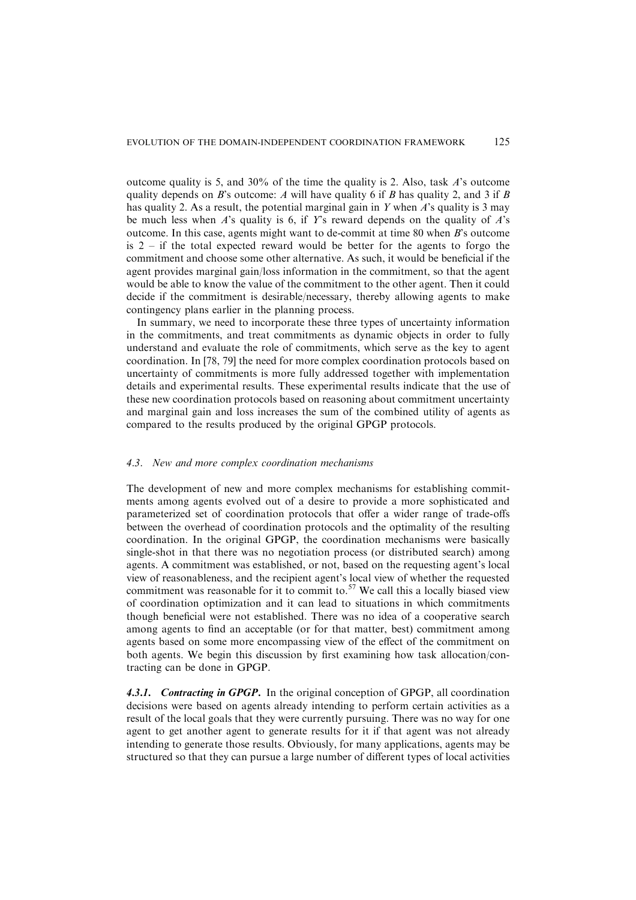outcome quality is 5, and 30% of the time the quality is 2. Also, task $A$'s outcome quality depends on $B$'s outcome: $A$ will have quality 6 if $B$ has quality 2, and 3 if $B$ has quality 2. As a result, the potential marginal gain in $Y$ when $A$'s quality is 3 may be much less when $A$'s quality is 6, if $Y$'s reward depends on the quality of $A$'s outcome. In this case, agents might want to de-commit at time 80 when $B$'s outcome is 2 – if the total expected reward would be better for the agents to forgo the commitment and choose some other alternative. As such, it would be beneficial if the agent provides marginal gain/loss information in the commitment, so that the agent would be able to know the value of the commitment to the other agent. Then it could decide if the commitment is desirable/necessary, thereby allowing agents to make contingency plans earlier in the planning process.

In summary, we need to incorporate these three types of uncertainty information in the commitments, and treat commitments as dynamic objects in order to fully understand and evaluate the role of commitments, which serve as the key to agent coordination. In [78, 79] the need for more complex coordination protocols based on uncertainty of commitments is more fully addressed together with implementation details and experimental results. These experimental results indicate that the use of these new coordination protocols based on reasoning about commitment uncertainty and marginal gain and loss increases the sum of the combined utility of agents as compared to the results produced by the original GPGP protocols.

### 4.3. New and more complex coordination mechanisms

The development of new and more complex mechanisms for establishing commitments among agents evolved out of a desire to provide a more sophisticated and parameterized set of coordination protocols that offer a wider range of trade-offs between the overhead of coordination protocols and the optimality of the resulting coordination. In the original GPGP, the coordination mechanisms were basically single-shot in that there was no negotiation process (or distributed search) among agents. A commitment was established, or not, based on the requesting agent's local view of reasonableness, and the recipient agent's local view of whether the requested commitment was reasonable for it to commit to.[57] We call this a locally biased view of coordination optimization and it can lead to situations in which commitments though beneficial were not established. There was no idea of a cooperative search among agents to find an acceptable (or for that matter, best) commitment among agents based on some more encompassing view of the effect of the commitment on both agents. We begin this discussion by first examining how task allocation/contracting can be done in GPGP.

***4.3.1. Contracting in GPGP.*** In the original conception of GPGP, all coordination decisions were based on agents already intending to perform certain activities as a result of the local goals that they were currently pursuing. There was no way for one agent to get another agent to generate results for it if that agent was not already intending to generate those results. Obviously, for many applications, agents may be structured so that they can pursue a large number of different types of local activities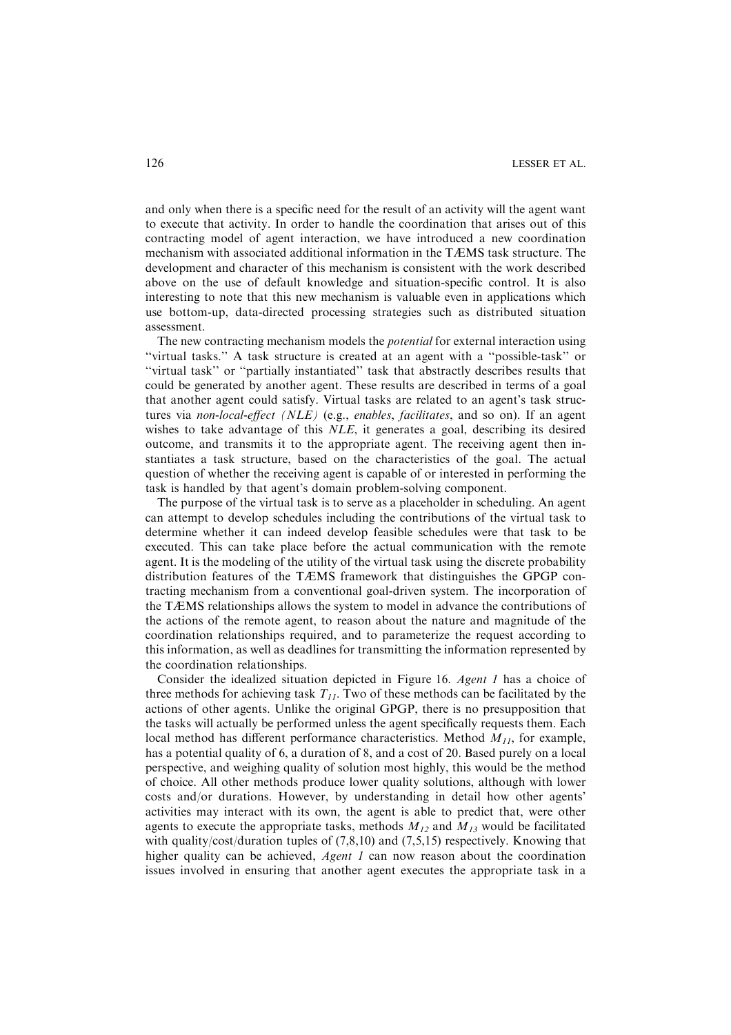and only when there is a specific need for the result of an activity will the agent want to execute that activity. In order to handle the coordination that arises out of this contracting model of agent interaction, we have introduced a new coordination mechanism with associated additional information in the TÆMS task structure. The development and character of this mechanism is consistent with the work described above on the use of default knowledge and situation-specific control. It is also interesting to note that this new mechanism is valuable even in applications which use bottom-up, data-directed processing strategies such as distributed situation assessment.

The new contracting mechanism models the *potential* for external interaction using "virtual tasks." A task structure is created at an agent with a "possible-task" or "virtual task" or "partially instantiated" task that abstractly describes results that could be generated by another agent. These results are described in terms of a goal that another agent could satisfy. Virtual tasks are related to an agent's task structures via *non-local-effect (NLE)* (e.g., *enables*, *facilitates*, and so on). If an agent wishes to take advantage of this *NLE*, it generates a goal, describing its desired outcome, and transmits it to the appropriate agent. The receiving agent then instantiates a task structure, based on the characteristics of the goal. The actual question of whether the receiving agent is capable of or interested in performing the task is handled by that agent's domain problem-solving component.

The purpose of the virtual task is to serve as a placeholder in scheduling. An agent can attempt to develop schedules including the contributions of the virtual task to determine whether it can indeed develop feasible schedules were that task to be executed. This can take place before the actual communication with the remote agent. It is the modeling of the utility of the virtual task using the discrete probability distribution features of the TÆMS framework that distinguishes the GPGP contracting mechanism from a conventional goal-driven system. The incorporation of the TÆMS relationships allows the system to model in advance the contributions of the actions of the remote agent, to reason about the nature and magnitude of the coordination relationships required, and to parameterize the request according to this information, as well as deadlines for transmitting the information represented by the coordination relationships.

Consider the idealized situation depicted in Figure 16. *Agent 1* has a choice of three methods for achieving task $T_{11}$. Two of these methods can be facilitated by the actions of other agents. Unlike the original GPGP, there is no presupposition that the tasks will actually be performed unless the agent specifically requests them. Each local method has different performance characteristics. Method $M_{11}$, for example, has a potential quality of 6, a duration of 8, and a cost of 20. Based purely on a local perspective, and weighing quality of solution most highly, this would be the method of choice. All other methods produce lower quality solutions, although with lower costs and/or durations. However, by understanding in detail how other agents' activities may interact with its own, the agent is able to predict that, were other agents to execute the appropriate tasks, methods $M_{12}$ and $M_{13}$ would be facilitated with quality/cost/duration tuples of (7,8,10) and (7,5,15) respectively. Knowing that higher quality can be achieved, *Agent 1* can now reason about the coordination issues involved in ensuring that another agent executes the appropriate task in a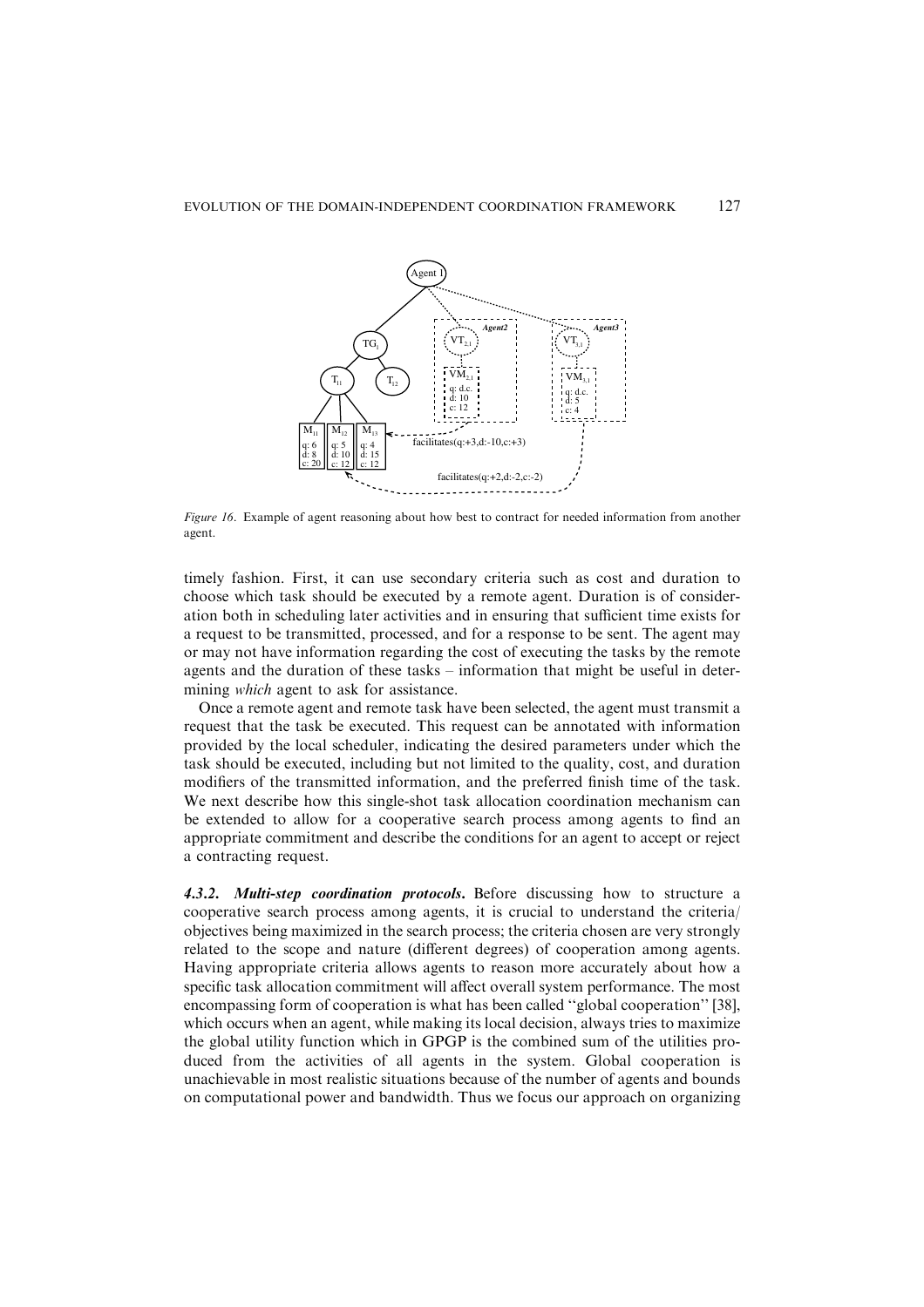Figure 16. Example of agent reasoning about how best to contract for needed information from another agent.

timely fashion. First, it can use secondary criteria such as cost and duration to choose which task should be executed by a remote agent. Duration is of consideration both in scheduling later activities and in ensuring that sufficient time exists for a request to be transmitted, processed, and for a response to be sent. The agent may or may not have information regarding the cost of executing the tasks by the remote agents and the duration of these tasks – information that might be useful in determining *which* agent to ask for assistance.

Once a remote agent and remote task have been selected, the agent must transmit a request that the task be executed. This request can be annotated with information provided by the local scheduler, indicating the desired parameters under which the task should be executed, including but not limited to the quality, cost, and duration modifiers of the transmitted information, and the preferred finish time of the task. We next describe how this single-shot task allocation coordination mechanism can be extended to allow for a cooperative search process among agents to find an appropriate commitment and describe the conditions for an agent to accept or reject a contracting request.

***4.3.2. Multi-step coordination protocols***. Before discussing how to structure a cooperative search process among agents, it is crucial to understand the criteria/objectives being maximized in the search process; the criteria chosen are very strongly related to the scope and nature (different degrees) of cooperation among agents. Having appropriate criteria allows agents to reason more accurately about how a specific task allocation commitment will affect overall system performance. The most encompassing form of cooperation is what has been called "global cooperation" [38], which occurs when an agent, while making its local decision, always tries to maximize the global utility function which in GPGP is the combined sum of the utilities produced from the activities of all agents in the system. Global cooperation is unachievable in most realistic situations because of the number of agents and bounds on computational power and bandwidth. Thus we focus our approach on organizing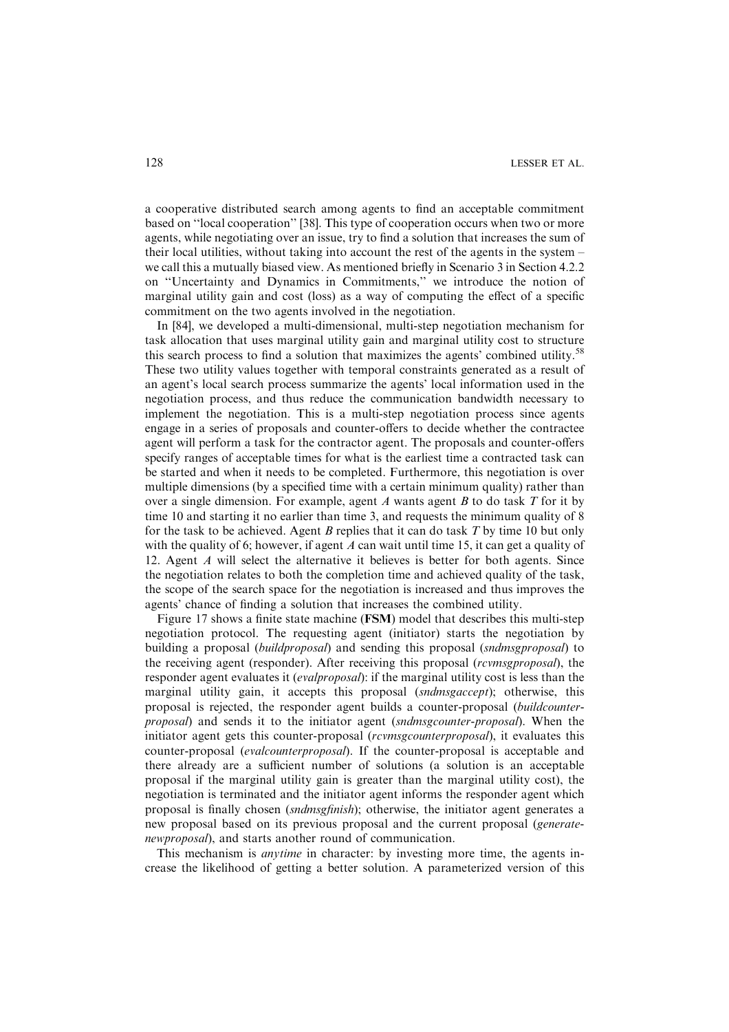a cooperative distributed search among agents to find an acceptable commitment based on "local cooperation" [38]. This type of cooperation occurs when two or more agents, while negotiating over an issue, try to find a solution that increases the sum of their local utilities, without taking into account the rest of the agents in the system – we call this a mutually biased view. As mentioned briefly in Scenario 3 in Section 4.2.2 on "Uncertainty and Dynamics in Commitments," we introduce the notion of marginal utility gain and cost (loss) as a way of computing the effect of a specific commitment on the two agents involved in the negotiation.

In [84], we developed a multi-dimensional, multi-step negotiation mechanism for task allocation that uses marginal utility gain and marginal utility cost to structure this search process to find a solution that maximizes the agents' combined utility.[58] These two utility values together with temporal constraints generated as a result of an agent's local search process summarize the agents' local information used in the negotiation process, and thus reduce the communication bandwidth necessary to implement the negotiation. This is a multi-step negotiation process since agents engage in a series of proposals and counter-offers to decide whether the contractee agent will perform a task for the contractor agent. The proposals and counter-offers specify ranges of acceptable times for what is the earliest time a contracted task can be started and when it needs to be completed. Furthermore, this negotiation is over multiple dimensions (by a specified time with a certain minimum quality) rather than over a single dimension. For example, agent $A$ wants agent $B$ to do task $T$ for it by time 10 and starting it no earlier than time 3, and requests the minimum quality of 8 for the task to be achieved. Agent $B$ replies that it can do task $T$ by time 10 but only with the quality of 6; however, if agent $A$ can wait until time 15, it can get a quality of 12. Agent $A$ will select the alternative it believes is better for both agents. Since the negotiation relates to both the completion time and achieved quality of the task, the scope of the search space for the negotiation is increased and thus improves the agents' chance of finding a solution that increases the combined utility.

Figure 17 shows a finite state machine (**FSM**) model that describes this multi-step negotiation protocol. The requesting agent (initiator) starts the negotiation by building a proposal (*buildproposal*) and sending this proposal (*sndmsgproposal*) to the receiving agent (responder). After receiving this proposal (*rcvmsgproposal*), the responder agent evaluates it (*evalproposal*): if the marginal utility cost is less than the marginal utility gain, it accepts this proposal (*sndmsgaccept*); otherwise, this proposal is rejected, the responder agent builds a counter-proposal (*buildcounter-proposal*) and sends it to the initiator agent (*sndmsgcounter-proposal*). When the initiator agent gets this counter-proposal (*rcvmsgcounterproposal*), it evaluates this counter-proposal (*evalcounterproposal*). If the counter-proposal is acceptable and there already are a sufficient number of solutions (a solution is an acceptable proposal if the marginal utility gain is greater than the marginal utility cost), the negotiation is terminated and the initiator agent informs the responder agent which proposal is finally chosen (*sndmsgfinish*); otherwise, the initiator agent generates a new proposal based on its previous proposal and the current proposal (*generate-newproposal*), and starts another round of communication.

This mechanism is *anytime* in character: by investing more time, the agents increase the likelihood of getting a better solution. A parameterized version of this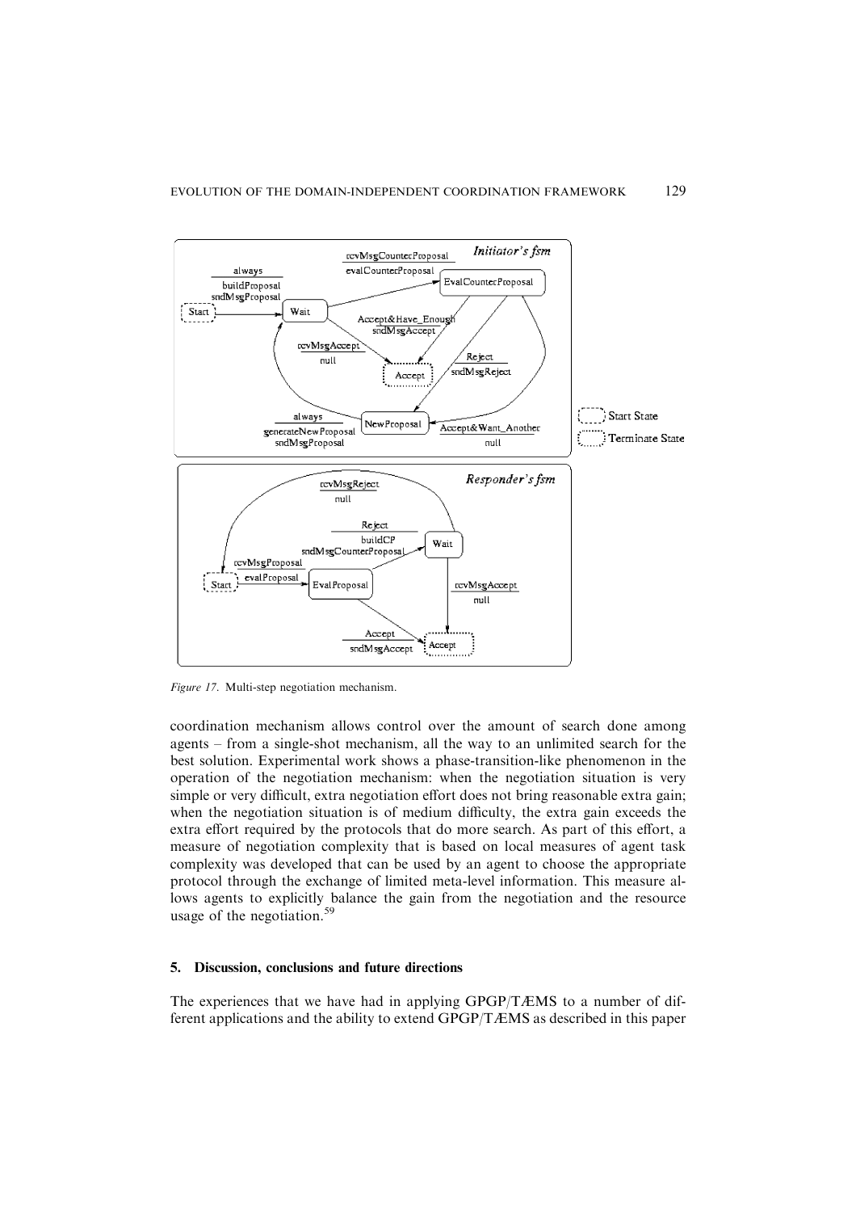Figure 17. Multi-step negotiation mechanism.

coordination mechanism allows control over the amount of search done among agents – from a single-shot mechanism, all the way to an unlimited search for the best solution. Experimental work shows a phase-transition-like phenomenon in the operation of the negotiation mechanism: when the negotiation situation is very simple or very difficult, extra negotiation effort does not bring reasonable extra gain; when the negotiation situation is of medium difficulty, the extra gain exceeds the extra effort required by the protocols that do more search. As part of this effort, a measure of negotiation complexity that is based on local measures of agent task complexity was developed that can be used by an agent to choose the appropriate protocol through the exchange of limited meta-level information. This measure allows agents to explicitly balance the gain from the negotiation and the resource usage of the negotiation.[59]

## 5. Discussion, conclusions and future directions

The experiences that we have had in applying GPGP/TÆMS to a number of different applications and the ability to extend GPGP/TÆMS as described in this paper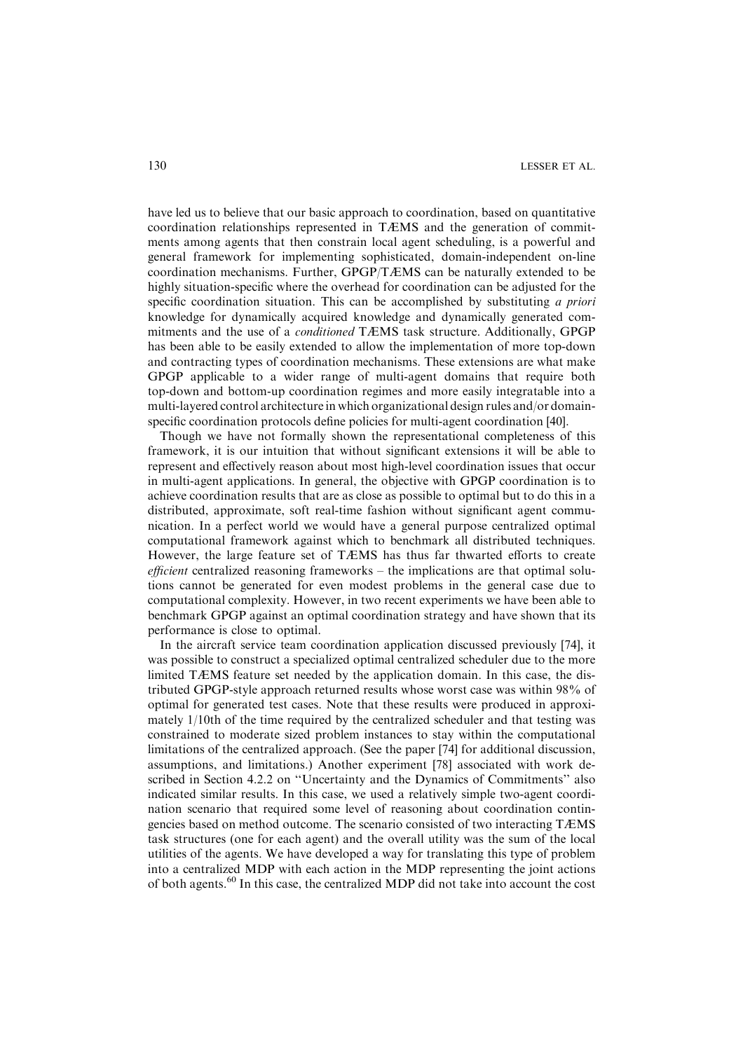have led us to believe that our basic approach to coordination, based on quantitative coordination relationships represented in TÆMS and the generation of commitments among agents that then constrain local agent scheduling, is a powerful and general framework for implementing sophisticated, domain-independent on-line coordination mechanisms. Further, GPGP/TÆMS can be naturally extended to be highly situation-specific where the overhead for coordination can be adjusted for the specific coordination situation. This can be accomplished by substituting *a priori* knowledge for dynamically acquired knowledge and dynamically generated commitments and the use of a *conditioned* TÆMS task structure. Additionally, GPGP has been able to be easily extended to allow the implementation of more top-down and contracting types of coordination mechanisms. These extensions are what make GPGP applicable to a wider range of multi-agent domains that require both top-down and bottom-up coordination regimes and more easily integratable into a multi-layered control architecture in which organizational design rules and/or domain-specific coordination protocols define policies for multi-agent coordination [40].

Though we have not formally shown the representational completeness of this framework, it is our intuition that without significant extensions it will be able to represent and effectively reason about most high-level coordination issues that occur in multi-agent applications. In general, the objective with GPGP coordination is to achieve coordination results that are as close as possible to optimal but to do this in a distributed, approximate, soft real-time fashion without significant agent communication. In a perfect world we would have a general purpose centralized optimal computational framework against which to benchmark all distributed techniques. However, the large feature set of TÆMS has thus far thwarted efforts to create *efficient* centralized reasoning frameworks – the implications are that optimal solutions cannot be generated for even modest problems in the general case due to computational complexity. However, in two recent experiments we have been able to benchmark GPGP against an optimal coordination strategy and have shown that its performance is close to optimal.

In the aircraft service team coordination application discussed previously [74], it was possible to construct a specialized optimal centralized scheduler due to the more limited TÆMS feature set needed by the application domain. In this case, the distributed GPGP-style approach returned results whose worst case was within 98% of optimal for generated test cases. Note that these results were produced in approximately 1/10th of the time required by the centralized scheduler and that testing was constrained to moderate sized problem instances to stay within the computational limitations of the centralized approach. (See the paper [74] for additional discussion, assumptions, and limitations.) Another experiment [78] associated with work described in Section 4.2.2 on "Uncertainty and the Dynamics of Commitments" also indicated similar results. In this case, we used a relatively simple two-agent coordination scenario that required some level of reasoning about coordination contingencies based on method outcome. The scenario consisted of two interacting TÆMS task structures (one for each agent) and the overall utility was the sum of the local utilities of the agents. We have developed a way for translating this type of problem into a centralized MDP with each action in the MDP representing the joint actions of both agents.[60] In this case, the centralized MDP did not take into account the cost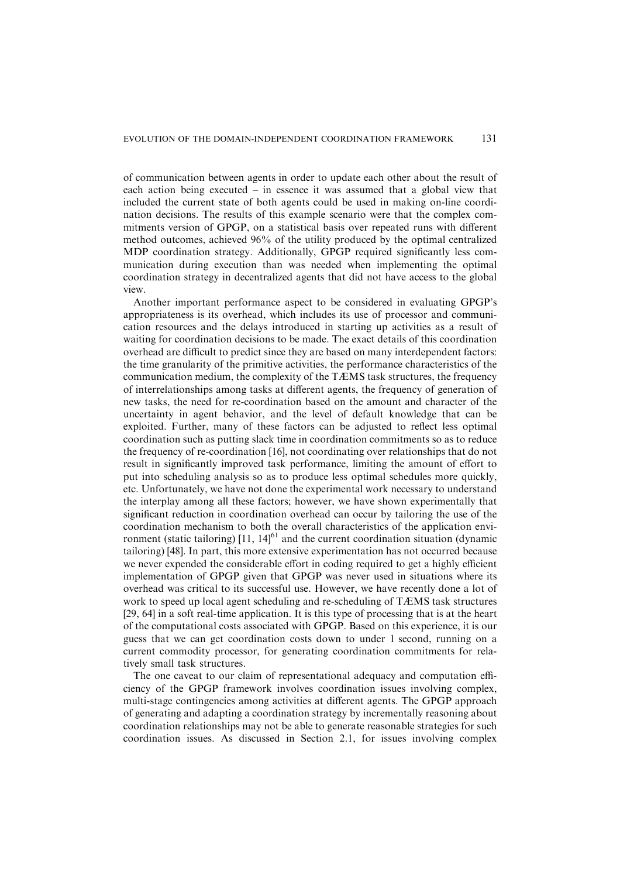of communication between agents in order to update each other about the result of each action being executed – in essence it was assumed that a global view that included the current state of both agents could be used in making on-line coordination decisions. The results of this example scenario were that the complex commitments version of GPGP, on a statistical basis over repeated runs with different method outcomes, achieved 96% of the utility produced by the optimal centralized MDP coordination strategy. Additionally, GPGP required significantly less communication during execution than was needed when implementing the optimal coordination strategy in decentralized agents that did not have access to the global view.

Another important performance aspect to be considered in evaluating GPGP's appropriateness is its overhead, which includes its use of processor and communication resources and the delays introduced in starting up activities as a result of waiting for coordination decisions to be made. The exact details of this coordination overhead are difficult to predict since they are based on many interdependent factors: the time granularity of the primitive activities, the performance characteristics of the communication medium, the complexity of the TÆMS task structures, the frequency of interrelationships among tasks at different agents, the frequency of generation of new tasks, the need for re-coordination based on the amount and character of the uncertainty in agent behavior, and the level of default knowledge that can be exploited. Further, many of these factors can be adjusted to reflect less optimal coordination such as putting slack time in coordination commitments so as to reduce the frequency of re-coordination [16], not coordinating over relationships that do not result in significantly improved task performance, limiting the amount of effort to put into scheduling analysis so as to produce less optimal schedules more quickly, etc. Unfortunately, we have not done the experimental work necessary to understand the interplay among all these factors; however, we have shown experimentally that significant reduction in coordination overhead can occur by tailoring the use of the coordination mechanism to both the overall characteristics of the application environment (static tailoring) [11, 14][61] and the current coordination situation (dynamic tailoring) [48]. In part, this more extensive experimentation has not occurred because we never expended the considerable effort in coding required to get a highly efficient implementation of GPGP given that GPGP was never used in situations where its overhead was critical to its successful use. However, we have recently done a lot of work to speed up local agent scheduling and re-scheduling of TÆMS task structures [29, 64] in a soft real-time application. It is this type of processing that is at the heart of the computational costs associated with GPGP. Based on this experience, it is our guess that we can get coordination costs down to under 1 second, running on a current commodity processor, for generating coordination commitments for relatively small task structures.

The one caveat to our claim of representational adequacy and computation efficiency of the GPGP framework involves coordination issues involving complex, multi-stage contingencies among activities at different agents. The GPGP approach of generating and adapting a coordination strategy by incrementally reasoning about coordination relationships may not be able to generate reasonable strategies for such coordination issues. As discussed in Section 2.1, for issues involving complex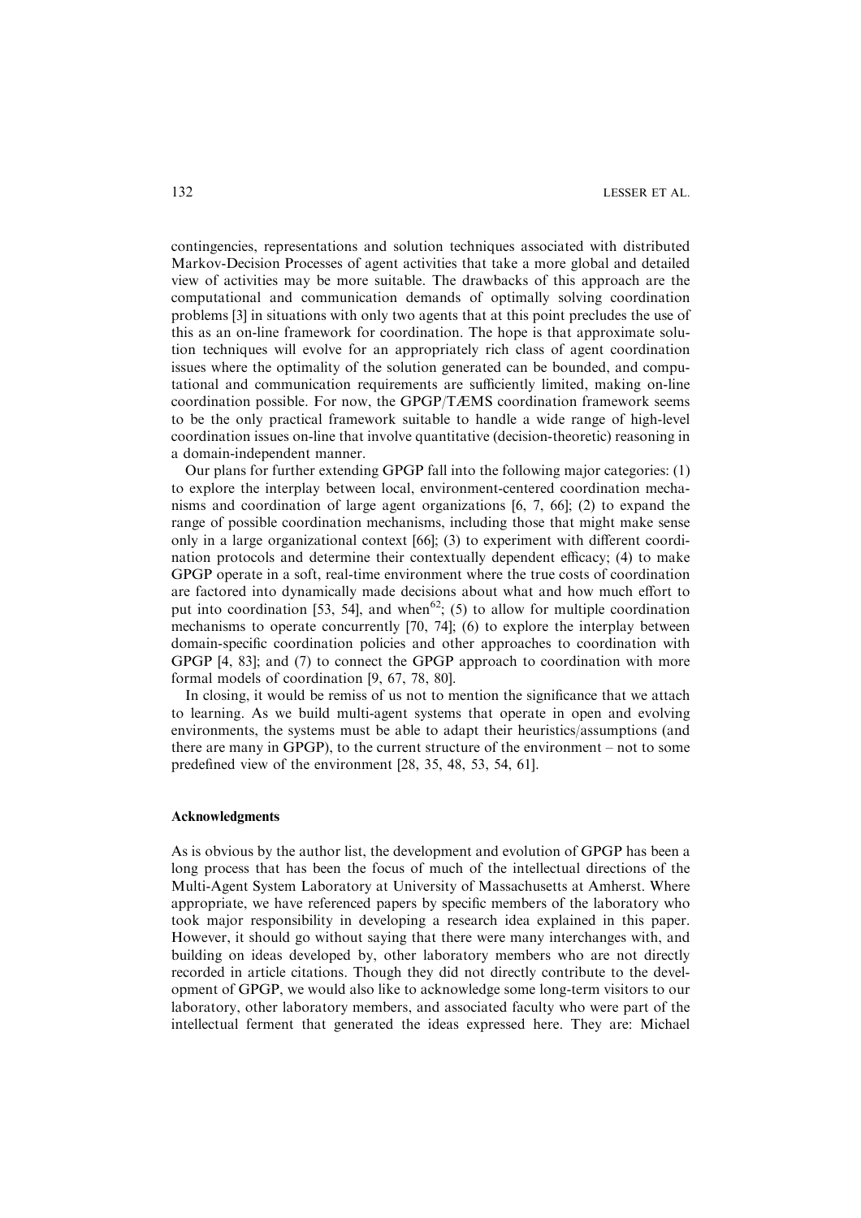contingencies, representations and solution techniques associated with distributed Markov-Decision Processes of agent activities that take a more global and detailed view of activities may be more suitable. The drawbacks of this approach are the computational and communication demands of optimally solving coordination problems [3] in situations with only two agents that at this point precludes the use of this as an on-line framework for coordination. The hope is that approximate solution techniques will evolve for an appropriately rich class of agent coordination issues where the optimality of the solution generated can be bounded, and computational and communication requirements are sufficiently limited, making on-line coordination possible. For now, the GPGP/TÆMS coordination framework seems to be the only practical framework suitable to handle a wide range of high-level coordination issues on-line that involve quantitative (decision-theoretic) reasoning in a domain-independent manner.

Our plans for further extending GPGP fall into the following major categories: (1) to explore the interplay between local, environment-centered coordination mechanisms and coordination of large agent organizations [6, 7, 66]; (2) to expand the range of possible coordination mechanisms, including those that might make sense only in a large organizational context [66]; (3) to experiment with different coordination protocols and determine their contextually dependent efficacy; (4) to make GPGP operate in a soft, real-time environment where the true costs of coordination are factored into dynamically made decisions about what and how much effort to put into coordination [53, 54], and when[62]; (5) to allow for multiple coordination mechanisms to operate concurrently [70, 74]; (6) to explore the interplay between domain-specific coordination policies and other approaches to coordination with GPGP [4, 83]; and (7) to connect the GPGP approach to coordination with more formal models of coordination [9, 67, 78, 80].

In closing, it would be remiss of us not to mention the significance that we attach to learning. As we build multi-agent systems that operate in open and evolving environments, the systems must be able to adapt their heuristics/assumptions (and there are many in GPGP), to the current structure of the environment – not to some predefined view of the environment [28, 35, 48, 53, 54, 61].

## Acknowledgments

As is obvious by the author list, the development and evolution of GPGP has been a long process that has been the focus of much of the intellectual directions of the Multi-Agent System Laboratory at University of Massachusetts at Amherst. Where appropriate, we have referenced papers by specific members of the laboratory who took major responsibility in developing a research idea explained in this paper. However, it should go without saying that there were many interchanges with, and building on ideas developed by, other laboratory members who are not directly recorded in article citations. Though they did not directly contribute to the development of GPGP, we would also like to acknowledge some long-term visitors to our laboratory, other laboratory members, and associated faculty who were part of the intellectual ferment that generated the ideas expressed here. They are: Michael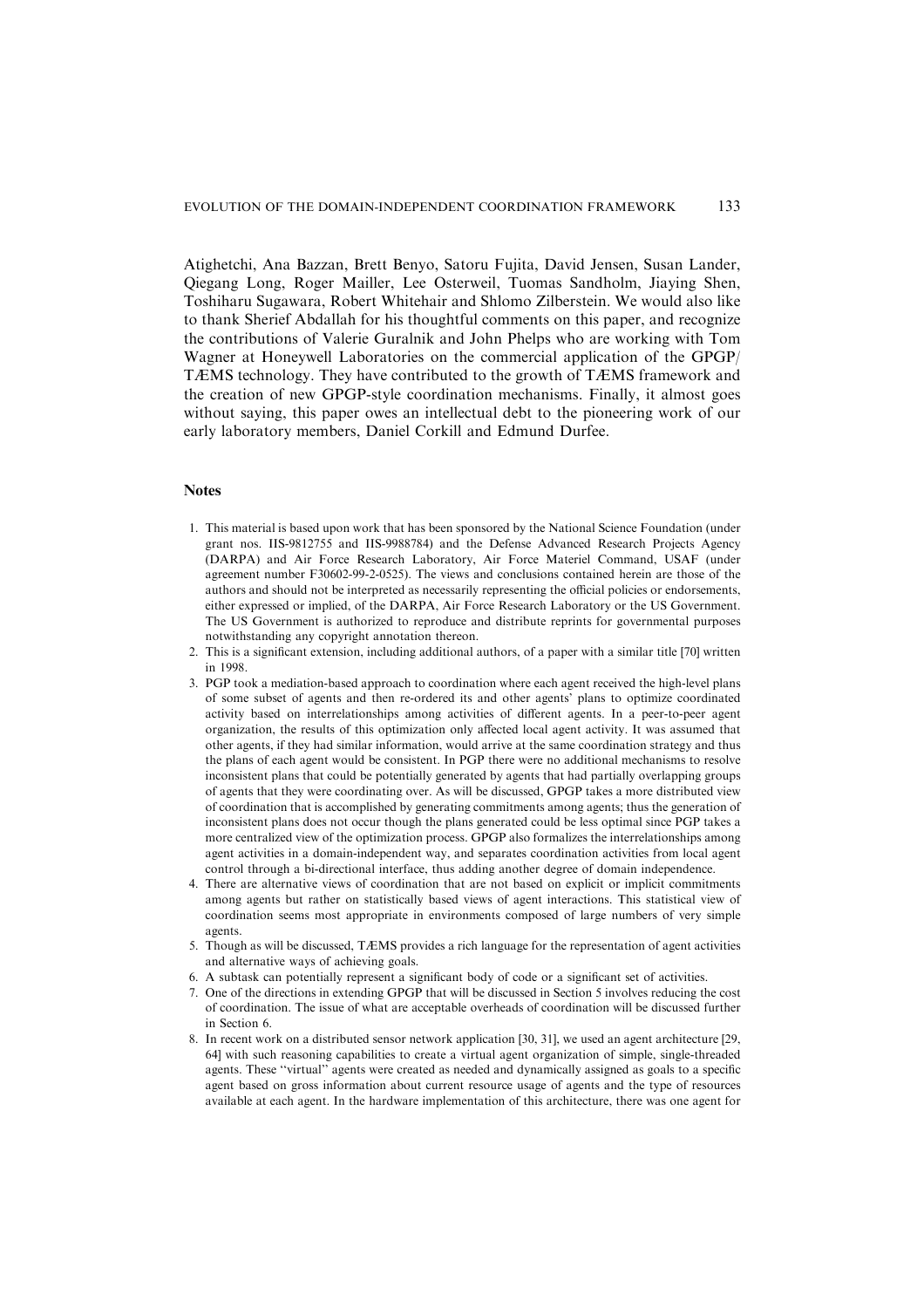Atighetchi, Ana Bazzan, Brett Benyo, Satoru Fujita, David Jensen, Susan Lander, Qiegang Long, Roger Mailler, Lee Osterweil, Tuomas Sandholm, Jiaying Shen, Toshiharu Sugawara, Robert Whitehair and Shlomo Zilberstein. We would also like to thank Sherief Abdallah for his thoughtful comments on this paper, and recognize the contributions of Valerie Guralnik and John Phelps who are working with Tom Wagner at Honeywell Laboratories on the commercial application of the GPGP/TÆMS technology. They have contributed to the growth of TÆMS framework and the creation of new GPGP-style coordination mechanisms. Finally, it almost goes without saying, this paper owes an intellectual debt to the pioneering work of our early laboratory members, Daniel Corkill and Edmund Durfee.

## Notes

1. This material is based upon work that has been sponsored by the National Science Foundation (under grant nos. IIS-9812755 and IIS-9988784) and the Defense Advanced Research Projects Agency (DARPA) and Air Force Research Laboratory, Air Force Materiel Command, USAF (under agreement number F30602-99-2-0525). The views and conclusions contained herein are those of the authors and should not be interpreted as necessarily representing the official policies or endorsements, either expressed or implied, of the DARPA, Air Force Research Laboratory or the US Government. The US Government is authorized to reproduce and distribute reprints for governmental purposes notwithstanding any copyright annotation thereon.
2. This is a significant extension, including additional authors, of a paper with a similar title [70] written in 1998.
3. PGP took a mediation-based approach to coordination where each agent received the high-level plans of some subset of agents and then re-ordered its and other agents' plans to optimize coordinated activity based on interrelationships among activities of different agents. In a peer-to-peer agent organization, the results of this optimization only affected local agent activity. It was assumed that other agents, if they had similar information, would arrive at the same coordination strategy and thus the plans of each agent would be consistent. In PGP there were no additional mechanisms to resolve inconsistent plans that could be potentially generated by agents that had partially overlapping groups of agents that they were coordinating over. As will be discussed, GPGP takes a more distributed view of coordination that is accomplished by generating commitments among agents; thus the generation of inconsistent plans does not occur though the plans generated could be less optimal since PGP takes a more centralized view of the optimization process. GPGP also formalizes the interrelationships among agent activities in a domain-independent way, and separates coordination activities from local agent control through a bi-directional interface, thus adding another degree of domain independence.
4. There are alternative views of coordination that are not based on explicit or implicit commitments among agents but rather on statistically based views of agent interactions. This statistical view of coordination seems most appropriate in environments composed of large numbers of very simple agents.
5. Though as will be discussed, TÆMS provides a rich language for the representation of agent activities and alternative ways of achieving goals.
6. A subtask can potentially represent a significant body of code or a significant set of activities.
7. One of the directions in extending GPGP that will be discussed in Section 5 involves reducing the cost of coordination. The issue of what are acceptable overheads of coordination will be discussed further in Section 6.
8. In recent work on a distributed sensor network application [30, 31], we used an agent architecture [29, 64] with such reasoning capabilities to create a virtual agent organization of simple, single-threaded agents. These "virtual" agents were created as needed and dynamically assigned as goals to a specific agent based on gross information about current resource usage of agents and the type of resources available at each agent. In the hardware implementation of this architecture, there was one agent for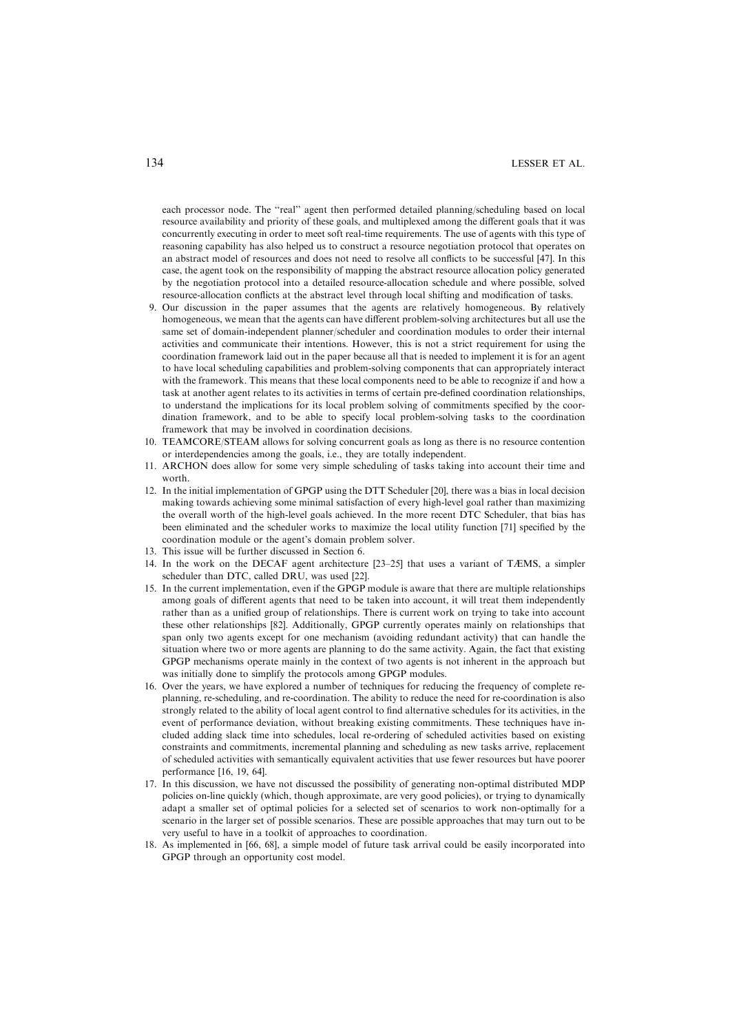each processor node. The "real" agent then performed detailed planning/scheduling based on local resource availability and priority of these goals, and multiplexed among the different goals that it was concurrently executing in order to meet soft real-time requirements. The use of agents with this type of reasoning capability has also helped us to construct a resource negotiation protocol that operates on an abstract model of resources and does not need to resolve all conflicts to be successful [47]. In this case, the agent took on the responsibility of mapping the abstract resource allocation policy generated by the negotiation protocol into a detailed resource-allocation schedule and where possible, solved resource-allocation conflicts at the abstract level through local shifting and modification of tasks.

9. Our discussion in the paper assumes that the agents are relatively homogeneous. By relatively homogeneous, we mean that the agents can have different problem-solving architectures but all use the same set of domain-independent planner/scheduler and coordination modules to order their internal activities and communicate their intentions. However, this is not a strict requirement for using the coordination framework laid out in the paper because all that is needed to implement it is for an agent to have local scheduling capabilities and problem-solving components that can appropriately interact with the framework. This means that these local components need to be able to recognize if and how a task at another agent relates to its activities in terms of certain pre-defined coordination relationships, to understand the implications for its local problem solving of commitments specified by the coordination framework, and to be able to specify local problem-solving tasks to the coordination framework that may be involved in coordination decisions.
10. TEAMCORE/STEAM allows for solving concurrent goals as long as there is no resource contention or interdependencies among the goals, i.e., they are totally independent.
11. ARCHON does allow for some very simple scheduling of tasks taking into account their time and worth.
12. In the initial implementation of GPGP using the DTT Scheduler [20], there was a bias in local decision making towards achieving some minimal satisfaction of every high-level goal rather than maximizing the overall worth of the high-level goals achieved. In the more recent DTC Scheduler, that bias has been eliminated and the scheduler works to maximize the local utility function [71] specified by the coordination module or the agent's domain problem solver.
13. This issue will be further discussed in Section 6.
14. In the work on the DECAF agent architecture [23–25] that uses a variant of TÆMS, a simpler scheduler than DTC, called DRU, was used [22].
15. In the current implementation, even if the GPGP module is aware that there are multiple relationships among goals of different agents that need to be taken into account, it will treat them independently rather than as a unified group of relationships. There is current work on trying to take into account these other relationships [82]. Additionally, GPGP currently operates mainly on relationships that span only two agents except for one mechanism (avoiding redundant activity) that can handle the situation where two or more agents are planning to do the same activity. Again, the fact that existing GPGP mechanisms operate mainly in the context of two agents is not inherent in the approach but was initially done to simplify the protocols among GPGP modules.
16. Over the years, we have explored a number of techniques for reducing the frequency of complete re-planning, re-scheduling, and re-coordination. The ability to reduce the need for re-coordination is also strongly related to the ability of local agent control to find alternative schedules for its activities, in the event of performance deviation, without breaking existing commitments. These techniques have included adding slack time into schedules, local re-ordering of scheduled activities based on existing constraints and commitments, incremental planning and scheduling as new tasks arrive, replacement of scheduled activities with semantically equivalent activities that use fewer resources but have poorer performance [16, 19, 64].
17. In this discussion, we have not discussed the possibility of generating non-optimal distributed MDP policies on-line quickly (which, though approximate, are very good policies), or trying to dynamically adapt a smaller set of optimal policies for a selected set of scenarios to work non-optimally for a scenario in the larger set of possible scenarios. These are possible approaches that may turn out to be very useful to have in a toolkit of approaches to coordination.
18. As implemented in [66, 68], a simple model of future task arrival could be easily incorporated into GPGP through an opportunity cost model.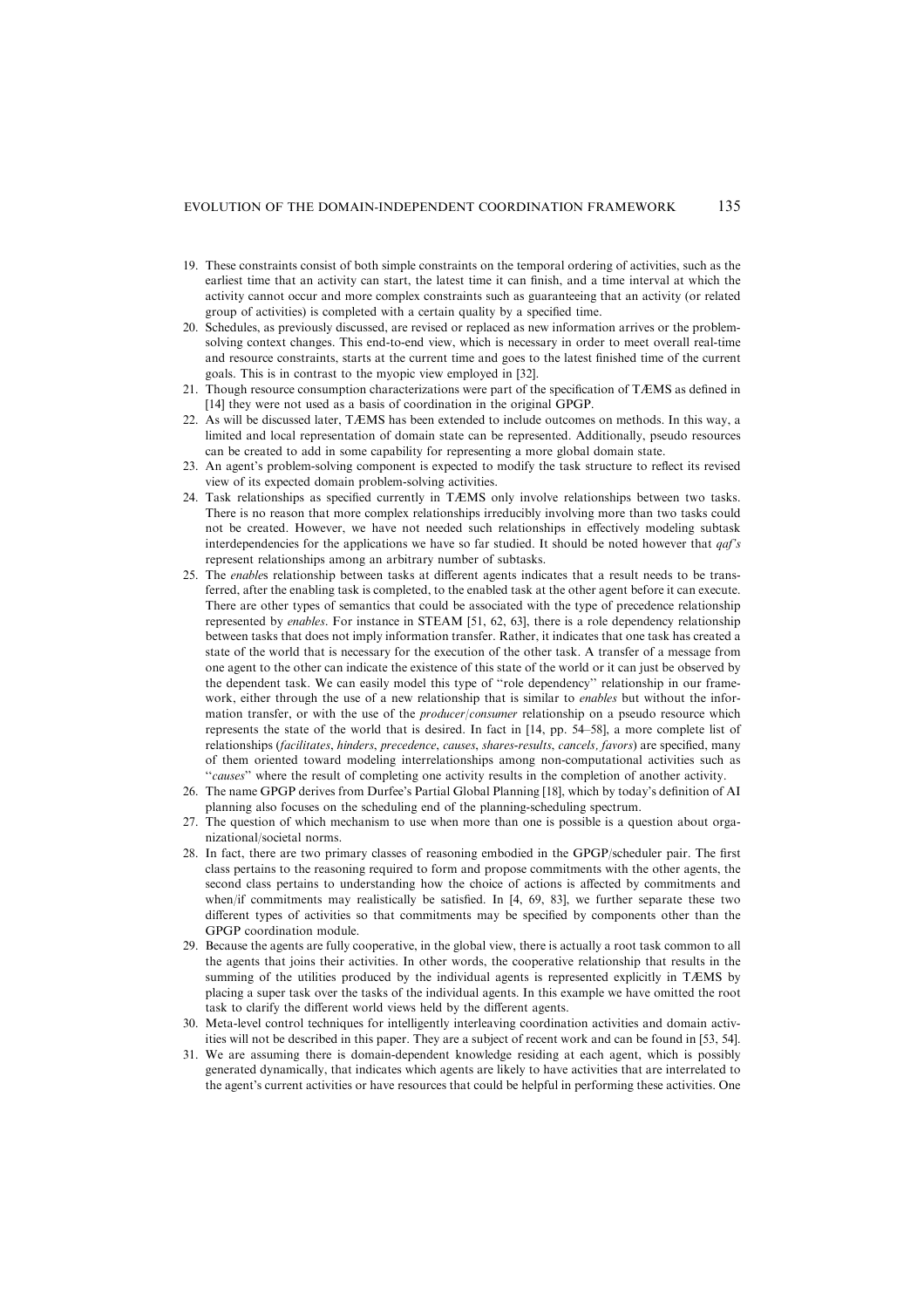19. These constraints consist of both simple constraints on the temporal ordering of activities, such as the earliest time that an activity can start, the latest time it can finish, and a time interval at which the activity cannot occur and more complex constraints such as guaranteeing that an activity (or related group of activities) is completed with a certain quality by a specified time.
20. Schedules, as previously discussed, are revised or replaced as new information arrives or the problem-solving context changes. This end-to-end view, which is necessary in order to meet overall real-time and resource constraints, starts at the current time and goes to the latest finished time of the current goals. This is in contrast to the myopic view employed in [32].
21. Though resource consumption characterizations were part of the specification of TÆMS as defined in [14] they were not used as a basis of coordination in the original GPGP.
22. As will be discussed later, TÆMS has been extended to include outcomes on methods. In this way, a limited and local representation of domain state can be represented. Additionally, pseudo resources can be created to add in some capability for representing a more global domain state.
23. An agent's problem-solving component is expected to modify the task structure to reflect its revised view of its expected domain problem-solving activities.
24. Task relationships as specified currently in TÆMS only involve relationships between two tasks. There is no reason that more complex relationships irreducibly involving more than two tasks could not be created. However, we have not needed such relationships in effectively modeling subtask interdependencies for the applications we have so far studied. It should be noted however that *qaf's* represent relationships among an arbitrary number of subtasks.
25. The *enables* relationship between tasks at different agents indicates that a result needs to be transferred, after the enabling task is completed, to the enabled task at the other agent before it can execute. There are other types of semantics that could be associated with the type of precedence relationship represented by *enables*. For instance in STEAM [51, 62, 63], there is a role dependency relationship between tasks that does not imply information transfer. Rather, it indicates that one task has created a state of the world that is necessary for the execution of the other task. A transfer of a message from one agent to the other can indicate the existence of this state of the world or it can just be observed by the dependent task. We can easily model this type of "role dependency" relationship in our framework, either through the use of a new relationship that is similar to *enables* but without the information transfer, or with the use of the *producer/consumer* relationship on a pseudo resource which represents the state of the world that is desired. In fact in [14, pp. 54–58], a more complete list of relationships (*facilitates*, *hinders*, *precedence*, *causes*, *shares-results*, *cancels, favors*) are specified, many of them oriented toward modeling interrelationships among non-computational activities such as "*causes*" where the result of completing one activity results in the completion of another activity.
26. The name GPGP derives from Durfee's Partial Global Planning [18], which by today's definition of AI planning also focuses on the scheduling end of the planning-scheduling spectrum.
27. The question of which mechanism to use when more than one is possible is a question about organizational/societal norms.
28. In fact, there are two primary classes of reasoning embodied in the GPGP/scheduler pair. The first class pertains to the reasoning required to form and propose commitments with the other agents, the second class pertains to understanding how the choice of actions is affected by commitments and when/if commitments may realistically be satisfied. In [4, 69, 83], we further separate these two different types of activities so that commitments may be specified by components other than the GPGP coordination module.
29. Because the agents are fully cooperative, in the global view, there is actually a root task common to all the agents that joins their activities. In other words, the cooperative relationship that results in the summing of the utilities produced by the individual agents is represented explicitly in TÆMS by placing a super task over the tasks of the individual agents. In this example we have omitted the root task to clarify the different world views held by the different agents.
30. Meta-level control techniques for intelligently interleaving coordination activities and domain activities will not be described in this paper. They are a subject of recent work and can be found in [53, 54].
31. We are assuming there is domain-dependent knowledge residing at each agent, which is possibly generated dynamically, that indicates which agents are likely to have activities that are interrelated to the agent's current activities or have resources that could be helpful in performing these activities. One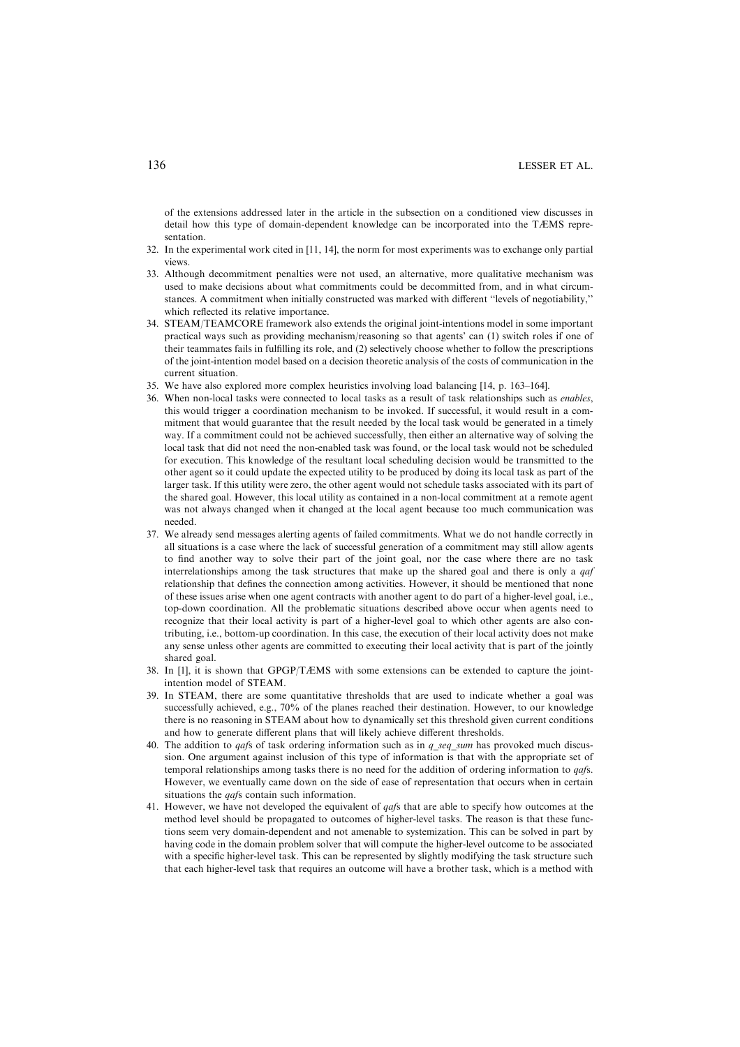of the extensions addressed later in the article in the subsection on a conditioned view discusses in detail how this type of domain-dependent knowledge can be incorporated into the TÆMS representation.

32. In the experimental work cited in [11, 14], the norm for most experiments was to exchange only partial views.
33. Although decommitment penalties were not used, an alternative, more qualitative mechanism was used to make decisions about what commitments could be decommitted from, and in what circumstances. A commitment when initially constructed was marked with different "levels of negotiability," which reflected its relative importance.
34. STEAM/TEAMCORE framework also extends the original joint-intentions model in some important practical ways such as providing mechanism/reasoning so that agents' can (1) switch roles if one of their teammates fails in fulfilling its role, and (2) selectively choose whether to follow the prescriptions of the joint-intention model based on a decision theoretic analysis of the costs of communication in the current situation.
35. We have also explored more complex heuristics involving load balancing [14, p. 163–164].
36. When non-local tasks were connected to local tasks as a result of task relationships such as *enables*, this would trigger a coordination mechanism to be invoked. If successful, it would result in a commitment that would guarantee that the result needed by the local task would be generated in a timely way. If a commitment could not be achieved successfully, then either an alternative way of solving the local task that did not need the non-enabled task was found, or the local task would not be scheduled for execution. This knowledge of the resultant local scheduling decision would be transmitted to the other agent so it could update the expected utility to be produced by doing its local task as part of the larger task. If this utility were zero, the other agent would not schedule tasks associated with its part of the shared goal. However, this local utility as contained in a non-local commitment at a remote agent was not always changed when it changed at the local agent because too much communication was needed.
37. We already send messages alerting agents of failed commitments. What we do not handle correctly in all situations is a case where the lack of successful generation of a commitment may still allow agents to find another way to solve their part of the joint goal, nor the case where there are no task interrelationships among the task structures that make up the shared goal and there is only a *qaf* relationship that defines the connection among activities. However, it should be mentioned that none of these issues arise when one agent contracts with another agent to do part of a higher-level goal, i.e., top-down coordination. All the problematic situations described above occur when agents need to recognize that their local activity is part of a higher-level goal to which other agents are also contributing, i.e., bottom-up coordination. In this case, the execution of their local activity does not make any sense unless other agents are committed to executing their local activity that is part of the jointly shared goal.
38. In [1], it is shown that GPGP/TÆMS with some extensions can be extended to capture the joint-intention model of STEAM.
39. In STEAM, there are some quantitative thresholds that are used to indicate whether a goal was successfully achieved, e.g., 70% of the planes reached their destination. However, to our knowledge there is no reasoning in STEAM about how to dynamically set this threshold given current conditions and how to generate different plans that will likely achieve different thresholds.
40. The addition to *qaf*s of task ordering information such as in *q_seq_sum* has provoked much discussion. One argument against inclusion of this type of information is that with the appropriate set of temporal relationships among tasks there is no need for the addition of ordering information to *qaf*s. However, we eventually came down on the side of ease of representation that occurs when in certain situations the *qaf*s contain such information.
41. However, we have not developed the equivalent of *qaf*s that are able to specify how outcomes at the method level should be propagated to outcomes of higher-level tasks. The reason is that these functions seem very domain-dependent and not amenable to systemization. This can be solved in part by having code in the domain problem solver that will compute the higher-level outcome to be associated with a specific higher-level task. This can be represented by slightly modifying the task structure such that each higher-level task that requires an outcome will have a brother task, which is a method with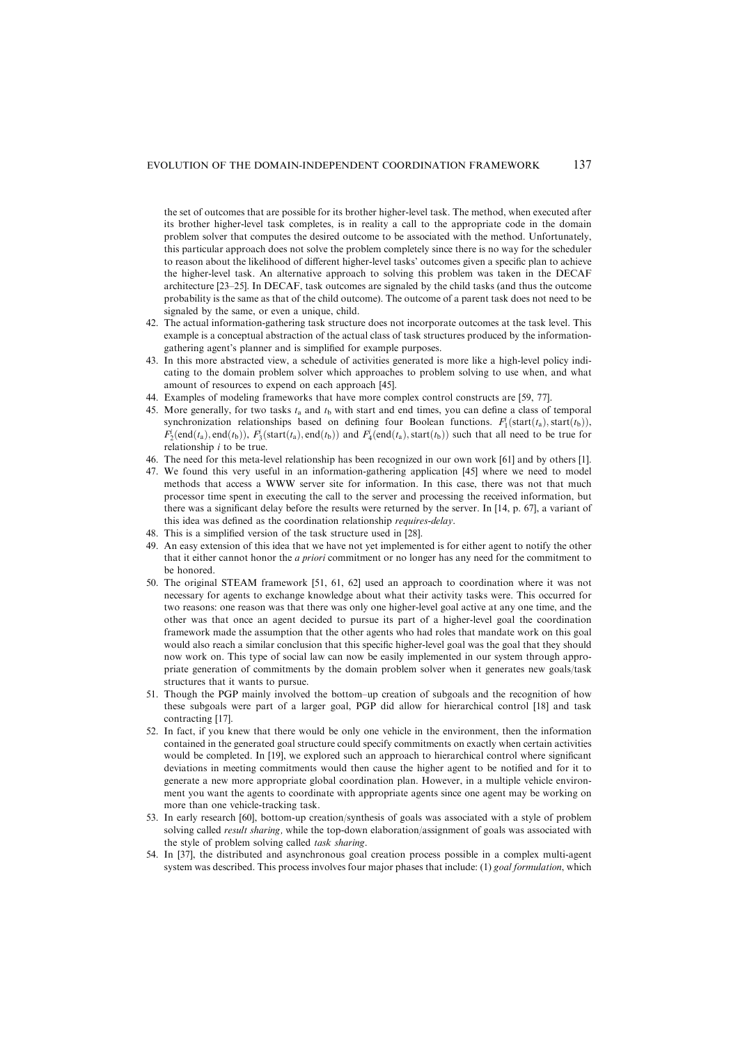the set of outcomes that are possible for its brother higher-level task. The method, when executed after its brother higher-level task completes, is in reality a call to the appropriate code in the domain problem solver that computes the desired outcome to be associated with the method. Unfortunately, this particular approach does not solve the problem completely since there is no way for the scheduler to reason about the likelihood of different higher-level tasks' outcomes given a specific plan to achieve the higher-level task. An alternative approach to solving this problem was taken in the DECAF architecture [23–25]. In DECAF, task outcomes are signaled by the child tasks (and thus the outcome probability is the same as that of the child outcome). The outcome of a parent task does not need to be signaled by the same, or even a unique, child.

42. The actual information-gathering task structure does not incorporate outcomes at the task level. This example is a conceptual abstraction of the actual class of task structures produced by the information-gathering agent's planner and is simplified for example purposes.
43. In this more abstracted view, a schedule of activities generated is more like a high-level policy indicating to the domain problem solver which approaches to problem solving to use when, and what amount of resources to expend on each approach [45].
44. Examples of modeling frameworks that have more complex control constructs are [59, 77].
45. More generally, for two tasks $t_a$ and $t_b$ with start and end times, you can define a class of temporal synchronization relationships based on defining four Boolean functions. $F_1^i(\text{start}(t_a), \text{start}(t_b))$, $F_2^i(\text{end}(t_a), \text{end}(t_b))$, $F_3^i(\text{start}(t_a), \text{end}(t_b))$ and $F_4^i(\text{end}(t_a), \text{start}(t_b))$ such that all need to be true for relationship $i$ to be true.
46. The need for this meta-level relationship has been recognized in our own work [61] and by others [1].
47. We found this very useful in an information-gathering application [45] where we need to model methods that access a WWW server site for information. In this case, there was not that much processor time spent in executing the call to the server and processing the received information, but there was a significant delay before the results were returned by the server. In [14, p. 67], a variant of this idea was defined as the coordination relationship *requires-delay*.
48. This is a simplified version of the task structure used in [28].
49. An easy extension of this idea that we have not yet implemented is for either agent to notify the other that it either cannot honor the *a priori* commitment or no longer has any need for the commitment to be honored.
50. The original STEAM framework [51, 61, 62] used an approach to coordination where it was not necessary for agents to exchange knowledge about what their activity tasks were. This occurred for two reasons: one reason was that there was only one higher-level goal active at any one time, and the other was that once an agent decided to pursue its part of a higher-level goal the coordination framework made the assumption that the other agents who had roles that mandate work on this goal would also reach a similar conclusion that this specific higher-level goal was the goal that they should now work on. This type of social law can now be easily implemented in our system through appropriate generation of commitments by the domain problem solver when it generates new goals/task structures that it wants to pursue.
51. Though the PGP mainly involved the bottom–up creation of subgoals and the recognition of how these subgoals were part of a larger goal, PGP did allow for hierarchical control [18] and task contracting [17].
52. In fact, if you knew that there would be only one vehicle in the environment, then the information contained in the generated goal structure could specify commitments on exactly when certain activities would be completed. In [19], we explored such an approach to hierarchical control where significant deviations in meeting commitments would then cause the higher agent to be notified and for it to generate a new more appropriate global coordination plan. However, in a multiple vehicle environment you want the agents to coordinate with appropriate agents since one agent may be working on more than one vehicle-tracking task.
53. In early research [60], bottom-up creation/synthesis of goals was associated with a style of problem solving called *result sharing*, while the top-down elaboration/assignment of goals was associated with the style of problem solving called *task sharing*.
54. In [37], the distributed and asynchronous goal creation process possible in a complex multi-agent system was described. This process involves four major phases that include: (1) *goal formulation*, which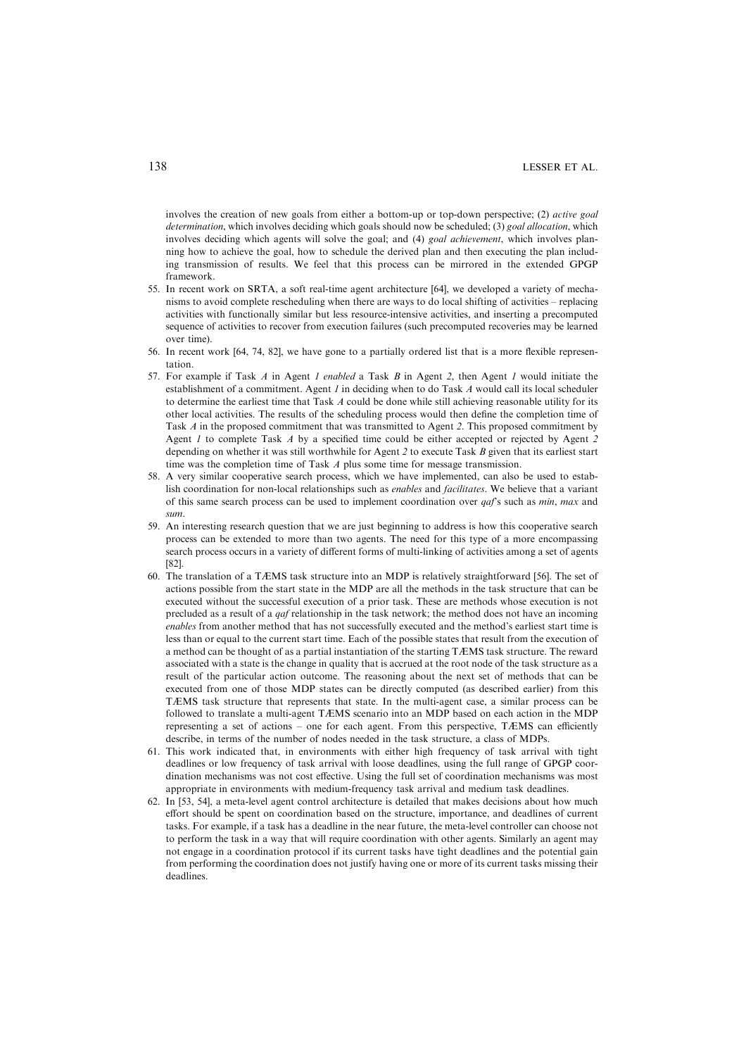involves the creation of new goals from either a bottom-up or top-down perspective; (2) *active goal determination*, which involves deciding which goals should now be scheduled; (3) *goal allocation*, which involves deciding which agents will solve the goal; and (4) *goal achievement*, which involves planning how to achieve the goal, how to schedule the derived plan and then executing the plan including transmission of results. We feel that this process can be mirrored in the extended GPGP framework.

55. In recent work on SRTA, a soft real-time agent architecture [64], we developed a variety of mechanisms to avoid complete rescheduling when there are ways to do local shifting of activities – replacing activities with functionally similar but less resource-intensive activities, and inserting a precomputed sequence of activities to recover from execution failures (such precomputed recoveries may be learned over time).
56. In recent work [64, 74, 82], we have gone to a partially ordered list that is a more flexible representation.
57. For example if Task *A* in Agent *1* *enabled* a Task *B* in Agent *2*, then Agent *1* would initiate the establishment of a commitment. Agent *1* in deciding when to do Task *A* would call its local scheduler to determine the earliest time that Task *A* could be done while still achieving reasonable utility for its other local activities. The results of the scheduling process would then define the completion time of Task *A* in the proposed commitment that was transmitted to Agent *2*. This proposed commitment by Agent *1* to complete Task *A* by a specified time could be either accepted or rejected by Agent *2* depending on whether it was still worthwhile for Agent *2* to execute Task *B* given that its earliest start time was the completion time of Task *A* plus some time for message transmission.
58. A very similar cooperative search process, which we have implemented, can also be used to establish coordination for non-local relationships such as *enables* and *facilitates*. We believe that a variant of this same search process can be used to implement coordination over *qaf*'s such as *min*, *max* and *sum*.
59. An interesting research question that we are just beginning to address is how this cooperative search process can be extended to more than two agents. The need for this type of a more encompassing search process occurs in a variety of different forms of multi-linking of activities among a set of agents [82].
60. The translation of a TÆMS task structure into an MDP is relatively straightforward [56]. The set of actions possible from the start state in the MDP are all the methods in the task structure that can be executed without the successful execution of a prior task. These are methods whose execution is not precluded as a result of a *qaf* relationship in the task network; the method does not have an incoming *enables* from another method that has not successfully executed and the method's earliest start time is less than or equal to the current start time. Each of the possible states that result from the execution of a method can be thought of as a partial instantiation of the starting TÆMS task structure. The reward associated with a state is the change in quality that is accrued at the root node of the task structure as a result of the particular action outcome. The reasoning about the next set of methods that can be executed from one of those MDP states can be directly computed (as described earlier) from this TÆMS task structure that represents that state. In the multi-agent case, a similar process can be followed to translate a multi-agent TÆMS scenario into an MDP based on each action in the MDP representing a set of actions – one for each agent. From this perspective, TÆMS can efficiently describe, in terms of the number of nodes needed in the task structure, a class of MDPs.
61. This work indicated that, in environments with either high frequency of task arrival with tight deadlines or low frequency of task arrival with loose deadlines, using the full range of GPGP coordination mechanisms was not cost effective. Using the full set of coordination mechanisms was most appropriate in environments with medium-frequency task arrival and medium task deadlines.
62. In [53, 54], a meta-level agent control architecture is detailed that makes decisions about how much effort should be spent on coordination based on the structure, importance, and deadlines of current tasks. For example, if a task has a deadline in the near future, the meta-level controller can choose not to perform the task in a way that will require coordination with other agents. Similarly an agent may not engage in a coordination protocol if its current tasks have tight deadlines and the potential gain from performing the coordination does not justify having one or more of its current tasks missing their deadlines.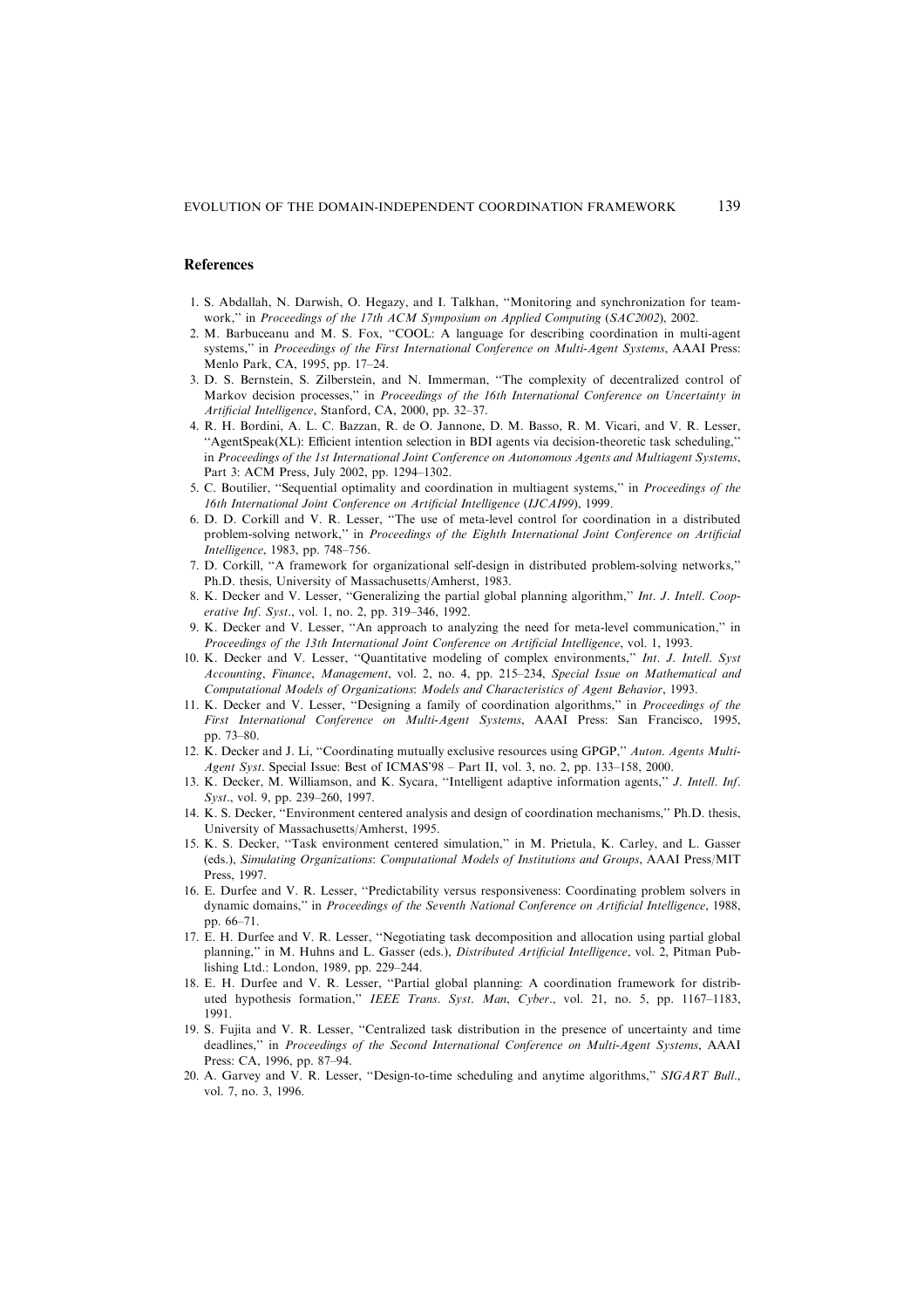## References

1. S. Abdallah, N. Darwish, O. Hegazy, and I. Talkhan, "Monitoring and synchronization for teamwork," in *Proceedings of the 17th ACM Symposium on Applied Computing* (*SAC2002*), 2002.
2. M. Barbuceanu and M. S. Fox, "COOL: A language for describing coordination in multi-agent systems," in *Proceedings of the First International Conference on Multi-Agent Systems*, AAAI Press: Menlo Park, CA, 1995, pp. 17–24.
3. D. S. Bernstein, S. Zilberstein, and N. Immerman, "The complexity of decentralized control of Markov decision processes," in *Proceedings of the 16th International Conference on Uncertainty in Artificial Intelligence*, Stanford, CA, 2000, pp. 32–37.
4. R. H. Bordini, A. L. C. Bazzan, R. de O. Jannone, D. M. Basso, R. M. Vicari, and V. R. Lesser, "AgentSpeak(XL): Efficient intention selection in BDI agents via decision-theoretic task scheduling," in *Proceedings of the 1st International Joint Conference on Autonomous Agents and Multiagent Systems*, Part 3: ACM Press, July 2002, pp. 1294–1302.
5. C. Boutilier, "Sequential optimality and coordination in multiagent systems," in *Proceedings of the 16th International Joint Conference on Artificial Intelligence* (*IJCAI99*), 1999.
6. D. D. Corkill and V. R. Lesser, "The use of meta-level control for coordination in a distributed problem-solving network," in *Proceedings of the Eighth International Joint Conference on Artificial Intelligence*, 1983, pp. 748–756.
7. D. Corkill, "A framework for organizational self-design in distributed problem-solving networks," Ph.D. thesis, University of Massachusetts/Amherst, 1983.
8. K. Decker and V. Lesser, "Generalizing the partial global planning algorithm," *Int. J. Intell. Cooperative Inf. Syst*., vol. 1, no. 2, pp. 319–346, 1992.
9. K. Decker and V. Lesser, "An approach to analyzing the need for meta-level communication," in *Proceedings of the 13th International Joint Conference on Artificial Intelligence*, vol. 1, 1993.
10. K. Decker and V. Lesser, "Quantitative modeling of complex environments," *Int. J. Intell. Syst Accounting, Finance, Management*, vol. 2, no. 4, pp. 215–234, *Special Issue on Mathematical and Computational Models of Organizations: Models and Characteristics of Agent Behavior*, 1993.
11. K. Decker and V. Lesser, "Designing a family of coordination algorithms," in *Proceedings of the First International Conference on Multi-Agent Systems*, AAAI Press: San Francisco, 1995, pp. 73–80.
12. K. Decker and J. Li, "Coordinating mutually exclusive resources using GPGP," *Auton. Agents Multi-Agent Syst*. Special Issue: Best of ICMAS'98 – Part II, vol. 3, no. 2, pp. 133–158, 2000.
13. K. Decker, M. Williamson, and K. Sycara, "Intelligent adaptive information agents," *J. Intell. Inf. Syst*., vol. 9, pp. 239–260, 1997.
14. K. S. Decker, "Environment centered analysis and design of coordination mechanisms," Ph.D. thesis, University of Massachusetts/Amherst, 1995.
15. K. S. Decker, "Task environment centered simulation," in M. Prietula, K. Carley, and L. Gasser (eds.), *Simulating Organizations: Computational Models of Institutions and Groups*, AAAI Press/MIT Press, 1997.
16. E. Durfee and V. R. Lesser, "Predictability versus responsiveness: Coordinating problem solvers in dynamic domains," in *Proceedings of the Seventh National Conference on Artificial Intelligence*, 1988, pp. 66–71.
17. E. H. Durfee and V. R. Lesser, "Negotiating task decomposition and allocation using partial global planning," in M. Huhns and L. Gasser (eds.), *Distributed Artificial Intelligence*, vol. 2, Pitman Publishing Ltd.: London, 1989, pp. 229–244.
18. E. H. Durfee and V. R. Lesser, "Partial global planning: A coordination framework for distributed hypothesis formation," *IEEE Trans. Syst. Man, Cyber*., vol. 21, no. 5, pp. 1167–1183, 1991.
19. S. Fujita and V. R. Lesser, "Centralized task distribution in the presence of uncertainty and time deadlines," in *Proceedings of the Second International Conference on Multi-Agent Systems*, AAAI Press: CA, 1996, pp. 87–94.
20. A. Garvey and V. R. Lesser, "Design-to-time scheduling and anytime algorithms," *SIGART Bull*., vol. 7, no. 3, 1996.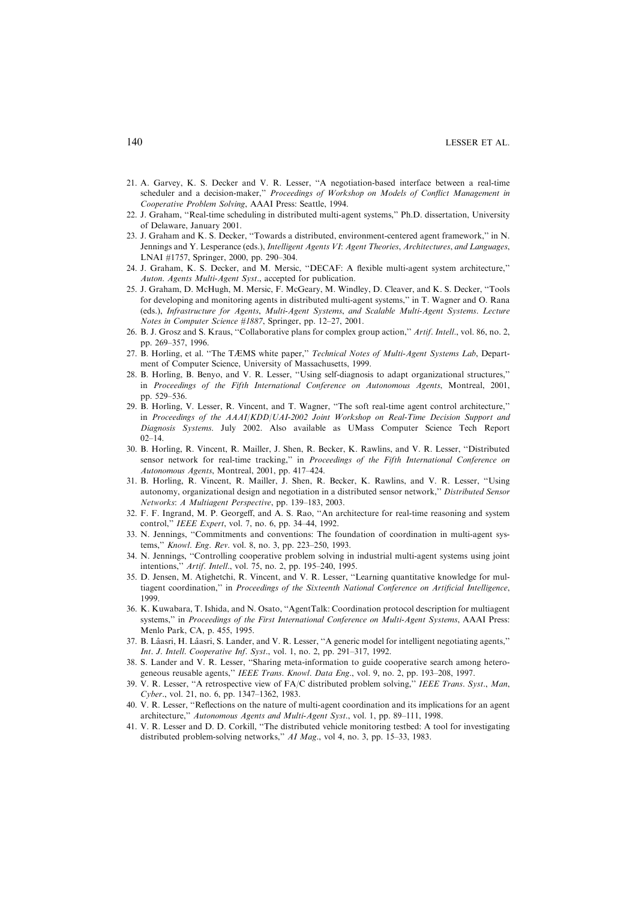21. A. Garvey, K. S. Decker and V. R. Lesser, "A negotiation-based interface between a real-time scheduler and a decision-maker," *Proceedings of Workshop on Models of Conflict Management in Cooperative Problem Solving*, AAAI Press: Seattle, 1994.
22. J. Graham, "Real-time scheduling in distributed multi-agent systems," Ph.D. dissertation, University of Delaware, January 2001.
23. J. Graham and K. S. Decker, "Towards a distributed, environment-centered agent framework," in N. Jennings and Y. Lesperance (eds.), *Intelligent Agents VI: Agent Theories, Architectures, and Languages*, LNAI #1757, Springer, 2000, pp. 290–304.
24. J. Graham, K. S. Decker, and M. Mersic, "DECAF: A flexible multi-agent system architecture," *Auton. Agents Multi-Agent Syst.*, accepted for publication.
25. J. Graham, D. McHugh, M. Mersic, F. McGeary, M. Windley, D. Cleaver, and K. S. Decker, "Tools for developing and monitoring agents in distributed multi-agent systems," in T. Wagner and O. Rana (eds.), *Infrastructure for Agents, Multi-Agent Systems, and Scalable Multi-Agent Systems. Lecture Notes in Computer Science #1887*, Springer, pp. 12–27, 2001.
26. B. J. Grosz and S. Kraus, "Collaborative plans for complex group action," *Artif. Intell.*, vol. 86, no. 2, pp. 269–357, 1996.
27. B. Horling, et al. "The TÆMS white paper," *Technical Notes of Multi-Agent Systems Lab*, Department of Computer Science, University of Massachusetts, 1999.
28. B. Horling, B. Benyo, and V. R. Lesser, "Using self-diagnosis to adapt organizational structures," in *Proceedings of the Fifth International Conference on Autonomous Agents*, Montreal, 2001, pp. 529–536.
29. B. Horling, V. Lesser, R. Vincent, and T. Wagner, "The soft real-time agent control architecture," in *Proceedings of the AAAI/KDD/UAI-2002 Joint Workshop on Real-Time Decision Support and Diagnosis Systems*. July 2002. Also available as UMass Computer Science Tech Report 02–14.
30. B. Horling, R. Vincent, R. Mailler, J. Shen, R. Becker, K. Rawlins, and V. R. Lesser, "Distributed sensor network for real-time tracking," in *Proceedings of the Fifth International Conference on Autonomous Agents*, Montreal, 2001, pp. 417–424.
31. B. Horling, R. Vincent, R. Mailler, J. Shen, R. Becker, K. Rawlins, and V. R. Lesser, "Using autonomy, organizational design and negotiation in a distributed sensor network," *Distributed Sensor Networks: A Multiagent Perspective*, pp. 139–183, 2003.
32. F. F. Ingrand, M. P. Georgeff, and A. S. Rao, "An architecture for real-time reasoning and system control," *IEEE Expert*, vol. 7, no. 6, pp. 34–44, 1992.
33. N. Jennings, "Commitments and conventions: The foundation of coordination in multi-agent systems," *Knowl. Eng. Rev*. vol. 8, no. 3, pp. 223–250, 1993.
34. N. Jennings, "Controlling cooperative problem solving in industrial multi-agent systems using joint intentions," *Artif. Intell.*, vol. 75, no. 2, pp. 195–240, 1995.
35. D. Jensen, M. Atighetchi, R. Vincent, and V. R. Lesser, "Learning quantitative knowledge for multiagent coordination," in *Proceedings of the Sixteenth National Conference on Artificial Intelligence*, 1999.
36. K. Kuwabara, T. Ishida, and N. Osato, "AgentTalk: Coordination protocol description for multiagent systems," in *Proceedings of the First International Conference on Multi-Agent Systems*, AAAI Press: Menlo Park, CA, p. 455, 1995.
37. B. Lâasri, H. Lâasri, S. Lander, and V. R. Lesser, "A generic model for intelligent negotiating agents," *Int. J. Intell. Cooperative Inf. Syst.*, vol. 1, no. 2, pp. 291–317, 1992.
38. S. Lander and V. R. Lesser, "Sharing meta-information to guide cooperative search among heterogeneous reusable agents," *IEEE Trans. Knowl. Data Eng.*, vol. 9, no. 2, pp. 193–208, 1997.
39. V. R. Lesser, "A retrospective view of FA/C distributed problem solving," *IEEE Trans. Syst., Man, Cyber.*, vol. 21, no. 6, pp. 1347–1362, 1983.
40. V. R. Lesser, "Reflections on the nature of multi-agent coordination and its implications for an agent architecture," *Autonomous Agents and Multi-Agent Syst.*, vol. 1, pp. 89–111, 1998.
41. V. R. Lesser and D. D. Corkill, "The distributed vehicle monitoring testbed: A tool for investigating distributed problem-solving networks," *AI Mag.*, vol 4, no. 3, pp. 15–33, 1983.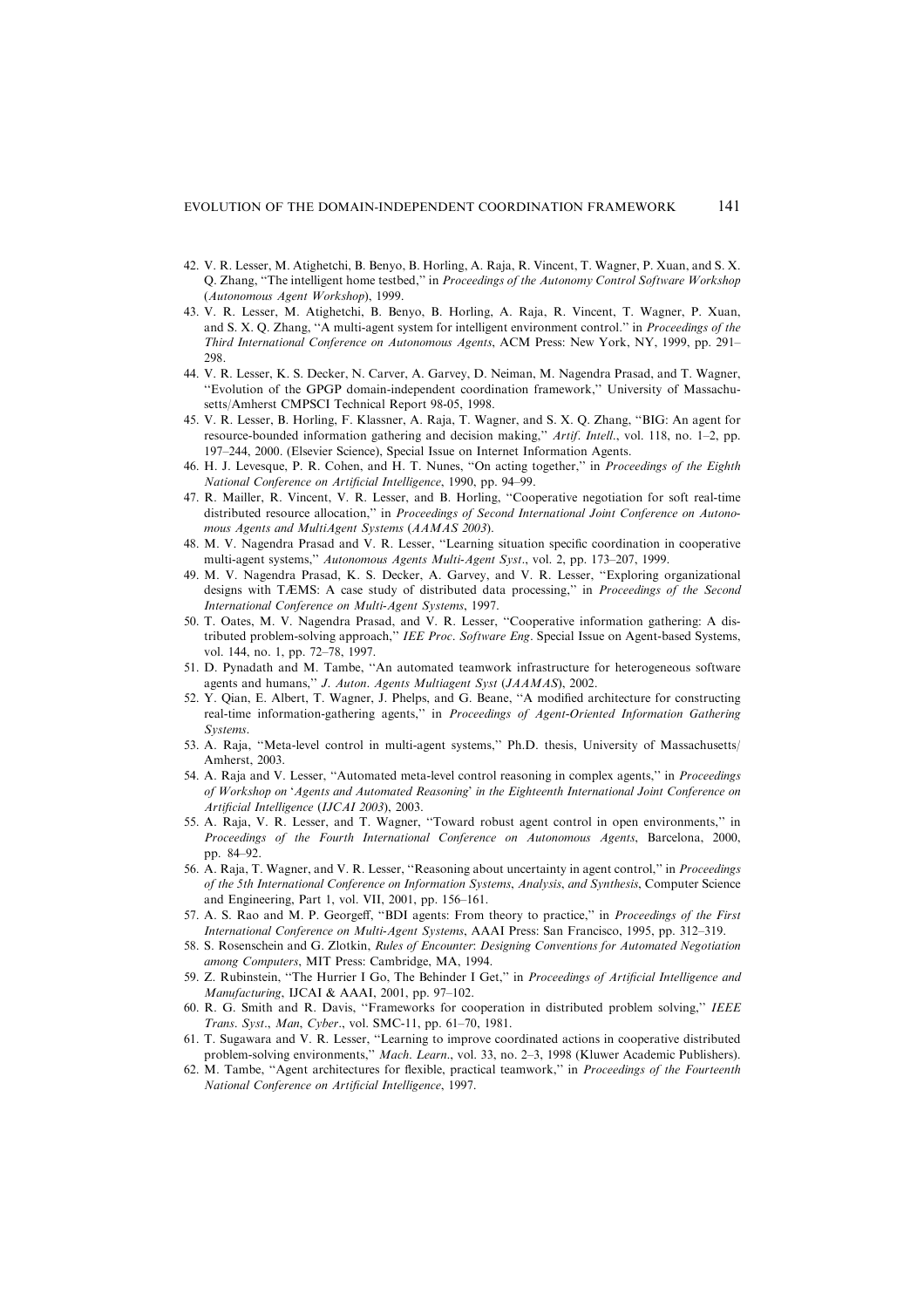42. V. R. Lesser, M. Atighetchi, B. Benyo, B. Horling, A. Raja, R. Vincent, T. Wagner, P. Xuan, and S. X. Q. Zhang, "The intelligent home testbed," in *Proceedings of the Autonomy Control Software Workshop* (*Autonomous Agent Workshop*), 1999.
43. V. R. Lesser, M. Atighetchi, B. Benyo, B. Horling, A. Raja, R. Vincent, T. Wagner, P. Xuan, and S. X. Q. Zhang, "A multi-agent system for intelligent environment control." in *Proceedings of the Third International Conference on Autonomous Agents*, ACM Press: New York, NY, 1999, pp. 291–298.
44. V. R. Lesser, K. S. Decker, N. Carver, A. Garvey, D. Neiman, M. Nagendra Prasad, and T. Wagner, "Evolution of the GPGP domain-independent coordination framework," University of Massachusetts/Amherst CMPSCI Technical Report 98-05, 1998.
45. V. R. Lesser, B. Horling, F. Klassner, A. Raja, T. Wagner, and S. X. Q. Zhang, "BIG: An agent for resource-bounded information gathering and decision making," *Artif. Intell.*, vol. 118, no. 1–2, pp. 197–244, 2000. (Elsevier Science), Special Issue on Internet Information Agents.
46. H. J. Levesque, P. R. Cohen, and H. T. Nunes, "On acting together," in *Proceedings of the Eighth National Conference on Artificial Intelligence*, 1990, pp. 94–99.
47. R. Mailler, R. Vincent, V. R. Lesser, and B. Horling, "Cooperative negotiation for soft real-time distributed resource allocation," in *Proceedings of Second International Joint Conference on Autonomous Agents and MultiAgent Systems* (*AAMAS 2003*).
48. M. V. Nagendra Prasad and V. R. Lesser, "Learning situation specific coordination in cooperative multi-agent systems," *Autonomous Agents Multi-Agent Syst.*, vol. 2, pp. 173–207, 1999.
49. M. V. Nagendra Prasad, K. S. Decker, A. Garvey, and V. R. Lesser, "Exploring organizational designs with TÆMS: A case study of distributed data processing," in *Proceedings of the Second International Conference on Multi-Agent Systems*, 1997.
50. T. Oates, M. V. Nagendra Prasad, and V. R. Lesser, "Cooperative information gathering: A distributed problem-solving approach," *IEE Proc. Software Eng.* Special Issue on Agent-based Systems, vol. 144, no. 1, pp. 72–78, 1997.
51. D. Pynadath and M. Tambe, "An automated teamwork infrastructure for heterogeneous software agents and humans," *J. Auton. Agents Multiagent Syst* (*JAAMAS*), 2002.
52. Y. Qian, E. Albert, T. Wagner, J. Phelps, and G. Beane, "A modified architecture for constructing real-time information-gathering agents," in *Proceedings of Agent-Oriented Information Gathering Systems*.
53. A. Raja, "Meta-level control in multi-agent systems," Ph.D. thesis, University of Massachusetts/Amherst, 2003.
54. A. Raja and V. Lesser, "Automated meta-level control reasoning in complex agents," in *Proceedings of Workshop on 'Agents and Automated Reasoning' in the Eighteenth International Joint Conference on Artificial Intelligence* (*IJCAI 2003*), 2003.
55. A. Raja, V. R. Lesser, and T. Wagner, "Toward robust agent control in open environments," in *Proceedings of the Fourth International Conference on Autonomous Agents*, Barcelona, 2000, pp. 84–92.
56. A. Raja, T. Wagner, and V. R. Lesser, "Reasoning about uncertainty in agent control," in *Proceedings of the 5th International Conference on Information Systems, Analysis, and Synthesis*, Computer Science and Engineering, Part 1, vol. VII, 2001, pp. 156–161.
57. A. S. Rao and M. P. Georgeff, "BDI agents: From theory to practice," in *Proceedings of the First International Conference on Multi-Agent Systems*, AAAI Press: San Francisco, 1995, pp. 312–319.
58. S. Rosenschein and G. Zlotkin, *Rules of Encounter*: *Designing Conventions for Automated Negotiation among Computers*, MIT Press: Cambridge, MA, 1994.
59. Z. Rubinstein, "The Hurrier I Go, The Behinder I Get," in *Proceedings of Artificial Intelligence and Manufacturing*, IJCAI & AAAI, 2001, pp. 97–102.
60. R. G. Smith and R. Davis, "Frameworks for cooperation in distributed problem solving," *IEEE Trans. Syst., Man, Cyber.*, vol. SMC-11, pp. 61–70, 1981.
61. T. Sugawara and V. R. Lesser, "Learning to improve coordinated actions in cooperative distributed problem-solving environments," *Mach. Learn.*, vol. 33, no. 2–3, 1998 (Kluwer Academic Publishers).
62. M. Tambe, "Agent architectures for flexible, practical teamwork," in *Proceedings of the Fourteenth National Conference on Artificial Intelligence*, 1997.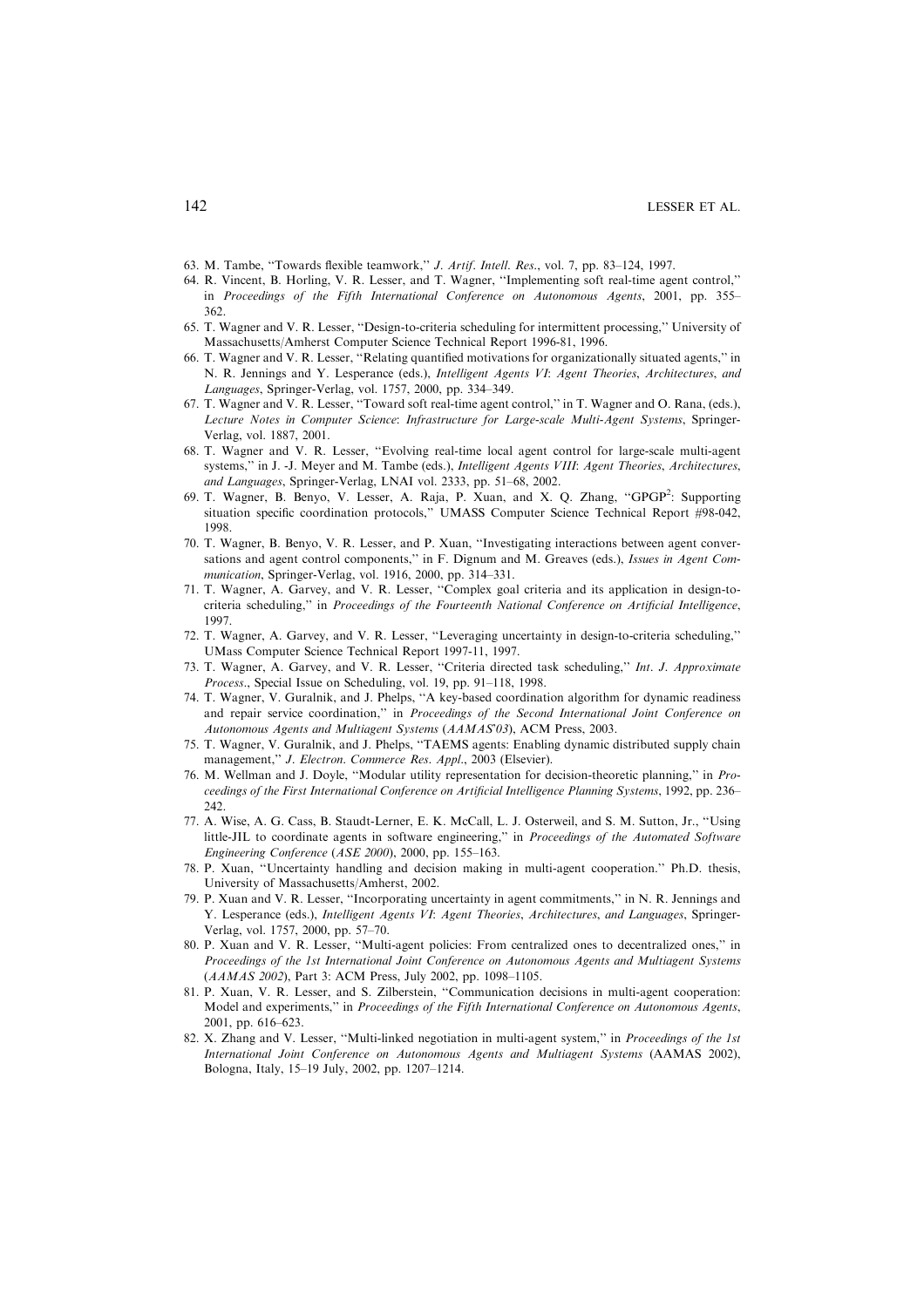63. M. Tambe, "Towards flexible teamwork," *J. Artif. Intell. Res.*, vol. 7, pp. 83–124, 1997.
64. R. Vincent, B. Horling, V. R. Lesser, and T. Wagner, "Implementing soft real-time agent control," in *Proceedings of the Fifth International Conference on Autonomous Agents*, 2001, pp. 355–362.
65. T. Wagner and V. R. Lesser, "Design-to-criteria scheduling for intermittent processing," University of Massachusetts/Amherst Computer Science Technical Report 1996-81, 1996.
66. T. Wagner and V. R. Lesser, "Relating quantified motivations for organizationally situated agents," in N. R. Jennings and Y. Lesperance (eds.), *Intelligent Agents VI: Agent Theories, Architectures, and Languages*, Springer-Verlag, vol. 1757, 2000, pp. 334–349.
67. T. Wagner and V. R. Lesser, "Toward soft real-time agent control," in T. Wagner and O. Rana, (eds.), *Lecture Notes in Computer Science: Infrastructure for Large-scale Multi-Agent Systems*, Springer-Verlag, vol. 1887, 2001.
68. T. Wagner and V. R. Lesser, "Evolving real-time local agent control for large-scale multi-agent systems," in J. -J. Meyer and M. Tambe (eds.), *Intelligent Agents VIII: Agent Theories, Architectures, and Languages*, Springer-Verlag, LNAI vol. 2333, pp. 51–68, 2002.
69. T. Wagner, B. Benyo, V. Lesser, A. Raja, P. Xuan, and X. Q. Zhang, "GPGP[2]: Supporting situation specific coordination protocols," UMASS Computer Science Technical Report #98-042, 1998.
70. T. Wagner, B. Benyo, V. R. Lesser, and P. Xuan, "Investigating interactions between agent conversations and agent control components," in F. Dignum and M. Greaves (eds.), *Issues in Agent Communication*, Springer-Verlag, vol. 1916, 2000, pp. 314–331.
71. T. Wagner, A. Garvey, and V. R. Lesser, "Complex goal criteria and its application in design-to-criteria scheduling," in *Proceedings of the Fourteenth National Conference on Artificial Intelligence*, 1997.
72. T. Wagner, A. Garvey, and V. R. Lesser, "Leveraging uncertainty in design-to-criteria scheduling," UMass Computer Science Technical Report 1997-11, 1997.
73. T. Wagner, A. Garvey, and V. R. Lesser, "Criteria directed task scheduling," *Int. J. Approximate Process.*, Special Issue on Scheduling, vol. 19, pp. 91–118, 1998.
74. T. Wagner, V. Guralnik, and J. Phelps, "A key-based coordination algorithm for dynamic readiness and repair service coordination," in *Proceedings of the Second International Joint Conference on Autonomous Agents and Multiagent Systems (AAMAS'03)*, ACM Press, 2003.
75. T. Wagner, V. Guralnik, and J. Phelps, "TAEMS agents: Enabling dynamic distributed supply chain management," *J. Electron. Commerce Res. Appl.*, 2003 (Elsevier).
76. M. Wellman and J. Doyle, "Modular utility representation for decision-theoretic planning," in *Proceedings of the First International Conference on Artificial Intelligence Planning Systems*, 1992, pp. 236–242.
77. A. Wise, A. G. Cass, B. Staudt-Lerner, E. K. McCall, L. J. Osterweil, and S. M. Sutton, Jr., "Using little-JIL to coordinate agents in software engineering," in *Proceedings of the Automated Software Engineering Conference (ASE 2000)*, 2000, pp. 155–163.
78. P. Xuan, "Uncertainty handling and decision making in multi-agent cooperation." Ph.D. thesis, University of Massachusetts/Amherst, 2002.
79. P. Xuan and V. R. Lesser, "Incorporating uncertainty in agent commitments," in N. R. Jennings and Y. Lesperance (eds.), *Intelligent Agents VI: Agent Theories, Architectures, and Languages*, Springer-Verlag, vol. 1757, 2000, pp. 57–70.
80. P. Xuan and V. R. Lesser, "Multi-agent policies: From centralized ones to decentralized ones," in *Proceedings of the 1st International Joint Conference on Autonomous Agents and Multiagent Systems (AAMAS 2002)*, Part 3: ACM Press, July 2002, pp. 1098–1105.
81. P. Xuan, V. R. Lesser, and S. Zilberstein, "Communication decisions in multi-agent cooperation: Model and experiments," in *Proceedings of the Fifth International Conference on Autonomous Agents*, 2001, pp. 616–623.
82. X. Zhang and V. Lesser, "Multi-linked negotiation in multi-agent system," in *Proceedings of the 1st International Joint Conference on Autonomous Agents and Multiagent Systems* (AAMAS 2002), Bologna, Italy, 15–19 July, 2002, pp. 1207–1214.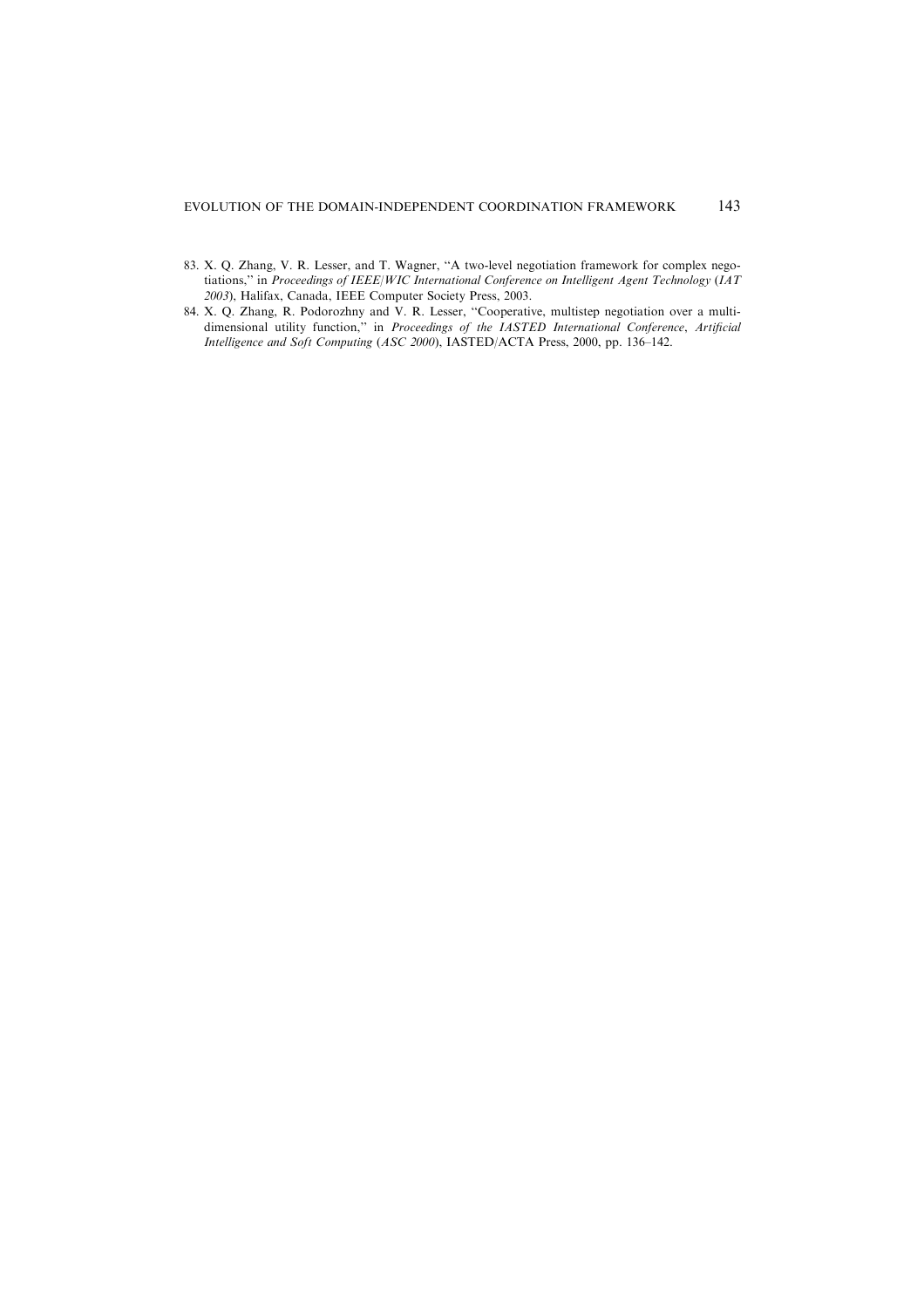83. X. Q. Zhang, V. R. Lesser, and T. Wagner, "A two-level negotiation framework for complex negotiations," in *Proceedings of IEEE/WIC International Conference on Intelligent Agent Technology* (*IAT 2003*), Halifax, Canada, IEEE Computer Society Press, 2003.
84. X. Q. Zhang, R. Podorozhny and V. R. Lesser, "Cooperative, multistep negotiation over a multi-dimensional utility function," in *Proceedings of the IASTED International Conference*, *Artificial Intelligence and Soft Computing* (*ASC 2000*), IASTED/ACTA Press, 2000, pp. 136–142.